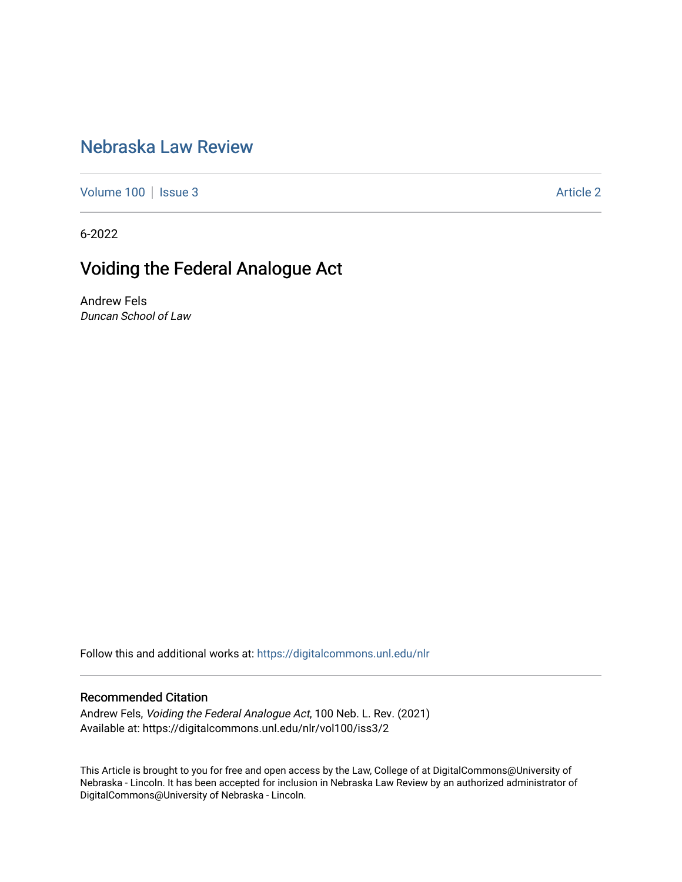# Nebraska Law Review

Volume 100 | Issue 3 | Article 2

6-2022

## Voiding the Federal Analogue Act

Andrew Fels
*Duncan School of Law*

Follow this and additional works at: https://digitalcommons.unl.edu/nlr

### Recommended Citation

Andrew Fels, *Voiding the Federal Analogue Act*, 100 Neb. L. Rev. (2021)
Available at: https://digitalcommons.unl.edu/nlr/vol100/iss3/2

This Article is brought to you for free and open access by the Law, College of at DigitalCommons@University of Nebraska - Lincoln. It has been accepted for inclusion in Nebraska Law Review by an authorized administrator of DigitalCommons@University of Nebraska - Lincoln.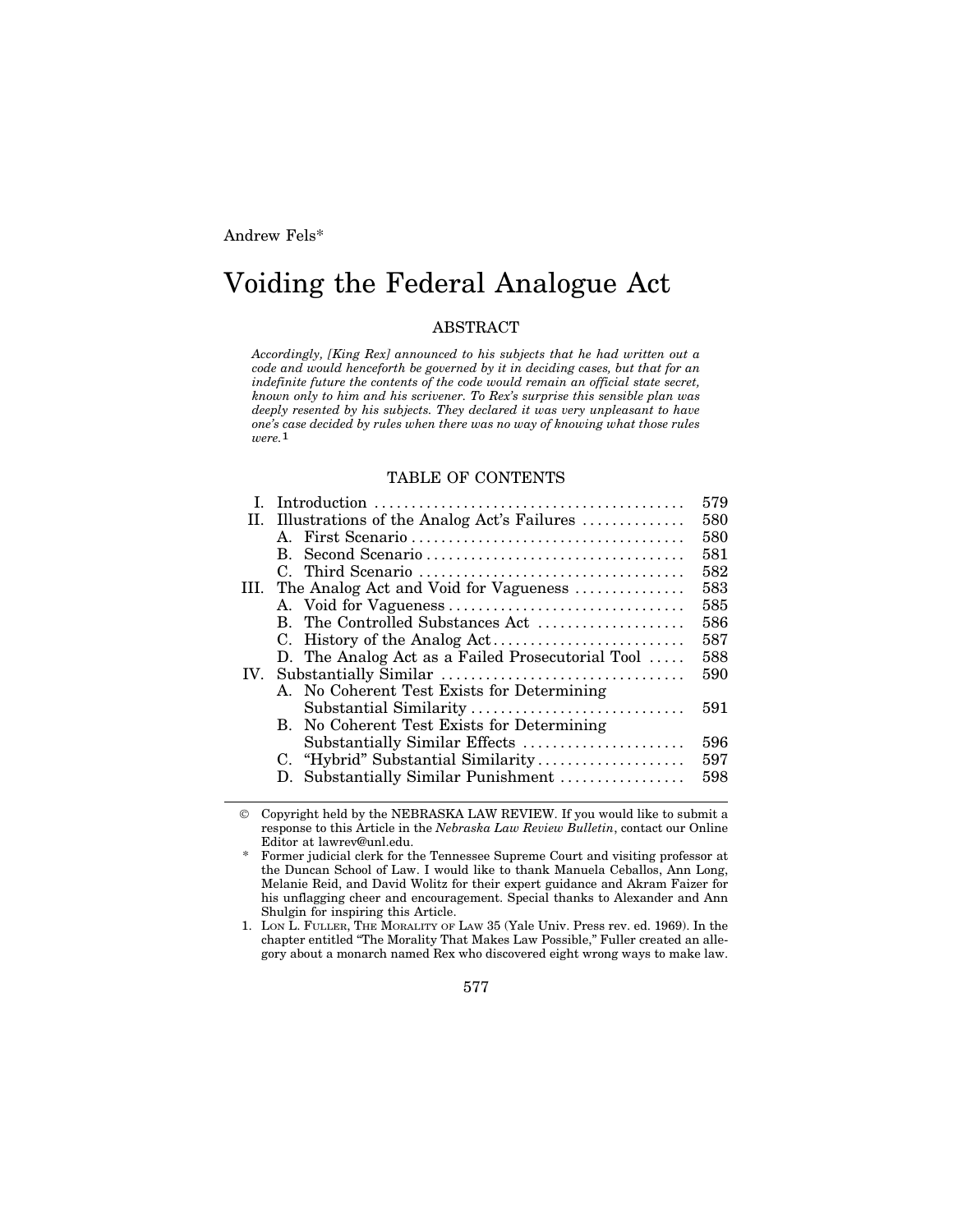Andrew Fels*

# Voiding the Federal Analogue Act

## ABSTRACT

*Accordingly, [King Rex] announced to his subjects that he had written out a code and would henceforth be governed by it in deciding cases, but that for an indefinite future the contents of the code would remain an official state secret, known only to him and his scrivener. To Rex's surprise this sensible plan was deeply resented by his subjects. They declared it was very unpleasant to have one's case decided by rules when there was no way of knowing what those rules were.*[1]

## TABLE OF CONTENTS

| | | |
|---|---|---|
| I. | Introduction | 579 |
| II. | Illustrations of the Analog Act's Failures | 580 |
| | A. First Scenario | 580 |
| | B. Second Scenario | 581 |
| | C. Third Scenario | 582 |
| III. | The Analog Act and Void for Vagueness | 583 |
| | A. Void for Vagueness | 585 |
| | B. The Controlled Substances Act | 586 |
| | C. History of the Analog Act | 587 |
| | D. The Analog Act as a Failed Prosecutorial Tool | 588 |
| IV. | Substantially Similar | 590 |
| | A. No Coherent Test Exists for Determining Substantial Similarity | 591 |
| | B. No Coherent Test Exists for Determining Substantially Similar Effects | 596 |
| | C. "Hybrid" Substantial Similarity | 597 |
| | D. Substantially Similar Punishment | 598 |

© Copyright held by the NEBRASKA LAW REVIEW. If you would like to submit a response to this Article in the *Nebraska Law Review Bulletin*, contact our Online Editor at lawrev@unl.edu.

\* Former judicial clerk for the Tennessee Supreme Court and visiting professor at the Duncan School of Law. I would like to thank Manuela Ceballos, Ann Long, Melanie Reid, and David Wolitz for their expert guidance and Akram Faizer for his unflagging cheer and encouragement. Special thanks to Alexander and Ann Shulgin for inspiring this Article.

1. Lon L. Fuller, The Morality of Law 35 (Yale Univ. Press rev. ed. 1969). In the chapter entitled "The Morality That Makes Law Possible," Fuller created an allegory about a monarch named Rex who discovered eight wrong ways to make law.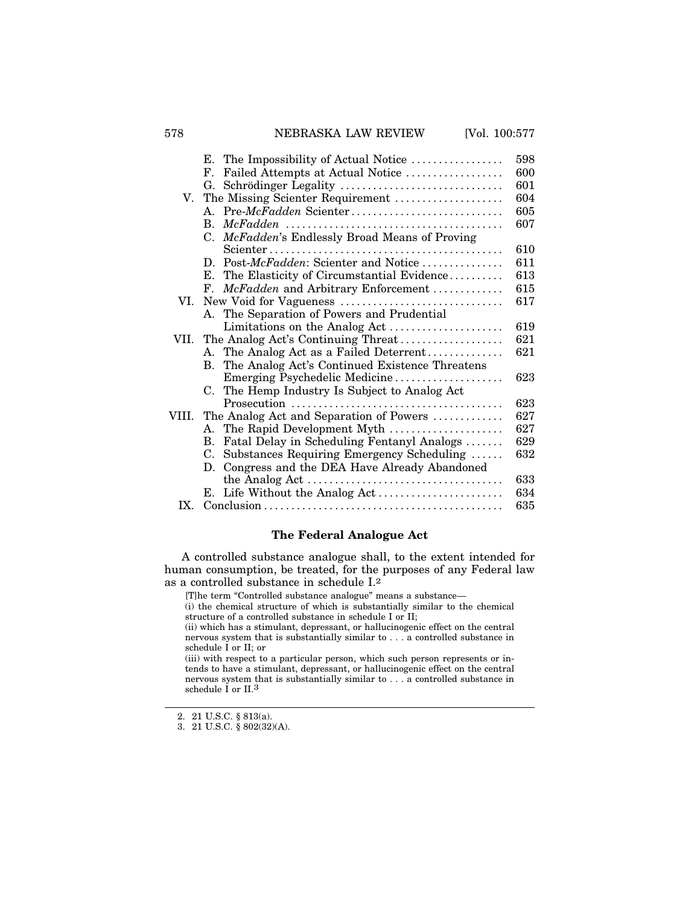| | | |
|---|---|---|
| | E. The Impossibility of Actual Notice | 598 |
| | F. Failed Attempts at Actual Notice | 600 |
| | G. Schrödinger Legality | 601 |
| V. | The Missing Scienter Requirement | 604 |
| | A. Pre-*McFadden* Scienter | 605 |
| | B. *McFadden* | 607 |
| | C. *McFadden*'s Endlessly Broad Means of Proving Scienter | 610 |
| | D. Post-*McFadden*: Scienter and Notice | 611 |
| | E. The Elasticity of Circumstantial Evidence | 613 |
| | F. *McFadden* and Arbitrary Enforcement | 615 |
| VI. | New Void for Vagueness | 617 |
| | A. The Separation of Powers and Prudential Limitations on the Analog Act | 619 |
| VII. | The Analog Act's Continuing Threat | 621 |
| | A. The Analog Act as a Failed Deterrent | 621 |
| | B. The Analog Act's Continued Existence Threatens Emerging Psychedelic Medicine | 623 |
| | C. The Hemp Industry Is Subject to Analog Act Prosecution | 623 |
| VIII. | The Analog Act and Separation of Powers | 627 |
| | A. The Rapid Development Myth | 627 |
| | B. Fatal Delay in Scheduling Fentanyl Analogs | 629 |
| | C. Substances Requiring Emergency Scheduling | 632 |
| | D. Congress and the DEA Have Already Abandoned the Analog Act | 633 |
| | E. Life Without the Analog Act | 634 |
| IX. | Conclusion | 635 |

## The Federal Analogue Act

A controlled substance analogue shall, to the extent intended for human consumption, be treated, for the purposes of any Federal law as a controlled substance in schedule I.[2]

> [T]he term "Controlled substance analogue" means a substance—
> (i) the chemical structure of which is substantially similar to the chemical structure of a controlled substance in schedule I or II;
> (ii) which has a stimulant, depressant, or hallucinogenic effect on the central nervous system that is substantially similar to . . . a controlled substance in schedule I or II; or
> (iii) with respect to a particular person, which such person represents or intends to have a stimulant, depressant, or hallucinogenic effect on the central nervous system that is substantially similar to . . . a controlled substance in schedule I or II.[3]

---

2. 21 U.S.C. § 813(a).
3. 21 U.S.C. § 802(32)(A).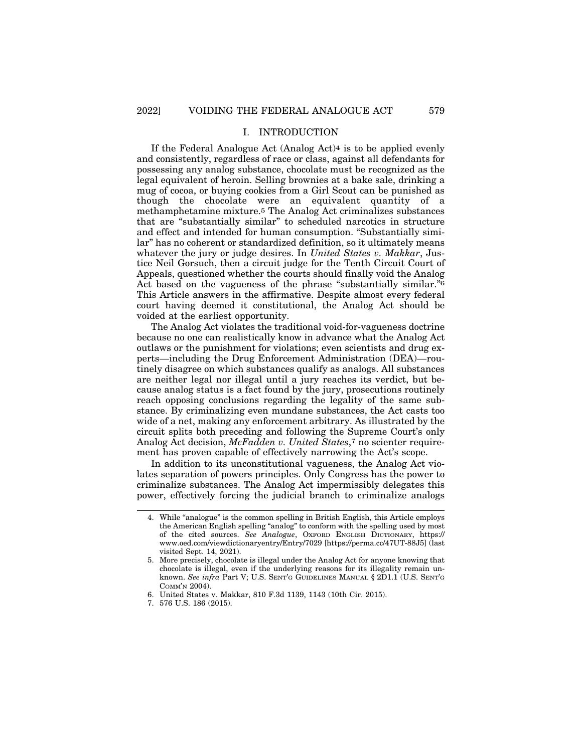# I. INTRODUCTION

If the Federal Analogue Act (Analog Act)[4] is to be applied evenly and consistently, regardless of race or class, against all defendants for possessing any analog substance, chocolate must be recognized as the legal equivalent of heroin. Selling brownies at a bake sale, drinking a mug of cocoa, or buying cookies from a Girl Scout can be punished as though the chocolate were an equivalent quantity of a methamphetamine mixture.[5] The Analog Act criminalizes substances that are "substantially similar" to scheduled narcotics in structure and effect and intended for human consumption. "Substantially similar" has no coherent or standardized definition, so it ultimately means whatever the jury or judge desires. In *United States v. Makkar*, Justice Neil Gorsuch, then a circuit judge for the Tenth Circuit Court of Appeals, questioned whether the courts should finally void the Analog Act based on the vagueness of the phrase "substantially similar."[6] This Article answers in the affirmative. Despite almost every federal court having deemed it constitutional, the Analog Act should be voided at the earliest opportunity.

The Analog Act violates the traditional void-for-vagueness doctrine because no one can realistically know in advance what the Analog Act outlaws or the punishment for violations; even scientists and drug experts—including the Drug Enforcement Administration (DEA)—routinely disagree on which substances qualify as analogs. All substances are neither legal nor illegal until a jury reaches its verdict, but because analog status is a fact found by the jury, prosecutions routinely reach opposing conclusions regarding the legality of the same substance. By criminalizing even mundane substances, the Act casts too wide of a net, making any enforcement arbitrary. As illustrated by the circuit splits both preceding and following the Supreme Court's only Analog Act decision, *McFadden v. United States*,[7] no scienter requirement has proven capable of effectively narrowing the Act's scope.

In addition to its unconstitutional vagueness, the Analog Act violates separation of powers principles. Only Congress has the power to criminalize substances. The Analog Act impermissibly delegates this power, effectively forcing the judicial branch to criminalize analogs

---

4. While "analogue" is the common spelling in British English, this Article employs the American English spelling "analog" to conform with the spelling used by most of the cited sources. *See Analogue*, OXFORD ENGLISH DICTIONARY, https://www.oed.com/viewdictionaryentry/Entry/7029 [https://perma.cc/47UT-88J5] (last visited Sept. 14, 2021).

5. More precisely, chocolate is illegal under the Analog Act for anyone knowing that chocolate is illegal, even if the underlying reasons for its illegality remain unknown. *See infra* Part V; U.S. SENT'G GUIDELINES MANUAL § 2D1.1 (U.S. SENT'G COMM'N 2004).

6. United States v. Makkar, 810 F.3d 1139, 1143 (10th Cir. 2015).

7. 576 U.S. 186 (2015).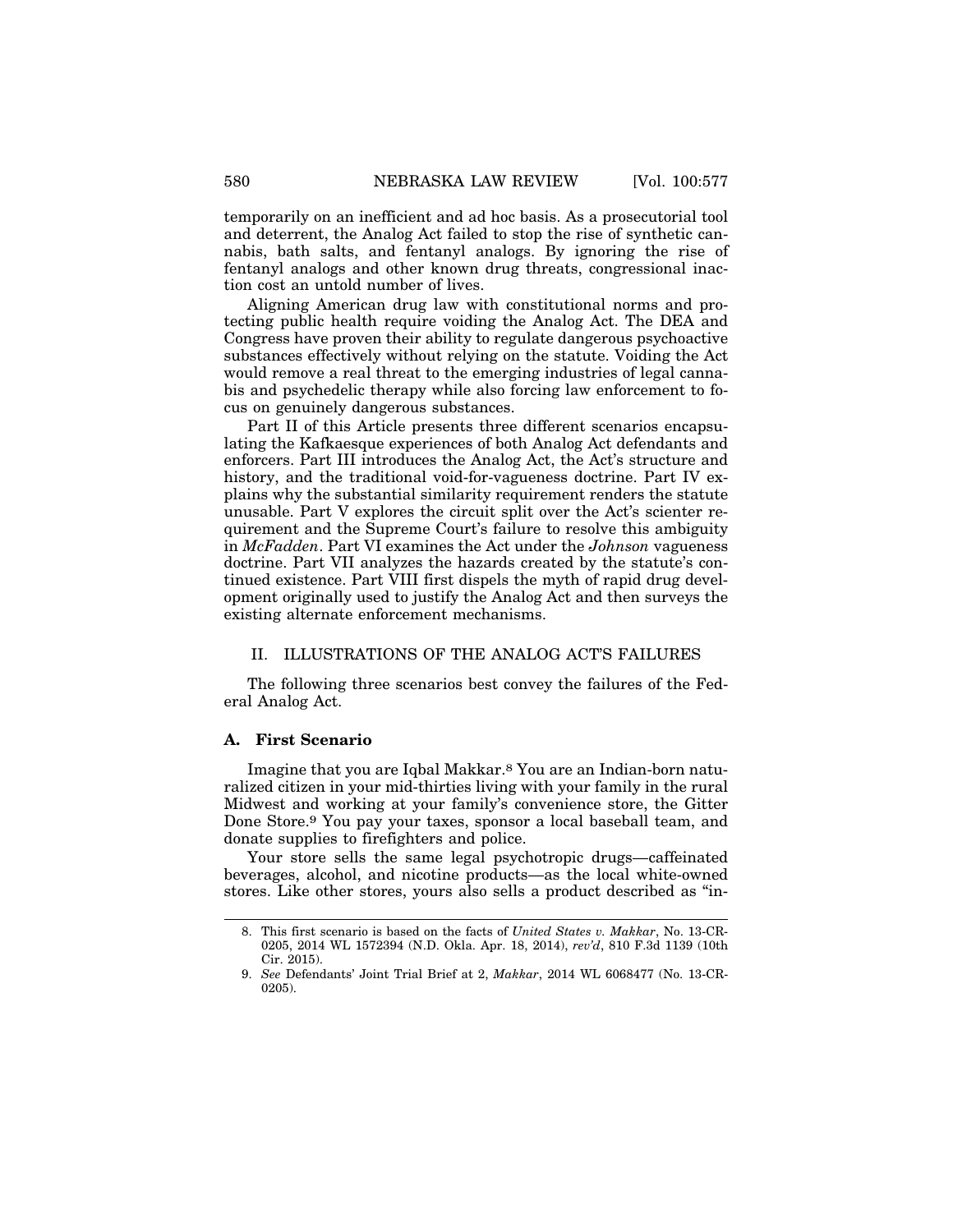temporarily on an inefficient and ad hoc basis. As a prosecutorial tool and deterrent, the Analog Act failed to stop the rise of synthetic cannabis, bath salts, and fentanyl analogs. By ignoring the rise of fentanyl analogs and other known drug threats, congressional inaction cost an untold number of lives.

Aligning American drug law with constitutional norms and protecting public health require voiding the Analog Act. The DEA and Congress have proven their ability to regulate dangerous psychoactive substances effectively without relying on the statute. Voiding the Act would remove a real threat to the emerging industries of legal cannabis and psychedelic therapy while also forcing law enforcement to focus on genuinely dangerous substances.

Part II of this Article presents three different scenarios encapsulating the Kafkaesque experiences of both Analog Act defendants and enforcers. Part III introduces the Analog Act, the Act's structure and history, and the traditional void-for-vagueness doctrine. Part IV explains why the substantial similarity requirement renders the statute unusable. Part V explores the circuit split over the Act's scienter requirement and the Supreme Court's failure to resolve this ambiguity in *McFadden*. Part VI examines the Act under the *Johnson* vagueness doctrine. Part VII analyzes the hazards created by the statute's continued existence. Part VIII first dispels the myth of rapid drug development originally used to justify the Analog Act and then surveys the existing alternate enforcement mechanisms.

## II. ILLUSTRATIONS OF THE ANALOG ACT'S FAILURES

The following three scenarios best convey the failures of the Federal Analog Act.

### A. First Scenario

Imagine that you are Iqbal Makkar.[8] You are an Indian-born naturalized citizen in your mid-thirties living with your family in the rural Midwest and working at your family's convenience store, the Gitter Done Store.[9] You pay your taxes, sponsor a local baseball team, and donate supplies to firefighters and police.

Your store sells the same legal psychotropic drugs—caffeinated beverages, alcohol, and nicotine products—as the local white-owned stores. Like other stores, yours also sells a product described as "in-

---

8. This first scenario is based on the facts of *United States v. Makkar*, No. 13-CR-0205, 2014 WL 1572394 (N.D. Okla. Apr. 18, 2014), *rev'd*, 810 F.3d 1139 (10th Cir. 2015).

9. *See* Defendants' Joint Trial Brief at 2, *Makkar*, 2014 WL 6068477 (No. 13-CR-0205).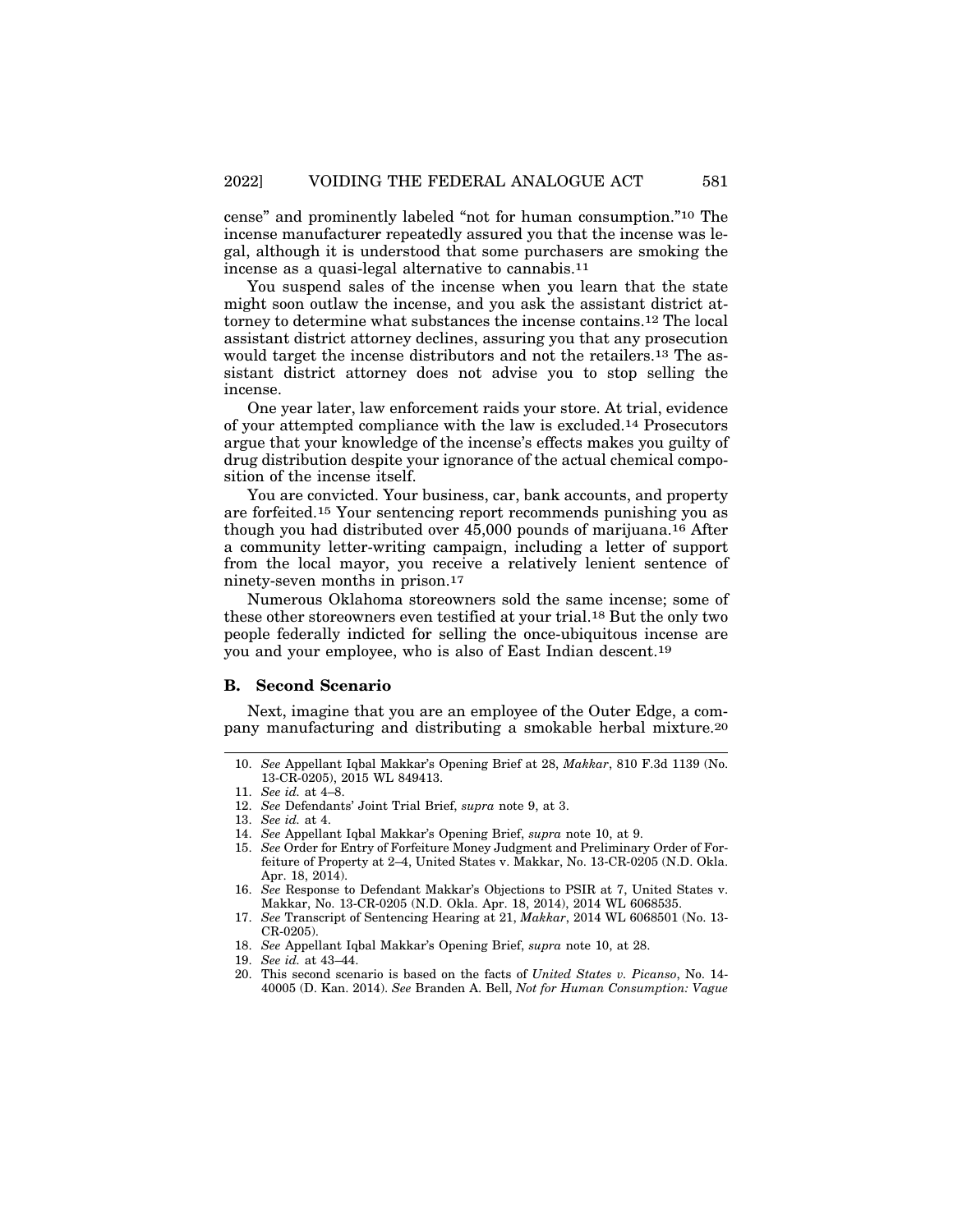cense" and prominently labeled "not for human consumption."[10] The incense manufacturer repeatedly assured you that the incense was legal, although it is understood that some purchasers are smoking the incense as a quasi-legal alternative to cannabis.[11]

You suspend sales of the incense when you learn that the state might soon outlaw the incense, and you ask the assistant district attorney to determine what substances the incense contains.[12] The local assistant district attorney declines, assuring you that any prosecution would target the incense distributors and not the retailers.[13] The assistant district attorney does not advise you to stop selling the incense.

One year later, law enforcement raids your store. At trial, evidence of your attempted compliance with the law is excluded.[14] Prosecutors argue that your knowledge of the incense's effects makes you guilty of drug distribution despite your ignorance of the actual chemical composition of the incense itself.

You are convicted. Your business, car, bank accounts, and property are forfeited.[15] Your sentencing report recommends punishing you as though you had distributed over 45,000 pounds of marijuana.[16] After a community letter-writing campaign, including a letter of support from the local mayor, you receive a relatively lenient sentence of ninety-seven months in prison.[17]

Numerous Oklahoma storeowners sold the same incense; some of these other storeowners even testified at your trial.[18] But the only two people federally indicted for selling the once-ubiquitous incense are you and your employee, who is also of East Indian descent.[19]

### B. Second Scenario

Next, imagine that you are an employee of the Outer Edge, a company manufacturing and distributing a smokable herbal mixture.[20]

---

10. *See* Appellant Iqbal Makkar's Opening Brief at 28, *Makkar*, 810 F.3d 1139 (No. 13-CR-0205), 2015 WL 849413.
11. *See id.* at 4–8.
12. *See* Defendants' Joint Trial Brief, *supra* note 9, at 3.
13. *See id.* at 4.
14. *See* Appellant Iqbal Makkar's Opening Brief, *supra* note 10, at 9.
15. *See* Order for Entry of Forfeiture Money Judgment and Preliminary Order of Forfeiture of Property at 2–4, United States v. Makkar, No. 13-CR-0205 (N.D. Okla. Apr. 18, 2014).
16. *See* Response to Defendant Makkar's Objections to PSIR at 7, United States v. Makkar, No. 13-CR-0205 (N.D. Okla. Apr. 18, 2014), 2014 WL 6068535.
17. *See* Transcript of Sentencing Hearing at 21, *Makkar*, 2014 WL 6068501 (No. 13-CR-0205).
18. *See* Appellant Iqbal Makkar's Opening Brief, *supra* note 10, at 28.
19. *See id.* at 43–44.
20. This second scenario is based on the facts of *United States v. Picanso*, No. 14-40005 (D. Kan. 2014). *See* Branden A. Bell, *Not for Human Consumption: Vague*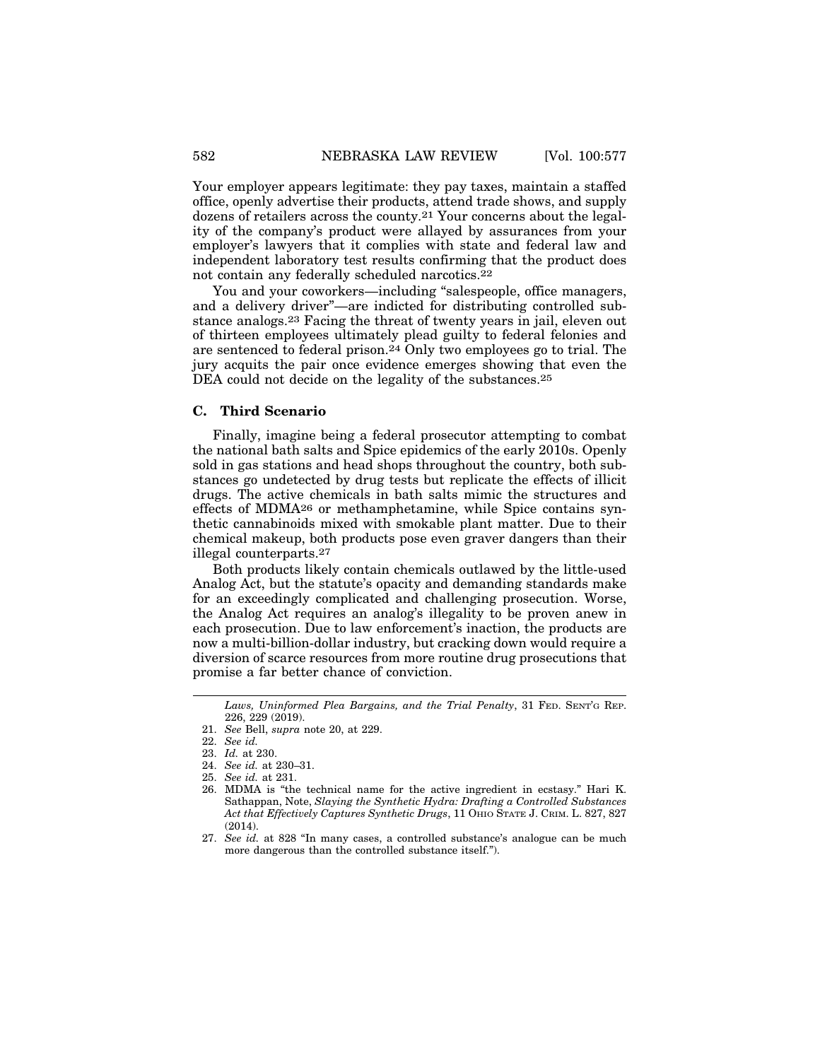Your employer appears legitimate: they pay taxes, maintain a staffed office, openly advertise their products, attend trade shows, and supply dozens of retailers across the county.[21] Your concerns about the legality of the company's product were allayed by assurances from your employer's lawyers that it complies with state and federal law and independent laboratory test results confirming that the product does not contain any federally scheduled narcotics.[22]

You and your coworkers—including "salespeople, office managers, and a delivery driver"—are indicted for distributing controlled substance analogs.[23] Facing the threat of twenty years in jail, eleven out of thirteen employees ultimately plead guilty to federal felonies and are sentenced to federal prison.[24] Only two employees go to trial. The jury acquits the pair once evidence emerges showing that even the DEA could not decide on the legality of the substances.[25]

### C. Third Scenario

Finally, imagine being a federal prosecutor attempting to combat the national bath salts and Spice epidemics of the early 2010s. Openly sold in gas stations and head shops throughout the country, both substances go undetected by drug tests but replicate the effects of illicit drugs. The active chemicals in bath salts mimic the structures and effects of MDMA[26] or methamphetamine, while Spice contains synthetic cannabinoids mixed with smokable plant matter. Due to their chemical makeup, both products pose even graver dangers than their illegal counterparts.[27]

Both products likely contain chemicals outlawed by the little-used Analog Act, but the statute's opacity and demanding standards make for an exceedingly complicated and challenging prosecution. Worse, the Analog Act requires an analog's illegality to be proven anew in each prosecution. Due to law enforcement's inaction, the products are now a multi-billion-dollar industry, but cracking down would require a diversion of scarce resources from more routine drug prosecutions that promise a far better chance of conviction.

---

*Laws, Uninformed Plea Bargains, and the Trial Penalty*, 31 FED. SENT'G REP. 226, 229 (2019).

21. *See* Bell, *supra* note 20, at 229.
22. *See id.*
23. *Id.* at 230.
24. *See id.* at 230–31.
25. *See id.* at 231.
26. MDMA is "the technical name for the active ingredient in ecstasy." Hari K. Sathappan, Note, *Slaying the Synthetic Hydra: Drafting a Controlled Substances Act that Effectively Captures Synthetic Drugs*, 11 OHIO STATE J. CRIM. L. 827, 827 (2014).
27. *See id.* at 828 "In many cases, a controlled substance's analogue can be much more dangerous than the controlled substance itself.").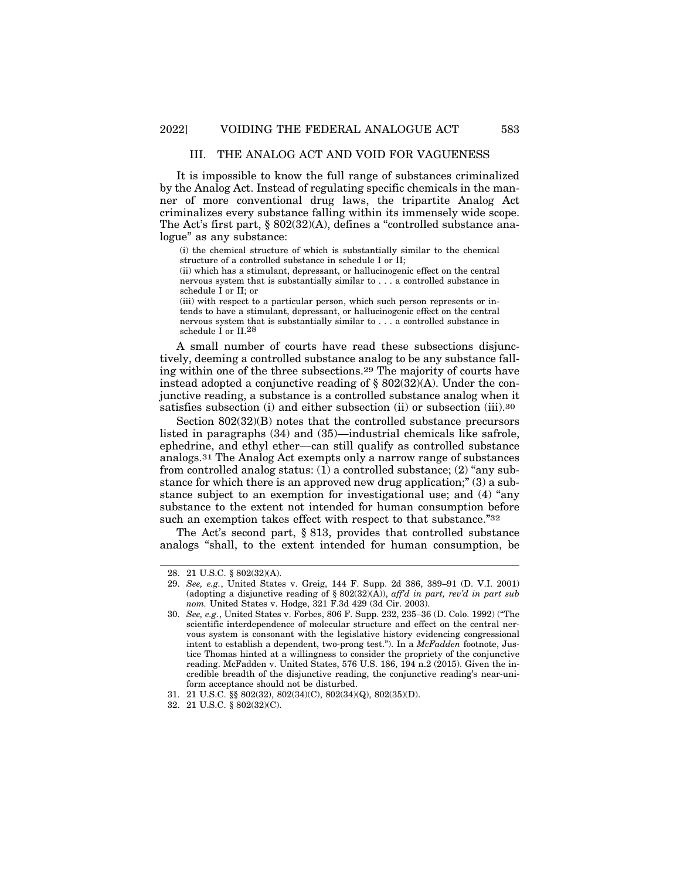## III. THE ANALOG ACT AND VOID FOR VAGUENESS

It is impossible to know the full range of substances criminalized by the Analog Act. Instead of regulating specific chemicals in the manner of more conventional drug laws, the tripartite Analog Act criminalizes every substance falling within its immensely wide scope. The Act's first part, § 802(32)(A), defines a "controlled substance analogue" as any substance:

> (i) the chemical structure of which is substantially similar to the chemical structure of a controlled substance in schedule I or II;
>
> (ii) which has a stimulant, depressant, or hallucinogenic effect on the central nervous system that is substantially similar to . . . a controlled substance in schedule I or II; or
>
> (iii) with respect to a particular person, which such person represents or intends to have a stimulant, depressant, or hallucinogenic effect on the central nervous system that is substantially similar to . . . a controlled substance in schedule I or II.[28]

A small number of courts have read these subsections disjunctively, deeming a controlled substance analog to be any substance falling within one of the three subsections.[29] The majority of courts have instead adopted a conjunctive reading of § 802(32)(A). Under the conjunctive reading, a substance is a controlled substance analog when it satisfies subsection (i) and either subsection (ii) or subsection (iii).[30]

Section 802(32)(B) notes that the controlled substance precursors listed in paragraphs (34) and (35)—industrial chemicals like safrole, ephedrine, and ethyl ether—can still qualify as controlled substance analogs.[31] The Analog Act exempts only a narrow range of substances from controlled analog status: (1) a controlled substance; (2) "any substance for which there is an approved new drug application;" (3) a substance subject to an exemption for investigational use; and (4) "any substance to the extent not intended for human consumption before such an exemption takes effect with respect to that substance."[32]

The Act's second part, § 813, provides that controlled substance analogs "shall, to the extent intended for human consumption, be

---

28. 21 U.S.C. § 802(32)(A).

29. *See, e.g.*, United States v. Greig, 144 F. Supp. 2d 386, 389–91 (D. V.I. 2001) (adopting a disjunctive reading of § 802(32)(A)), *aff'd in part, rev'd in part sub nom.* United States v. Hodge, 321 F.3d 429 (3d Cir. 2003).

30. *See, e.g.*, United States v. Forbes, 806 F. Supp. 232, 235–36 (D. Colo. 1992) ("The scientific interdependence of molecular structure and effect on the central nervous system is consonant with the legislative history evidencing congressional intent to establish a dependent, two-prong test."). In a *McFadden* footnote, Justice Thomas hinted at a willingness to consider the propriety of the conjunctive reading. McFadden v. United States, 576 U.S. 186, 194 n.2 (2015). Given the incredible breadth of the disjunctive reading, the conjunctive reading's near-uniform acceptance should not be disturbed.

31. 21 U.S.C. §§ 802(32), 802(34)(C), 802(34)(Q), 802(35)(D).

32. 21 U.S.C. § 802(32)(C).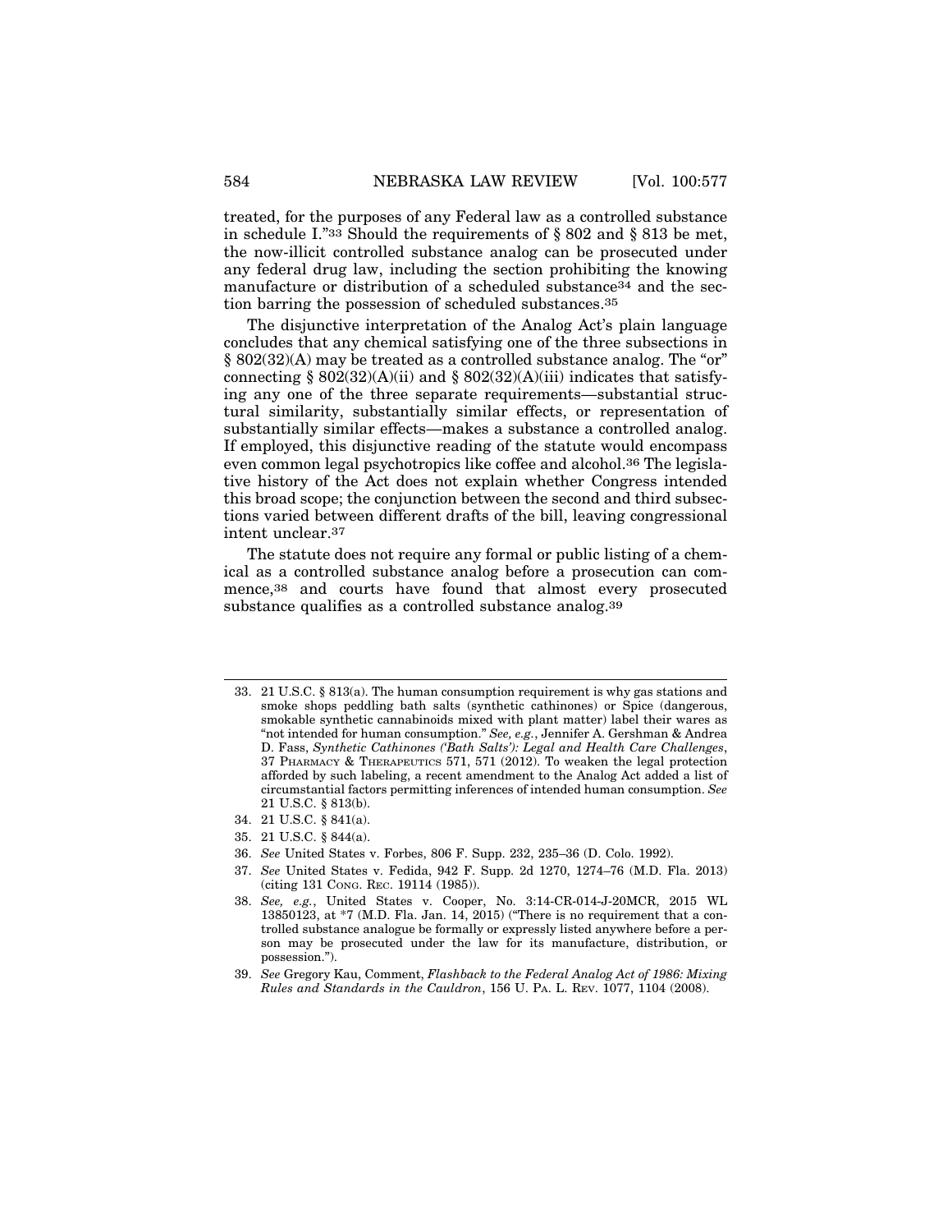treated, for the purposes of any Federal law as a controlled substance in schedule I."[33] Should the requirements of § 802 and § 813 be met, the now-illicit controlled substance analog can be prosecuted under any federal drug law, including the section prohibiting the knowing manufacture or distribution of a scheduled substance[34] and the section barring the possession of scheduled substances.[35]

The disjunctive interpretation of the Analog Act's plain language concludes that any chemical satisfying one of the three subsections in § 802(32)(A) may be treated as a controlled substance analog. The "or" connecting § 802(32)(A)(ii) and § 802(32)(A)(iii) indicates that satisfying any one of the three separate requirements—substantial structural similarity, substantially similar effects, or representation of substantially similar effects—makes a substance a controlled analog. If employed, this disjunctive reading of the statute would encompass even common legal psychotropics like coffee and alcohol.[36] The legislative history of the Act does not explain whether Congress intended this broad scope; the conjunction between the second and third subsections varied between different drafts of the bill, leaving congressional intent unclear.[37]

The statute does not require any formal or public listing of a chemical as a controlled substance analog before a prosecution can commence,[38] and courts have found that almost every prosecuted substance qualifies as a controlled substance analog.[39]

---

33. 21 U.S.C. § 813(a). The human consumption requirement is why gas stations and smoke shops peddling bath salts (synthetic cathinones) or Spice (dangerous, smokable synthetic cannabinoids mixed with plant matter) label their wares as "not intended for human consumption." *See, e.g.*, Jennifer A. Gershman & Andrea D. Fass, *Synthetic Cathinones ('Bath Salts'): Legal and Health Care Challenges*, 37 PHARMACY & THERAPEUTICS 571, 571 (2012). To weaken the legal protection afforded by such labeling, a recent amendment to the Analog Act added a list of circumstantial factors permitting inferences of intended human consumption. *See* 21 U.S.C. § 813(b).
34. 21 U.S.C. § 841(a).
35. 21 U.S.C. § 844(a).
36. *See* United States v. Forbes, 806 F. Supp. 232, 235–36 (D. Colo. 1992).
37. *See* United States v. Fedida, 942 F. Supp. 2d 1270, 1274–76 (M.D. Fla. 2013) (citing 131 CONG. REC. 19114 (1985)).
38. *See, e.g.*, United States v. Cooper, No. 3:14-CR-014-J-20MCR, 2015 WL 13850123, at *7 (M.D. Fla. Jan. 14, 2015) ("There is no requirement that a controlled substance analogue be formally or expressly listed anywhere before a person may be prosecuted under the law for its manufacture, distribution, or possession.").
39. *See* Gregory Kau, Comment, *Flashback to the Federal Analog Act of 1986: Mixing Rules and Standards in the Cauldron*, 156 U. PA. L. REV. 1077, 1104 (2008).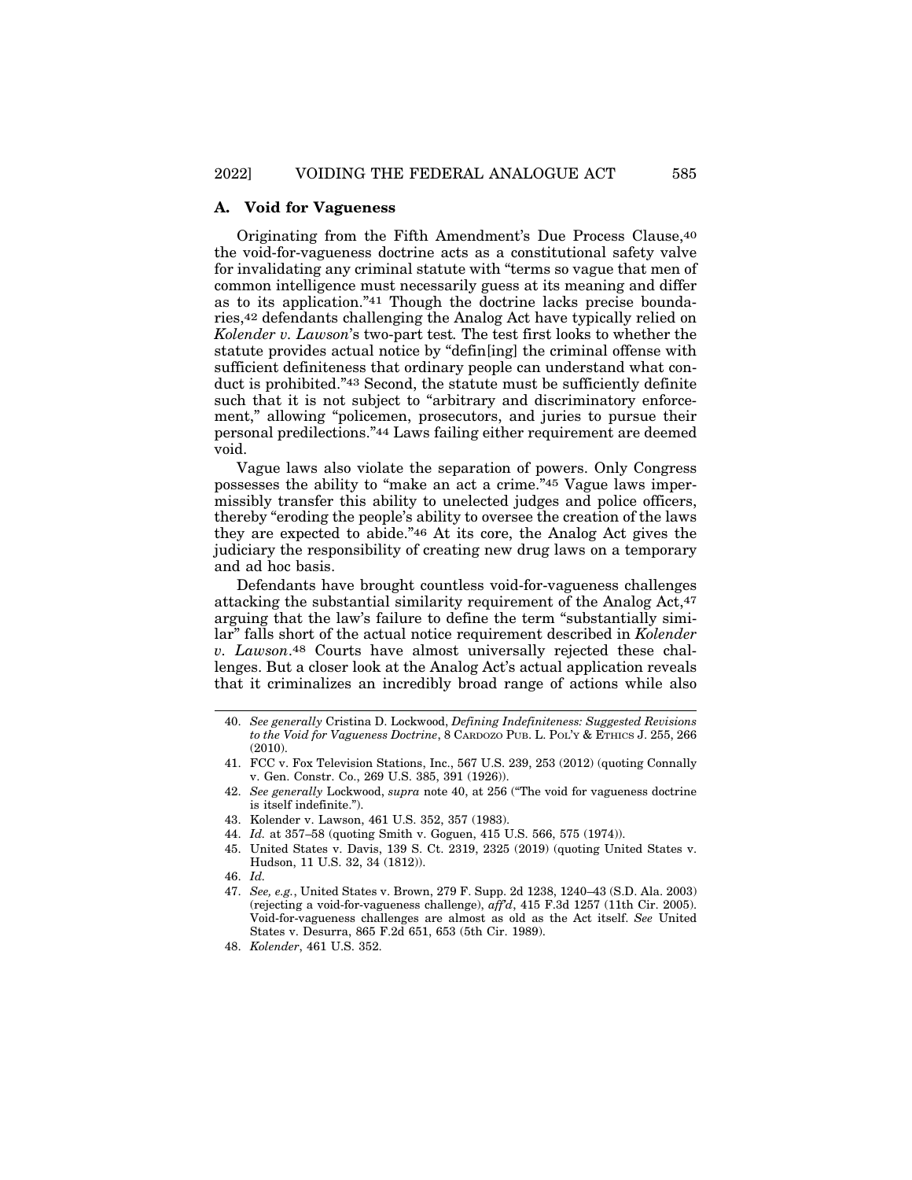### A. Void for Vagueness

Originating from the Fifth Amendment's Due Process Clause,[40] the void-for-vagueness doctrine acts as a constitutional safety valve for invalidating any criminal statute with "terms so vague that men of common intelligence must necessarily guess at its meaning and differ as to its application."[41] Though the doctrine lacks precise boundaries,[42] defendants challenging the Analog Act have typically relied on *Kolender v. Lawson*'s two-part test. The test first looks to whether the statute provides actual notice by "defin[ing] the criminal offense with sufficient definiteness that ordinary people can understand what conduct is prohibited."[43] Second, the statute must be sufficiently definite such that it is not subject to "arbitrary and discriminatory enforcement," allowing "policemen, prosecutors, and juries to pursue their personal predilections."[44] Laws failing either requirement are deemed void.

Vague laws also violate the separation of powers. Only Congress possesses the ability to "make an act a crime."[45] Vague laws impermissibly transfer this ability to unelected judges and police officers, thereby "eroding the people's ability to oversee the creation of the laws they are expected to abide."[46] At its core, the Analog Act gives the judiciary the responsibility of creating new drug laws on a temporary and ad hoc basis.

Defendants have brought countless void-for-vagueness challenges attacking the substantial similarity requirement of the Analog Act,[47] arguing that the law's failure to define the term "substantially similar" falls short of the actual notice requirement described in *Kolender v. Lawson*.[48] Courts have almost universally rejected these challenges. But a closer look at the Analog Act's actual application reveals that it criminalizes an incredibly broad range of actions while also

---

40. *See generally* Cristina D. Lockwood, *Defining Indefiniteness: Suggested Revisions to the Void for Vagueness Doctrine*, 8 CARDOZO PUB. L. POL'Y & ETHICS J. 255, 266 (2010).

41. FCC v. Fox Television Stations, Inc., 567 U.S. 239, 253 (2012) (quoting Connally v. Gen. Constr. Co., 269 U.S. 385, 391 (1926)).

42. *See generally* Lockwood, *supra* note 40, at 256 ("The void for vagueness doctrine is itself indefinite.").

43. Kolender v. Lawson, 461 U.S. 352, 357 (1983).

44. *Id.* at 357–58 (quoting Smith v. Goguen, 415 U.S. 566, 575 (1974)).

45. United States v. Davis, 139 S. Ct. 2319, 2325 (2019) (quoting United States v. Hudson, 11 U.S. 32, 34 (1812)).

46. *Id.*

47. *See, e.g.*, United States v. Brown, 279 F. Supp. 2d 1238, 1240–43 (S.D. Ala. 2003) (rejecting a void-for-vagueness challenge), *aff'd*, 415 F.3d 1257 (11th Cir. 2005). Void-for-vagueness challenges are almost as old as the Act itself. *See* United States v. Desurra, 865 F.2d 651, 653 (5th Cir. 1989).

48. *Kolender*, 461 U.S. 352.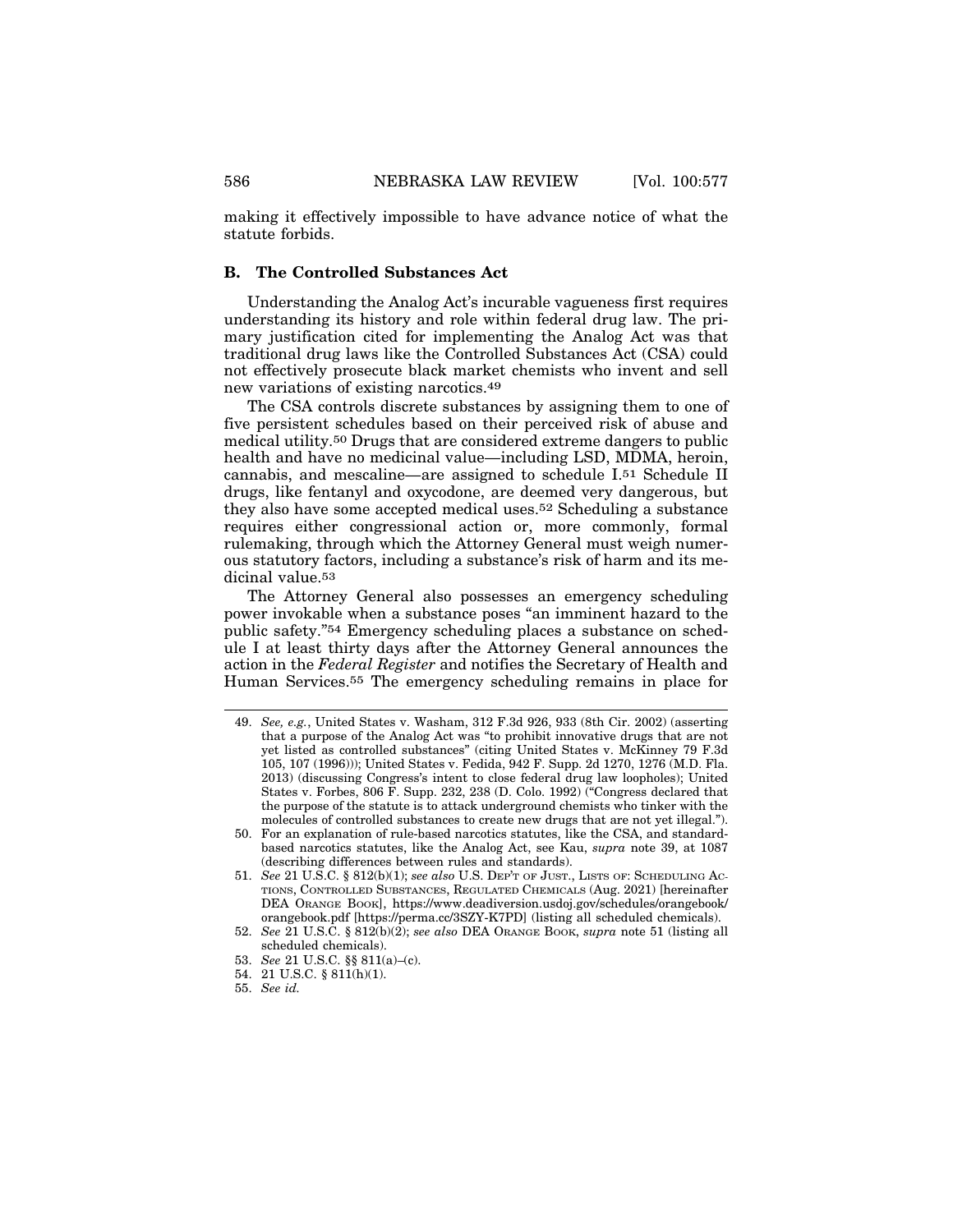making it effectively impossible to have advance notice of what the statute forbids.

### B. The Controlled Substances Act

Understanding the Analog Act's incurable vagueness first requires understanding its history and role within federal drug law. The primary justification cited for implementing the Analog Act was that traditional drug laws like the Controlled Substances Act (CSA) could not effectively prosecute black market chemists who invent and sell new variations of existing narcotics.[49]

The CSA controls discrete substances by assigning them to one of five persistent schedules based on their perceived risk of abuse and medical utility.[50] Drugs that are considered extreme dangers to public health and have no medicinal value—including LSD, MDMA, heroin, cannabis, and mescaline—are assigned to schedule I.[51] Schedule II drugs, like fentanyl and oxycodone, are deemed very dangerous, but they also have some accepted medical uses.[52] Scheduling a substance requires either congressional action or, more commonly, formal rulemaking, through which the Attorney General must weigh numerous statutory factors, including a substance's risk of harm and its medicinal value.[53]

The Attorney General also possesses an emergency scheduling power invokable when a substance poses "an imminent hazard to the public safety."[54] Emergency scheduling places a substance on schedule I at least thirty days after the Attorney General announces the action in the *Federal Register* and notifies the Secretary of Health and Human Services.[55] The emergency scheduling remains in place for

---

49. *See, e.g.*, United States v. Washam, 312 F.3d 926, 933 (8th Cir. 2002) (asserting that a purpose of the Analog Act was "to prohibit innovative drugs that are not yet listed as controlled substances" (citing United States v. McKinney 79 F.3d 105, 107 (1996))); United States v. Fedida, 942 F. Supp. 2d 1270, 1276 (M.D. Fla. 2013) (discussing Congress's intent to close federal drug law loopholes); United States v. Forbes, 806 F. Supp. 232, 238 (D. Colo. 1992) ("Congress declared that the purpose of the statute is to attack underground chemists who tinker with the molecules of controlled substances to create new drugs that are not yet illegal.").

50. For an explanation of rule-based narcotics statutes, like the CSA, and standard-based narcotics statutes, like the Analog Act, see Kau, *supra* note 39, at 1087 (describing differences between rules and standards).

51. *See* 21 U.S.C. § 812(b)(1); *see also* U.S. DEP'T OF JUST., LISTS OF: SCHEDULING ACTIONS, CONTROLLED SUBSTANCES, REGULATED CHEMICALS (Aug. 2021) [hereinafter DEA ORANGE BOOK], https://www.deadiversion.usdoj.gov/schedules/orangebook/orangebook.pdf [https://perma.cc/3SZY-K7PD] (listing all scheduled chemicals).

52. *See* 21 U.S.C. § 812(b)(2); *see also* DEA ORANGE BOOK, *supra* note 51 (listing all scheduled chemicals).

53. *See* 21 U.S.C. §§ 811(a)–(c).

54. 21 U.S.C. § 811(h)(1).

55. *See id.*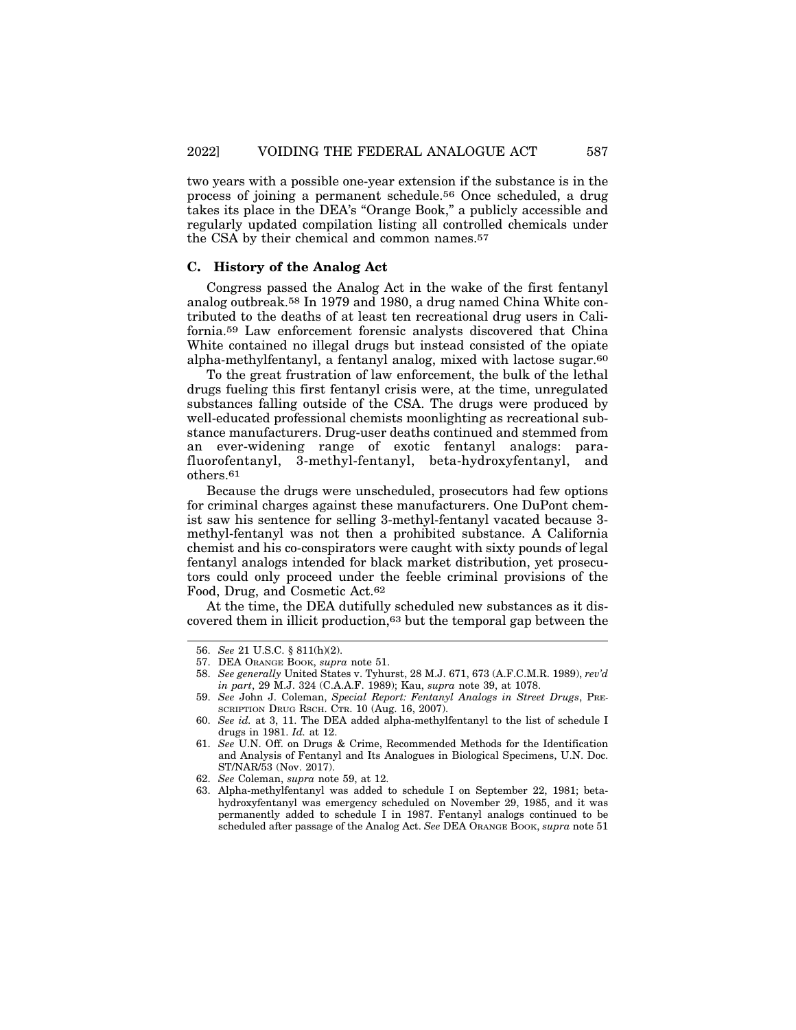two years with a possible one-year extension if the substance is in the process of joining a permanent schedule.[56] Once scheduled, a drug takes its place in the DEA's "Orange Book," a publicly accessible and regularly updated compilation listing all controlled chemicals under the CSA by their chemical and common names.[57]

### C. History of the Analog Act

Congress passed the Analog Act in the wake of the first fentanyl analog outbreak.[58] In 1979 and 1980, a drug named China White contributed to the deaths of at least ten recreational drug users in California.[59] Law enforcement forensic analysts discovered that China White contained no illegal drugs but instead consisted of the opiate alpha-methylfentanyl, a fentanyl analog, mixed with lactose sugar.[60]

To the great frustration of law enforcement, the bulk of the lethal drugs fueling this first fentanyl crisis were, at the time, unregulated substances falling outside of the CSA. The drugs were produced by well-educated professional chemists moonlighting as recreational substance manufacturers. Drug-user deaths continued and stemmed from an ever-widening range of exotic fentanyl analogs: para-fluorofentanyl, 3-methyl-fentanyl, beta-hydroxyfentanyl, and others.[61]

Because the drugs were unscheduled, prosecutors had few options for criminal charges against these manufacturers. One DuPont chemist saw his sentence for selling 3-methyl-fentanyl vacated because 3-methyl-fentanyl was not then a prohibited substance. A California chemist and his co-conspirators were caught with sixty pounds of legal fentanyl analogs intended for black market distribution, yet prosecutors could only proceed under the feeble criminal provisions of the Food, Drug, and Cosmetic Act.[62]

At the time, the DEA dutifully scheduled new substances as it discovered them in illicit production,[63] but the temporal gap between the

---

56. *See* 21 U.S.C. § 811(h)(2).

57. DEA ORANGE BOOK, *supra* note 51.

58. *See generally* United States v. Tyhurst, 28 M.J. 671, 673 (A.F.C.M.R. 1989), *rev'd in part*, 29 M.J. 324 (C.A.A.F. 1989); Kau, *supra* note 39, at 1078.

59. *See* John J. Coleman, *Special Report: Fentanyl Analogs in Street Drugs*, PRESCRIPTION DRUG RSCH. CTR. 10 (Aug. 16, 2007).

60. *See id.* at 3, 11. The DEA added alpha-methylfentanyl to the list of schedule I drugs in 1981. *Id.* at 12.

61. *See* U.N. Off. on Drugs & Crime, Recommended Methods for the Identification and Analysis of Fentanyl and Its Analogues in Biological Specimens, U.N. Doc. ST/NAR/53 (Nov. 2017).

62. *See* Coleman, *supra* note 59, at 12.

63. Alpha-methylfentanyl was added to schedule I on September 22, 1981; beta-hydroxyfentanyl was emergency scheduled on November 29, 1985, and it was permanently added to schedule I in 1987. Fentanyl analogs continued to be scheduled after passage of the Analog Act. *See* DEA ORANGE BOOK, *supra* note 51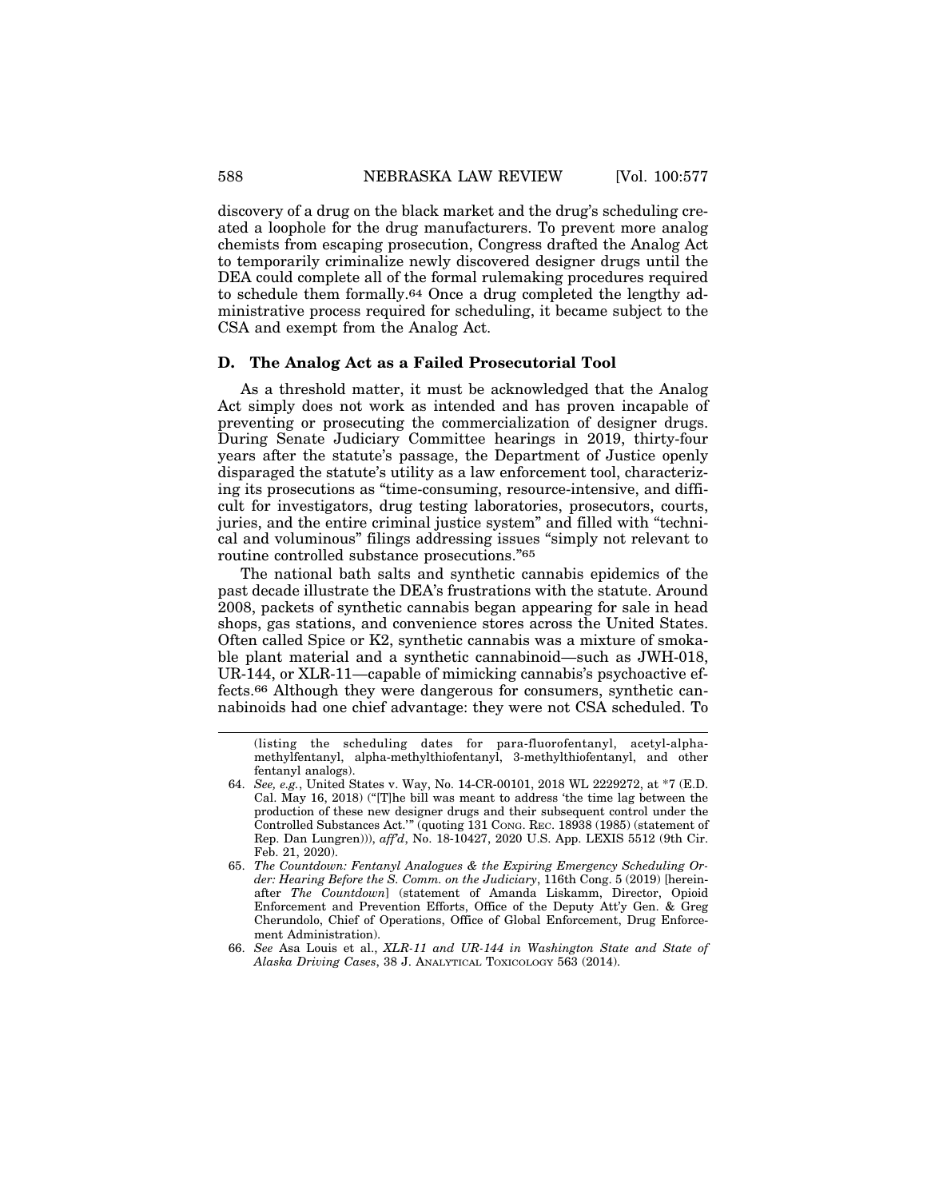discovery of a drug on the black market and the drug's scheduling created a loophole for the drug manufacturers. To prevent more analog chemists from escaping prosecution, Congress drafted the Analog Act to temporarily criminalize newly discovered designer drugs until the DEA could complete all of the formal rulemaking procedures required to schedule them formally.[64] Once a drug completed the lengthy administrative process required for scheduling, it became subject to the CSA and exempt from the Analog Act.

### D. The Analog Act as a Failed Prosecutorial Tool

As a threshold matter, it must be acknowledged that the Analog Act simply does not work as intended and has proven incapable of preventing or prosecuting the commercialization of designer drugs. During Senate Judiciary Committee hearings in 2019, thirty-four years after the statute's passage, the Department of Justice openly disparaged the statute's utility as a law enforcement tool, characterizing its prosecutions as "time-consuming, resource-intensive, and difficult for investigators, drug testing laboratories, prosecutors, courts, juries, and the entire criminal justice system" and filled with "technical and voluminous" filings addressing issues "simply not relevant to routine controlled substance prosecutions."[65]

The national bath salts and synthetic cannabis epidemics of the past decade illustrate the DEA's frustrations with the statute. Around 2008, packets of synthetic cannabis began appearing for sale in head shops, gas stations, and convenience stores across the United States. Often called Spice or K2, synthetic cannabis was a mixture of smokable plant material and a synthetic cannabinoid—such as JWH-018, UR-144, or XLR-11—capable of mimicking cannabis's psychoactive effects.[66] Although they were dangerous for consumers, synthetic cannabinoids had one chief advantage: they were not CSA scheduled. To

---

(listing the scheduling dates for para-fluorofentanyl, acetyl-alpha-methylfentanyl, alpha-methylthiofentanyl, 3-methylthiofentanyl, and other fentanyl analogs).

64. *See, e.g.*, United States v. Way, No. 14-CR-00101, 2018 WL 2229272, at *7 (E.D. Cal. May 16, 2018) ("[T]he bill was meant to address 'the time lag between the production of these new designer drugs and their subsequent control under the Controlled Substances Act.'" (quoting 131 CONG. REC. 18938 (1985) (statement of Rep. Dan Lungren))), *aff'd*, No. 18-10427, 2020 U.S. App. LEXIS 5512 (9th Cir. Feb. 21, 2020).

65. *The Countdown: Fentanyl Analogues & the Expiring Emergency Scheduling Order: Hearing Before the S. Comm. on the Judiciary*, 116th Cong. 5 (2019) [hereinafter *The Countdown*] (statement of Amanda Liskamm, Director, Opioid Enforcement and Prevention Efforts, Office of the Deputy Att'y Gen. & Greg Cherundolo, Chief of Operations, Office of Global Enforcement, Drug Enforcement Administration).

66. *See* Asa Louis et al., *XLR-11 and UR-144 in Washington State and State of Alaska Driving Cases*, 38 J. ANALYTICAL TOXICOLOGY 563 (2014).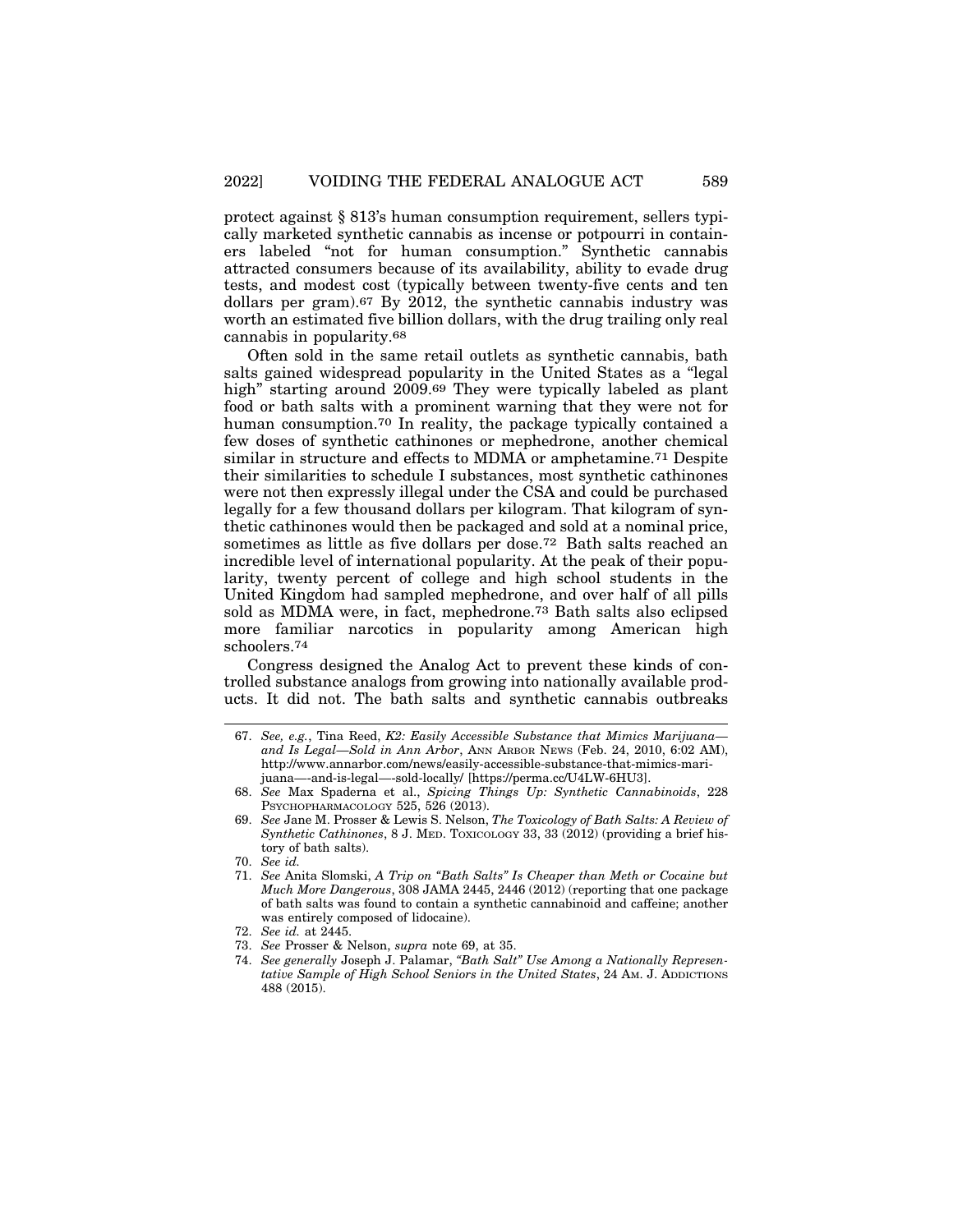protect against § 813's human consumption requirement, sellers typically marketed synthetic cannabis as incense or potpourri in containers labeled "not for human consumption." Synthetic cannabis attracted consumers because of its availability, ability to evade drug tests, and modest cost (typically between twenty-five cents and ten dollars per gram).[67] By 2012, the synthetic cannabis industry was worth an estimated five billion dollars, with the drug trailing only real cannabis in popularity.[68]

Often sold in the same retail outlets as synthetic cannabis, bath salts gained widespread popularity in the United States as a "legal high" starting around 2009.[69] They were typically labeled as plant food or bath salts with a prominent warning that they were not for human consumption.[70] In reality, the package typically contained a few doses of synthetic cathinones or mephedrone, another chemical similar in structure and effects to MDMA or amphetamine.[71] Despite their similarities to schedule I substances, most synthetic cathinones were not then expressly illegal under the CSA and could be purchased legally for a few thousand dollars per kilogram. That kilogram of synthetic cathinones would then be packaged and sold at a nominal price, sometimes as little as five dollars per dose.[72] Bath salts reached an incredible level of international popularity. At the peak of their popularity, twenty percent of college and high school students in the United Kingdom had sampled mephedrone, and over half of all pills sold as MDMA were, in fact, mephedrone.[73] Bath salts also eclipsed more familiar narcotics in popularity among American high schoolers.[74]

Congress designed the Analog Act to prevent these kinds of controlled substance analogs from growing into nationally available products. It did not. The bath salts and synthetic cannabis outbreaks

---

67. *See, e.g.*, Tina Reed, *K2: Easily Accessible Substance that Mimics Marijuana—and Is Legal—Sold in Ann Arbor*, ANN ARBOR NEWS (Feb. 24, 2010, 6:02 AM), http://www.annarbor.com/news/easily-accessible-substance-that-mimics-marijuana—-and-is-legal—-sold-locally/ [https://perma.cc/U4LW-6HU3].

68. *See* Max Spaderna et al., *Spicing Things Up: Synthetic Cannabinoids*, 228 PSYCHOPHARMACOLOGY 525, 526 (2013).

69. *See* Jane M. Prosser & Lewis S. Nelson, *The Toxicology of Bath Salts: A Review of Synthetic Cathinones*, 8 J. MED. TOXICOLOGY 33, 33 (2012) (providing a brief history of bath salts).

70. *See id.*

71. *See* Anita Slomski, *A Trip on "Bath Salts" Is Cheaper than Meth or Cocaine but Much More Dangerous*, 308 JAMA 2445, 2446 (2012) (reporting that one package of bath salts was found to contain a synthetic cannabinoid and caffeine; another was entirely composed of lidocaine).

72. *See id.* at 2445.

73. *See* Prosser & Nelson, *supra* note 69, at 35.

74. *See generally* Joseph J. Palamar, *"Bath Salt" Use Among a Nationally Representative Sample of High School Seniors in the United States*, 24 AM. J. ADDICTIONS 488 (2015).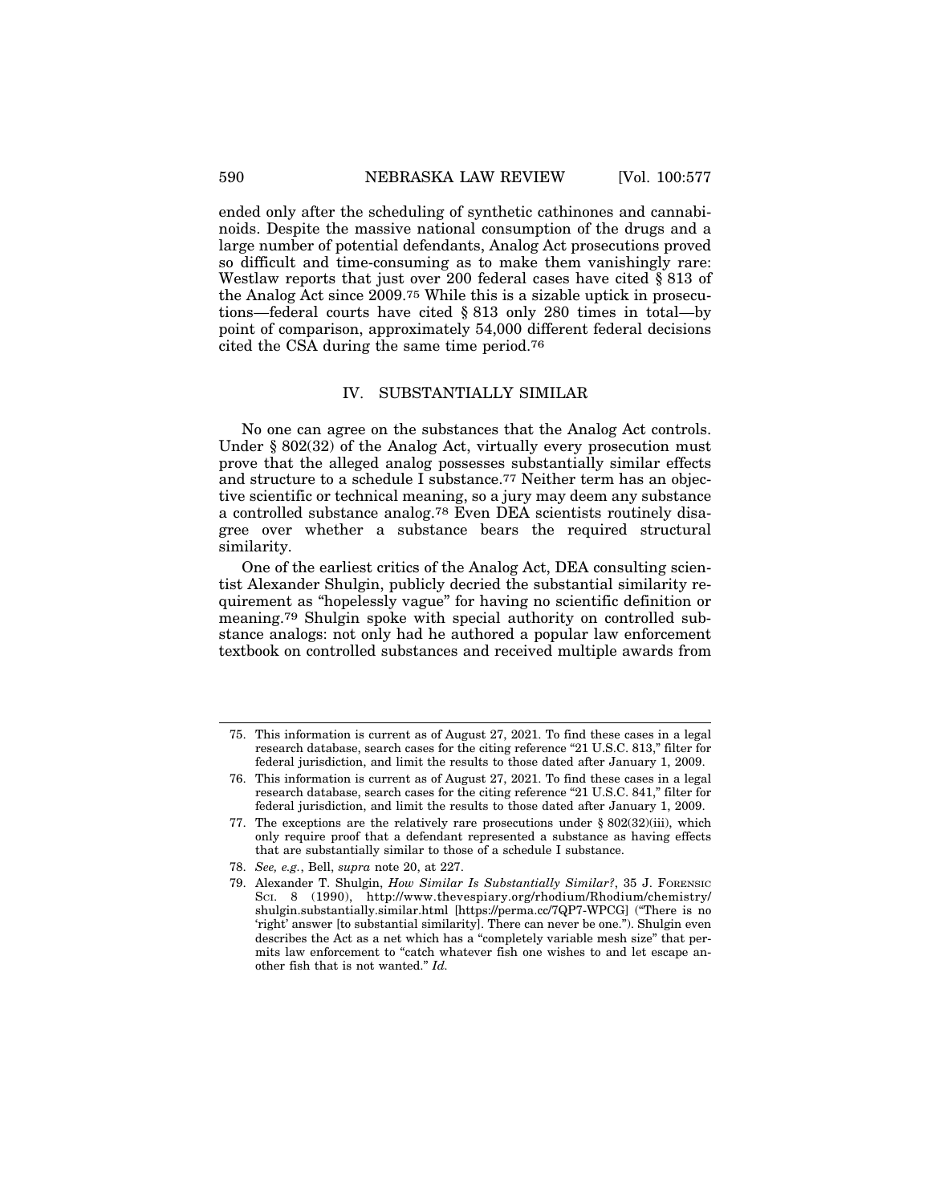ended only after the scheduling of synthetic cathinones and cannabinoids. Despite the massive national consumption of the drugs and a large number of potential defendants, Analog Act prosecutions proved so difficult and time-consuming as to make them vanishingly rare: Westlaw reports that just over 200 federal cases have cited § 813 of the Analog Act since 2009.[75] While this is a sizable uptick in prosecutions—federal courts have cited § 813 only 280 times in total—by point of comparison, approximately 54,000 different federal decisions cited the CSA during the same time period.[76]

## IV. SUBSTANTIALLY SIMILAR

No one can agree on the substances that the Analog Act controls. Under § 802(32) of the Analog Act, virtually every prosecution must prove that the alleged analog possesses substantially similar effects and structure to a schedule I substance.[77] Neither term has an objective scientific or technical meaning, so a jury may deem any substance a controlled substance analog.[78] Even DEA scientists routinely disagree over whether a substance bears the required structural similarity.

One of the earliest critics of the Analog Act, DEA consulting scientist Alexander Shulgin, publicly decried the substantial similarity requirement as "hopelessly vague" for having no scientific definition or meaning.[79] Shulgin spoke with special authority on controlled substance analogs: not only had he authored a popular law enforcement textbook on controlled substances and received multiple awards from

---

75. This information is current as of August 27, 2021. To find these cases in a legal research database, search cases for the citing reference "21 U.S.C. 813," filter for federal jurisdiction, and limit the results to those dated after January 1, 2009.

76. This information is current as of August 27, 2021. To find these cases in a legal research database, search cases for the citing reference "21 U.S.C. 841," filter for federal jurisdiction, and limit the results to those dated after January 1, 2009.

77. The exceptions are the relatively rare prosecutions under § 802(32)(iii), which only require proof that a defendant represented a substance as having effects that are substantially similar to those of a schedule I substance.

78. *See, e.g.*, Bell, *supra* note 20, at 227.

79. Alexander T. Shulgin, *How Similar Is Substantially Similar?*, 35 J. FORENSIC SCI. 8 (1990), http://www.thevespiary.org/rhodium/Rhodium/chemistry/shulgin.substantially.similar.html [https://perma.cc/7QP7-WPCG] ("There is no 'right' answer [to substantial similarity]. There can never be one."). Shulgin even describes the Act as a net which has a "completely variable mesh size" that permits law enforcement to "catch whatever fish one wishes to and let escape another fish that is not wanted." *Id.*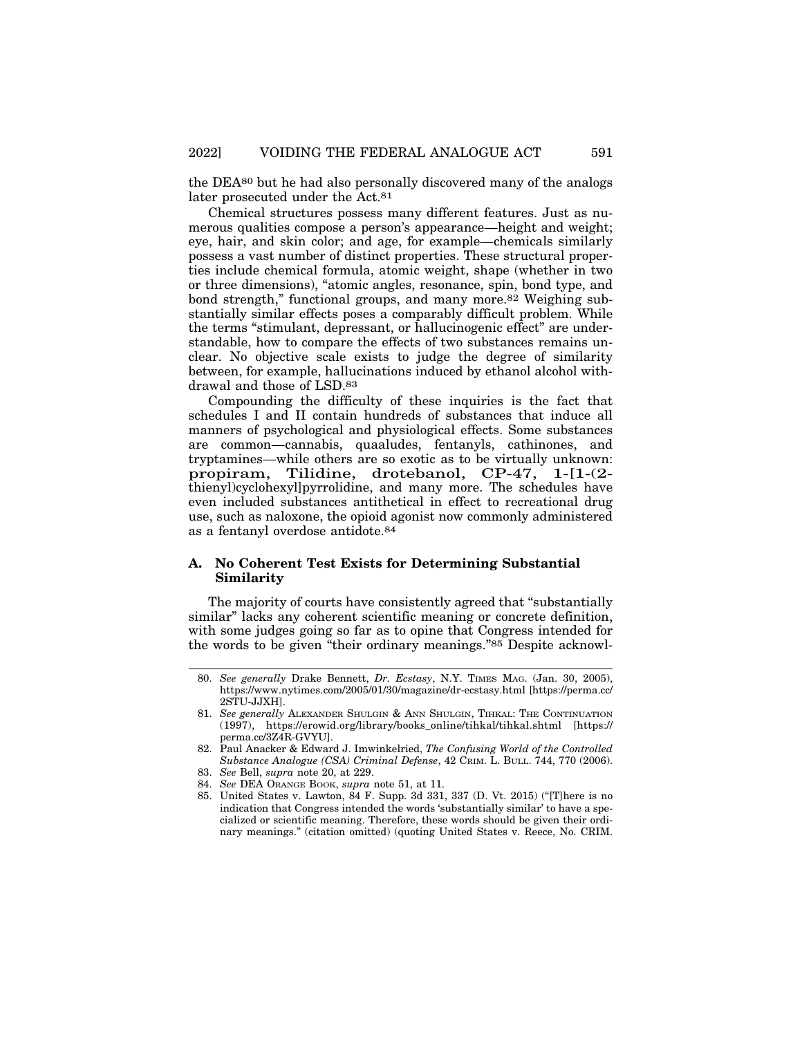the DEA[80] but he had also personally discovered many of the analogs later prosecuted under the Act.[81]

Chemical structures possess many different features. Just as numerous qualities compose a person's appearance—height and weight; eye, hair, and skin color; and age, for example—chemicals similarly possess a vast number of distinct properties. These structural properties include chemical formula, atomic weight, shape (whether in two or three dimensions), "atomic angles, resonance, spin, bond type, and bond strength," functional groups, and many more.[82] Weighing substantially similar effects poses a comparably difficult problem. While the terms "stimulant, depressant, or hallucinogenic effect" are understandable, how to compare the effects of two substances remains unclear. No objective scale exists to judge the degree of similarity between, for example, hallucinations induced by ethanol alcohol withdrawal and those of LSD.[83]

Compounding the difficulty of these inquiries is the fact that schedules I and II contain hundreds of substances that induce all manners of psychological and physiological effects. Some substances are common—cannabis, quaaludes, fentanyls, cathinones, and tryptamines—while others are so exotic as to be virtually unknown: propiram, Tilidine, drotebanol, CP-47, 1-[1-(2-thienyl)cyclohexyl]pyrrolidine, and many more. The schedules have even included substances antithetical in effect to recreational drug use, such as naloxone, the opioid agonist now commonly administered as a fentanyl overdose antidote.[84]

### A. No Coherent Test Exists for Determining Substantial Similarity

The majority of courts have consistently agreed that "substantially similar" lacks any coherent scientific meaning or concrete definition, with some judges going so far as to opine that Congress intended for the words to be given "their ordinary meanings."[85] Despite acknowl-

---

80. *See generally* Drake Bennett, *Dr. Ecstasy*, N.Y. TIMES MAG. (Jan. 30, 2005), https://www.nytimes.com/2005/01/30/magazine/dr-ecstasy.html [https://perma.cc/2STU-JJXH].

81. *See generally* ALEXANDER SHULGIN & ANN SHULGIN, TIHKAL: THE CONTINUATION (1997), https://erowid.org/library/books_online/tihkal/tihkal.shtml [https://perma.cc/3Z4R-GVYU].

82. Paul Anacker & Edward J. Imwinkelried, *The Confusing World of the Controlled Substance Analogue (CSA) Criminal Defense*, 42 CRIM. L. BULL. 744, 770 (2006).

83. *See* Bell, *supra* note 20, at 229.

84. *See* DEA ORANGE BOOK, *supra* note 51, at 11.

85. United States v. Lawton, 84 F. Supp. 3d 331, 337 (D. Vt. 2015) ("[T]here is no indication that Congress intended the words 'substantially similar' to have a specialized or scientific meaning. Therefore, these words should be given their ordinary meanings." (citation omitted) (quoting United States v. Reece, No. CRIM.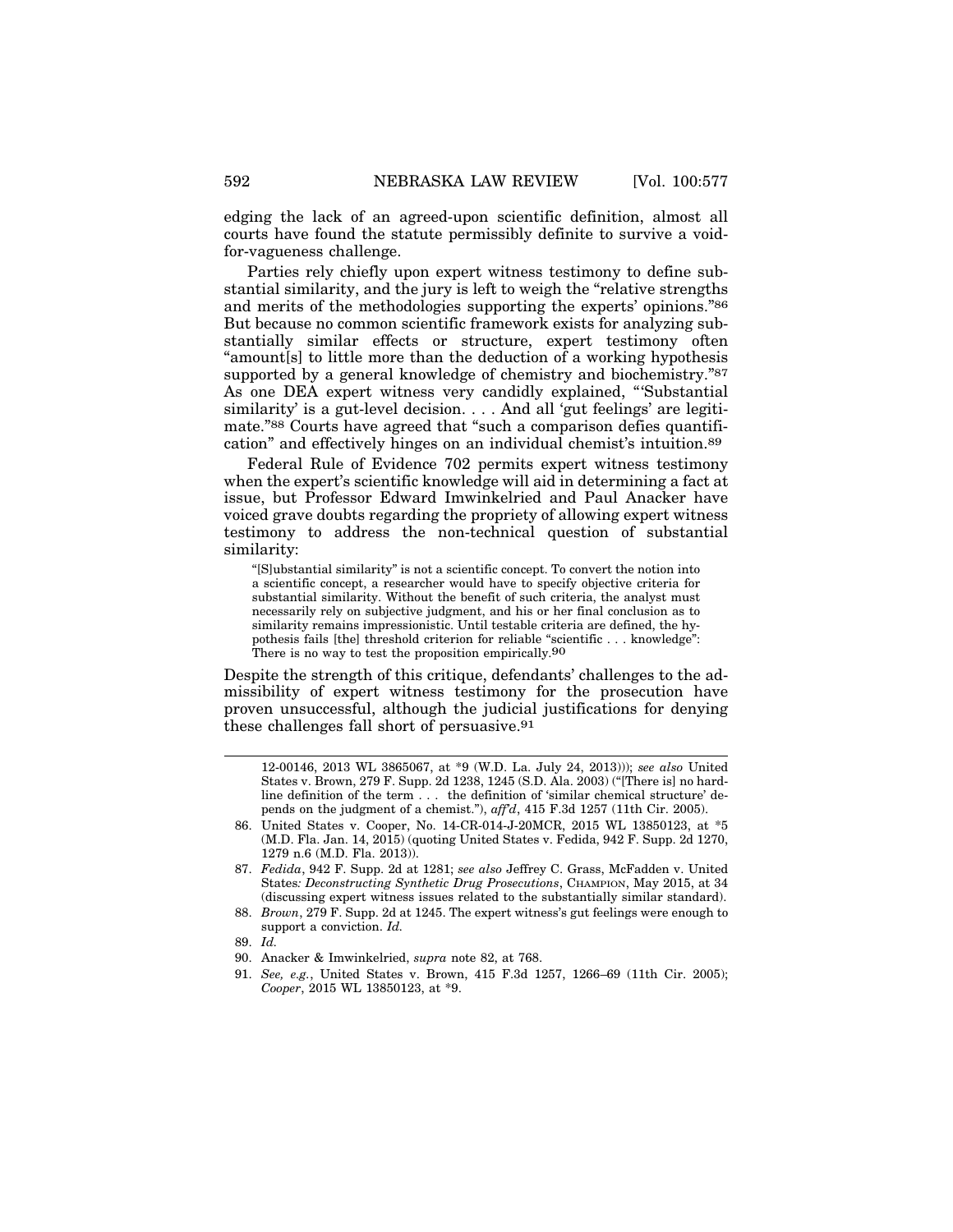edging the lack of an agreed-upon scientific definition, almost all courts have found the statute permissibly definite to survive a void-for-vagueness challenge.

Parties rely chiefly upon expert witness testimony to define substantial similarity, and the jury is left to weigh the "relative strengths and merits of the methodologies supporting the experts' opinions."[86] But because no common scientific framework exists for analyzing substantially similar effects or structure, expert testimony often "amount[s] to little more than the deduction of a working hypothesis supported by a general knowledge of chemistry and biochemistry."[87] As one DEA expert witness very candidly explained, "'Substantial similarity' is a gut-level decision. . . . And all 'gut feelings' are legitimate."[88] Courts have agreed that "such a comparison defies quantification" and effectively hinges on an individual chemist's intuition.[89]

Federal Rule of Evidence 702 permits expert witness testimony when the expert's scientific knowledge will aid in determining a fact at issue, but Professor Edward Imwinkelried and Paul Anacker have voiced grave doubts regarding the propriety of allowing expert witness testimony to address the non-technical question of substantial similarity:

> "[S]ubstantial similarity" is not a scientific concept. To convert the notion into a scientific concept, a researcher would have to specify objective criteria for substantial similarity. Without the benefit of such criteria, the analyst must necessarily rely on subjective judgment, and his or her final conclusion as to similarity remains impressionistic. Until testable criteria are defined, the hypothesis fails [the] threshold criterion for reliable "scientific . . . knowledge": There is no way to test the proposition empirically.[90]

Despite the strength of this critique, defendants' challenges to the admissibility of expert witness testimony for the prosecution have proven unsuccessful, although the judicial justifications for denying these challenges fall short of persuasive.[91]

---

12-00146, 2013 WL 3865067, at *9 (W.D. La. July 24, 2013))); *see also* United States v. Brown, 279 F. Supp. 2d 1238, 1245 (S.D. Ala. 2003) ("[There is] no hard-line definition of the term . . . the definition of 'similar chemical structure' depends on the judgment of a chemist."), *aff'd*, 415 F.3d 1257 (11th Cir. 2005).

86. United States v. Cooper, No. 14-CR-014-J-20MCR, 2015 WL 13850123, at *5 (M.D. Fla. Jan. 14, 2015) (quoting United States v. Fedida, 942 F. Supp. 2d 1270, 1279 n.6 (M.D. Fla. 2013)).

87. *Fedida*, 942 F. Supp. 2d at 1281; *see also* Jeffrey C. Grass, McFadden v. United States*: Deconstructing Synthetic Drug Prosecutions*, CHAMPION, May 2015, at 34 (discussing expert witness issues related to the substantially similar standard).

88. *Brown*, 279 F. Supp. 2d at 1245. The expert witness's gut feelings were enough to support a conviction. *Id.*

89. *Id.*

90. Anacker & Imwinkelried, *supra* note 82, at 768.

91. *See, e.g.*, United States v. Brown, 415 F.3d 1257, 1266–69 (11th Cir. 2005); *Cooper*, 2015 WL 13850123, at *9.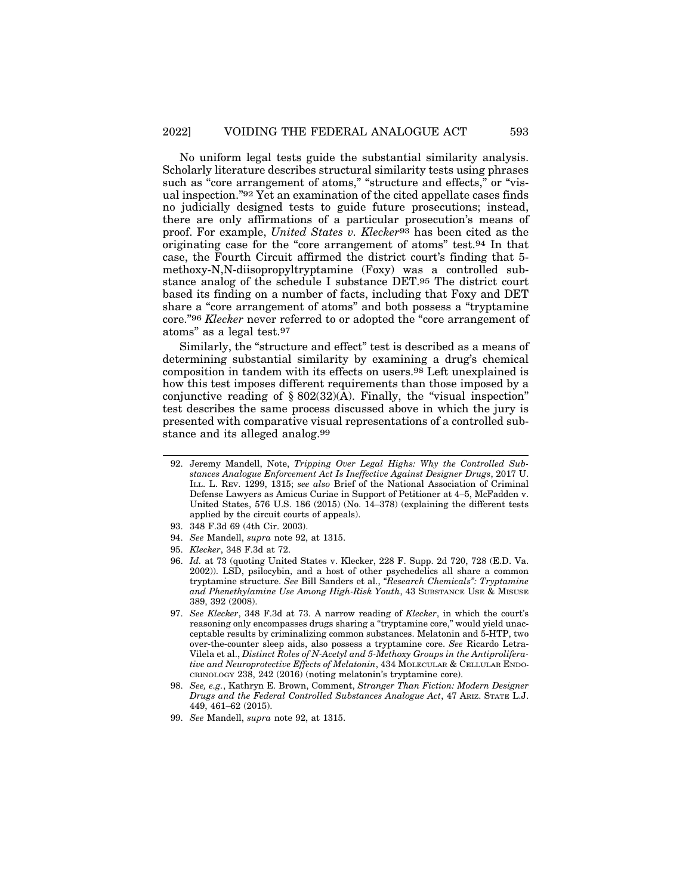No uniform legal tests guide the substantial similarity analysis. Scholarly literature describes structural similarity tests using phrases such as "core arrangement of atoms," "structure and effects," or "visual inspection."[92] Yet an examination of the cited appellate cases finds no judicially designed tests to guide future prosecutions; instead, there are only affirmations of a particular prosecution's means of proof. For example, *United States v. Klecker*[93] has been cited as the originating case for the "core arrangement of atoms" test.[94] In that case, the Fourth Circuit affirmed the district court's finding that 5-methoxy-N,N-diisopropyltryptamine (Foxy) was a controlled substance analog of the schedule I substance DET.[95] The district court based its finding on a number of facts, including that Foxy and DET share a "core arrangement of atoms" and both possess a "tryptamine core."[96] *Klecker* never referred to or adopted the "core arrangement of atoms" as a legal test.[97]

Similarly, the "structure and effect" test is described as a means of determining substantial similarity by examining a drug's chemical composition in tandem with its effects on users.[98] Left unexplained is how this test imposes different requirements than those imposed by a conjunctive reading of § 802(32)(A). Finally, the "visual inspection" test describes the same process discussed above in which the jury is presented with comparative visual representations of a controlled substance and its alleged analog.[99]

---

92. Jeremy Mandell, Note, *Tripping Over Legal Highs: Why the Controlled Substances Analogue Enforcement Act Is Ineffective Against Designer Drugs*, 2017 U. ILL. L. REV. 1299, 1315; *see also* Brief of the National Association of Criminal Defense Lawyers as Amicus Curiae in Support of Petitioner at 4–5, McFadden v. United States, 576 U.S. 186 (2015) (No. 14–378) (explaining the different tests applied by the circuit courts of appeals).
93. 348 F.3d 69 (4th Cir. 2003).
94. *See* Mandell, *supra* note 92, at 1315.
95. *Klecker*, 348 F.3d at 72.
96. *Id.* at 73 (quoting United States v. Klecker, 228 F. Supp. 2d 720, 728 (E.D. Va. 2002)). LSD, psilocybin, and a host of other psychedelics all share a common tryptamine structure. *See* Bill Sanders et al., *"Research Chemicals": Tryptamine and Phenethylamine Use Among High-Risk Youth*, 43 SUBSTANCE USE & MISUSE 389, 392 (2008).
97. *See Klecker*, 348 F.3d at 73. A narrow reading of *Klecker*, in which the court's reasoning only encompasses drugs sharing a "tryptamine core," would yield unacceptable results by criminalizing common substances. Melatonin and 5-HTP, two over-the-counter sleep aids, also possess a tryptamine core. *See* Ricardo Letra-Vilela et al., *Distinct Roles of N-Acetyl and 5-Methoxy Groups in the Antiproliferative and Neuroprotective Effects of Melatonin*, 434 MOLECULAR & CELLULAR ENDOCRINOLOGY 238, 242 (2016) (noting melatonin's tryptamine core).
98. *See, e.g.*, Kathryn E. Brown, Comment, *Stranger Than Fiction: Modern Designer Drugs and the Federal Controlled Substances Analogue Act*, 47 ARIZ. STATE L.J. 449, 461–62 (2015).
99. *See* Mandell, *supra* note 92, at 1315.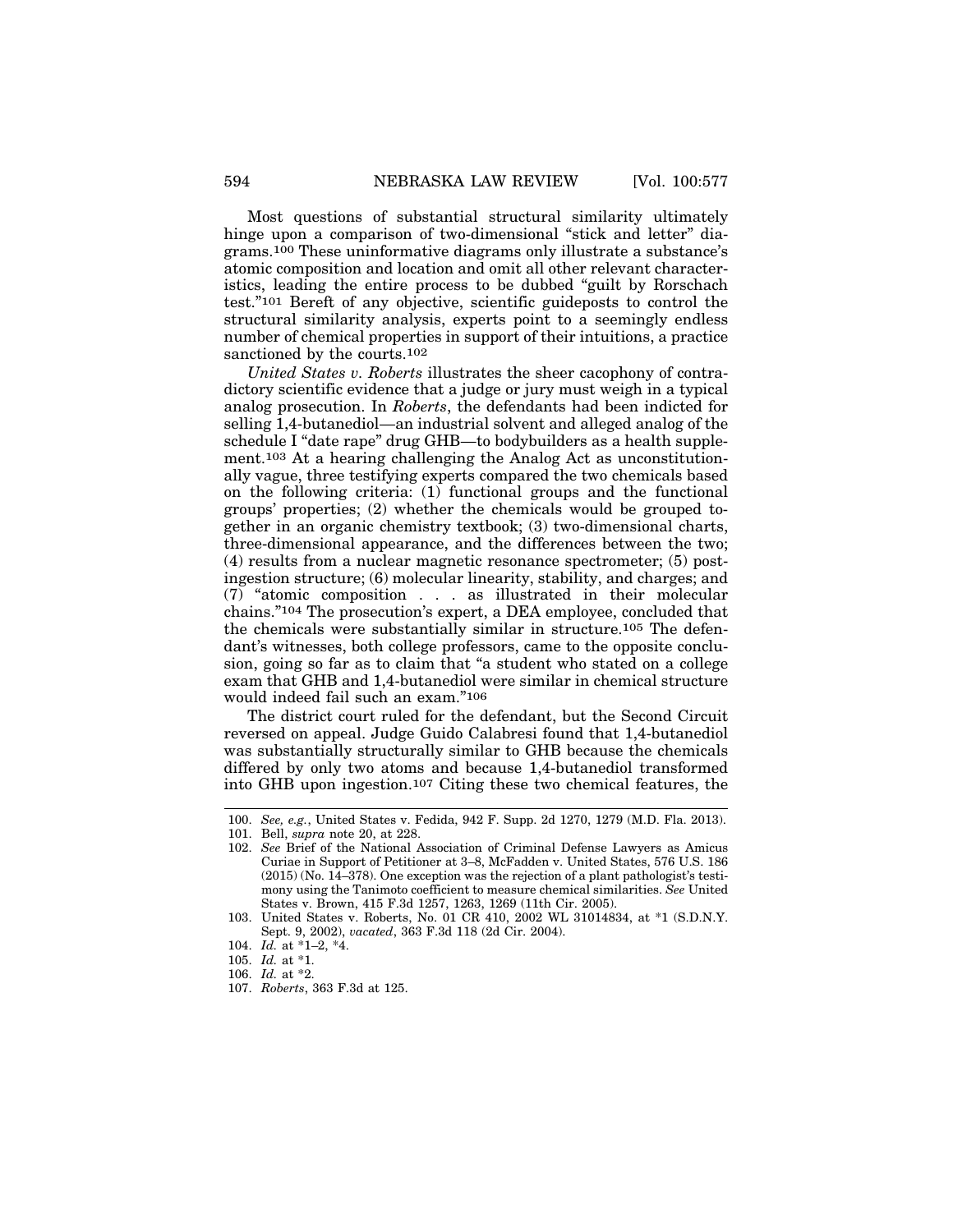Most questions of substantial structural similarity ultimately hinge upon a comparison of two-dimensional "stick and letter" diagrams.[100] These uninformative diagrams only illustrate a substance's atomic composition and location and omit all other relevant characteristics, leading the entire process to be dubbed "guilt by Rorschach test."[101] Bereft of any objective, scientific guideposts to control the structural similarity analysis, experts point to a seemingly endless number of chemical properties in support of their intuitions, a practice sanctioned by the courts.[102]

*United States v. Roberts* illustrates the sheer cacophony of contradictory scientific evidence that a judge or jury must weigh in a typical analog prosecution. In *Roberts*, the defendants had been indicted for selling 1,4-butanediol—an industrial solvent and alleged analog of the schedule I "date rape" drug GHB—to bodybuilders as a health supplement.[103] At a hearing challenging the Analog Act as unconstitutionally vague, three testifying experts compared the two chemicals based on the following criteria: (1) functional groups and the functional groups' properties; (2) whether the chemicals would be grouped together in an organic chemistry textbook; (3) two-dimensional charts, three-dimensional appearance, and the differences between the two; (4) results from a nuclear magnetic resonance spectrometer; (5) post-ingestion structure; (6) molecular linearity, stability, and charges; and (7) "atomic composition . . . as illustrated in their molecular chains."[104] The prosecution's expert, a DEA employee, concluded that the chemicals were substantially similar in structure.[105] The defendant's witnesses, both college professors, came to the opposite conclusion, going so far as to claim that "a student who stated on a college exam that GHB and 1,4-butanediol were similar in chemical structure would indeed fail such an exam."[106]

The district court ruled for the defendant, but the Second Circuit reversed on appeal. Judge Guido Calabresi found that 1,4-butanediol was substantially structurally similar to GHB because the chemicals differed by only two atoms and because 1,4-butanediol transformed into GHB upon ingestion.[107] Citing these two chemical features, the

---

100. *See, e.g.*, United States v. Fedida, 942 F. Supp. 2d 1270, 1279 (M.D. Fla. 2013).

101. Bell, *supra* note 20, at 228.

102. *See* Brief of the National Association of Criminal Defense Lawyers as Amicus Curiae in Support of Petitioner at 3–8, McFadden v. United States, 576 U.S. 186 (2015) (No. 14–378). One exception was the rejection of a plant pathologist's testimony using the Tanimoto coefficient to measure chemical similarities. *See* United States v. Brown, 415 F.3d 1257, 1263, 1269 (11th Cir. 2005).

103. United States v. Roberts, No. 01 CR 410, 2002 WL 31014834, at *1 (S.D.N.Y. Sept. 9, 2002), *vacated*, 363 F.3d 118 (2d Cir. 2004).

104. *Id.* at *1–2, *4.

105. *Id.* at *1.

106. *Id.* at *2.

107. *Roberts*, 363 F.3d at 125.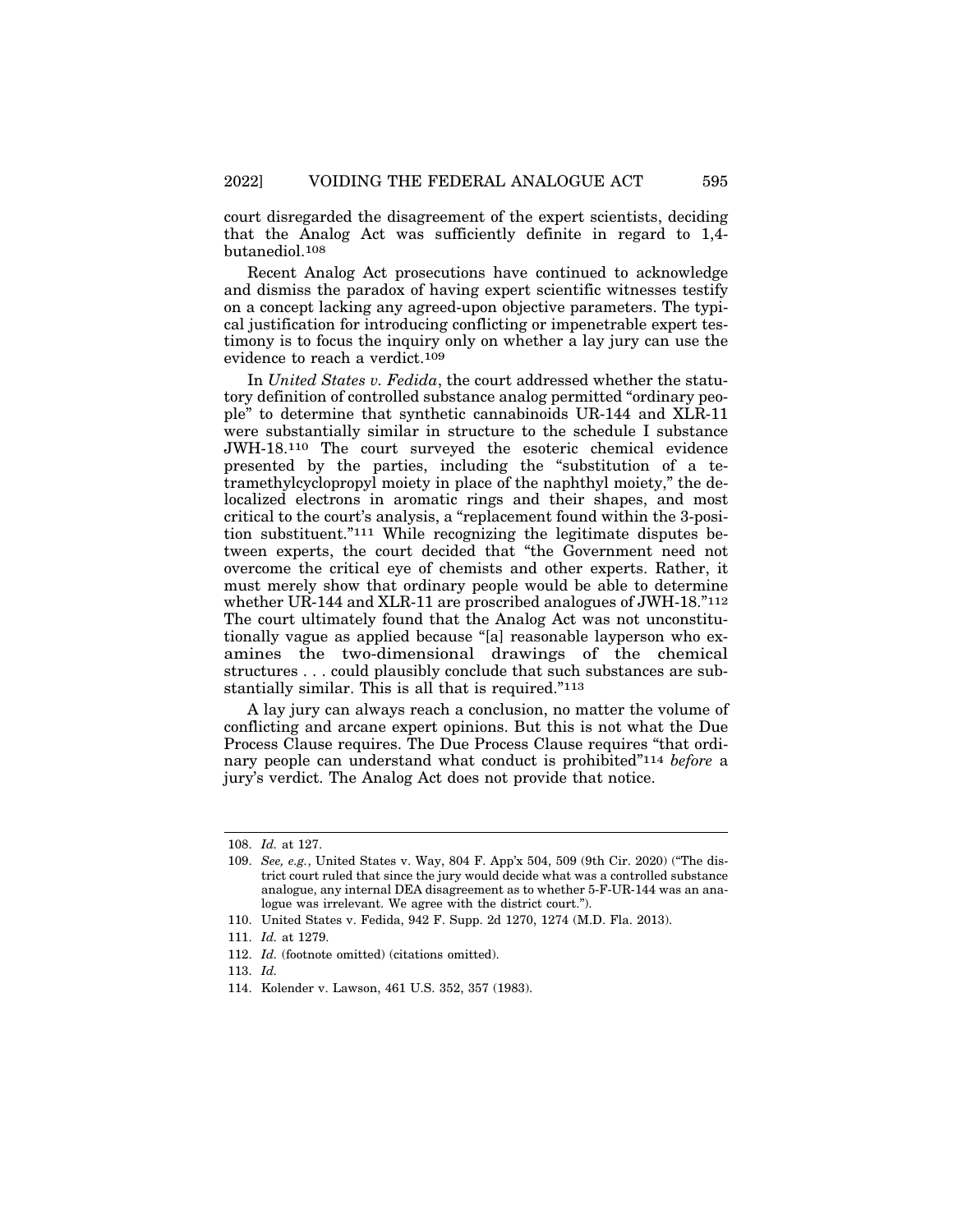court disregarded the disagreement of the expert scientists, deciding that the Analog Act was sufficiently definite in regard to 1,4-butanediol.[108]

Recent Analog Act prosecutions have continued to acknowledge and dismiss the paradox of having expert scientific witnesses testify on a concept lacking any agreed-upon objective parameters. The typical justification for introducing conflicting or impenetrable expert testimony is to focus the inquiry only on whether a lay jury can use the evidence to reach a verdict.[109]

In *United States v. Fedida*, the court addressed whether the statutory definition of controlled substance analog permitted "ordinary people" to determine that synthetic cannabinoids UR-144 and XLR-11 were substantially similar in structure to the schedule I substance JWH-18.[110] The court surveyed the esoteric chemical evidence presented by the parties, including the "substitution of a tetramethylcyclopropyl moiety in place of the naphthyl moiety," the delocalized electrons in aromatic rings and their shapes, and most critical to the court's analysis, a "replacement found within the 3-position substituent."[111] While recognizing the legitimate disputes between experts, the court decided that "the Government need not overcome the critical eye of chemists and other experts. Rather, it must merely show that ordinary people would be able to determine whether UR-144 and XLR-11 are proscribed analogues of JWH-18."[112] The court ultimately found that the Analog Act was not unconstitutionally vague as applied because "[a] reasonable layperson who examines the two-dimensional drawings of the chemical structures . . . could plausibly conclude that such substances are substantially similar. This is all that is required."[113]

A lay jury can always reach a conclusion, no matter the volume of conflicting and arcane expert opinions. But this is not what the Due Process Clause requires. The Due Process Clause requires "that ordinary people can understand what conduct is prohibited"[114] *before* a jury's verdict. The Analog Act does not provide that notice.

---

108. *Id.* at 127.

109. *See, e.g.*, United States v. Way, 804 F. App'x 504, 509 (9th Cir. 2020) ("The district court ruled that since the jury would decide what was a controlled substance analogue, any internal DEA disagreement as to whether 5-F-UR-144 was an analogue was irrelevant. We agree with the district court.").

110. United States v. Fedida, 942 F. Supp. 2d 1270, 1274 (M.D. Fla. 2013).

111. *Id.* at 1279.

112. *Id.* (footnote omitted) (citations omitted).

113. *Id.*

114. Kolender v. Lawson, 461 U.S. 352, 357 (1983).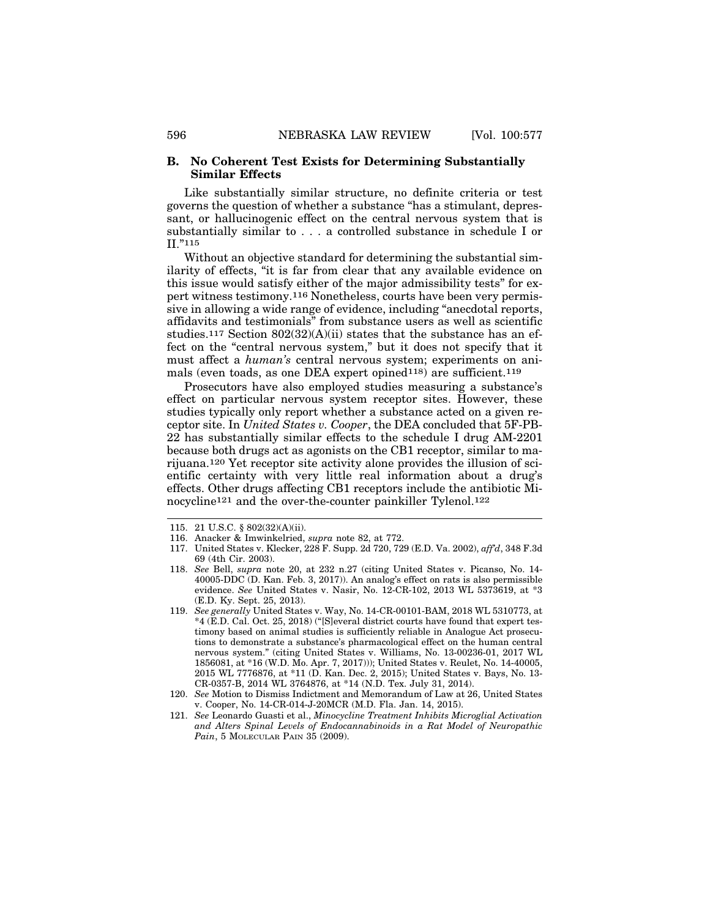### B. No Coherent Test Exists for Determining Substantially Similar Effects

Like substantially similar structure, no definite criteria or test governs the question of whether a substance "has a stimulant, depressant, or hallucinogenic effect on the central nervous system that is substantially similar to . . . a controlled substance in schedule I or II."[115]

Without an objective standard for determining the substantial similarity of effects, "it is far from clear that any available evidence on this issue would satisfy either of the major admissibility tests" for expert witness testimony.[116] Nonetheless, courts have been very permissive in allowing a wide range of evidence, including "anecdotal reports, affidavits and testimonials" from substance users as well as scientific studies.[117] Section 802(32)(A)(ii) states that the substance has an effect on the "central nervous system," but it does not specify that it must affect a *human's* central nervous system; experiments on animals (even toads, as one DEA expert opined[118]) are sufficient.[119]

Prosecutors have also employed studies measuring a substance's effect on particular nervous system receptor sites. However, these studies typically only report whether a substance acted on a given receptor site. In *United States v. Cooper*, the DEA concluded that 5F-PB-22 has substantially similar effects to the schedule I drug AM-2201 because both drugs act as agonists on the CB1 receptor, similar to marijuana.[120] Yet receptor site activity alone provides the illusion of scientific certainty with very little real information about a drug's effects. Other drugs affecting CB1 receptors include the antibiotic Minocycline[121] and the over-the-counter painkiller Tylenol.[122]

---

115. 21 U.S.C. § 802(32)(A)(ii).

116. Anacker & Imwinkelried, *supra* note 82, at 772.

117. United States v. Klecker, 228 F. Supp. 2d 720, 729 (E.D. Va. 2002), *aff'd*, 348 F.3d 69 (4th Cir. 2003).

118. *See* Bell, *supra* note 20, at 232 n.27 (citing United States v. Picanso, No. 14-40005-DDC (D. Kan. Feb. 3, 2017)). An analog's effect on rats is also permissible evidence. *See* United States v. Nasir, No. 12-CR-102, 2013 WL 5373619, at *3 (E.D. Ky. Sept. 25, 2013).

119. *See generally* United States v. Way, No. 14-CR-00101-BAM, 2018 WL 5310773, at *4 (E.D. Cal. Oct. 25, 2018) ("[S]everal district courts have found that expert testimony based on animal studies is sufficiently reliable in Analogue Act prosecutions to demonstrate a substance's pharmacological effect on the human central nervous system." (citing United States v. Williams, No. 13-00236-01, 2017 WL 1856081, at *16 (W.D. Mo. Apr. 7, 2017))); United States v. Reulet, No. 14-40005, 2015 WL 7776876, at *11 (D. Kan. Dec. 2, 2015); United States v. Bays, No. 13-CR-0357-B, 2014 WL 3764876, at *14 (N.D. Tex. July 31, 2014).

120. *See* Motion to Dismiss Indictment and Memorandum of Law at 26, United States v. Cooper, No. 14-CR-014-J-20MCR (M.D. Fla. Jan. 14, 2015).

121. *See* Leonardo Guasti et al., *Minocycline Treatment Inhibits Microglial Activation and Alters Spinal Levels of Endocannabinoids in a Rat Model of Neuropathic Pain*, 5 MOLECULAR PAIN 35 (2009).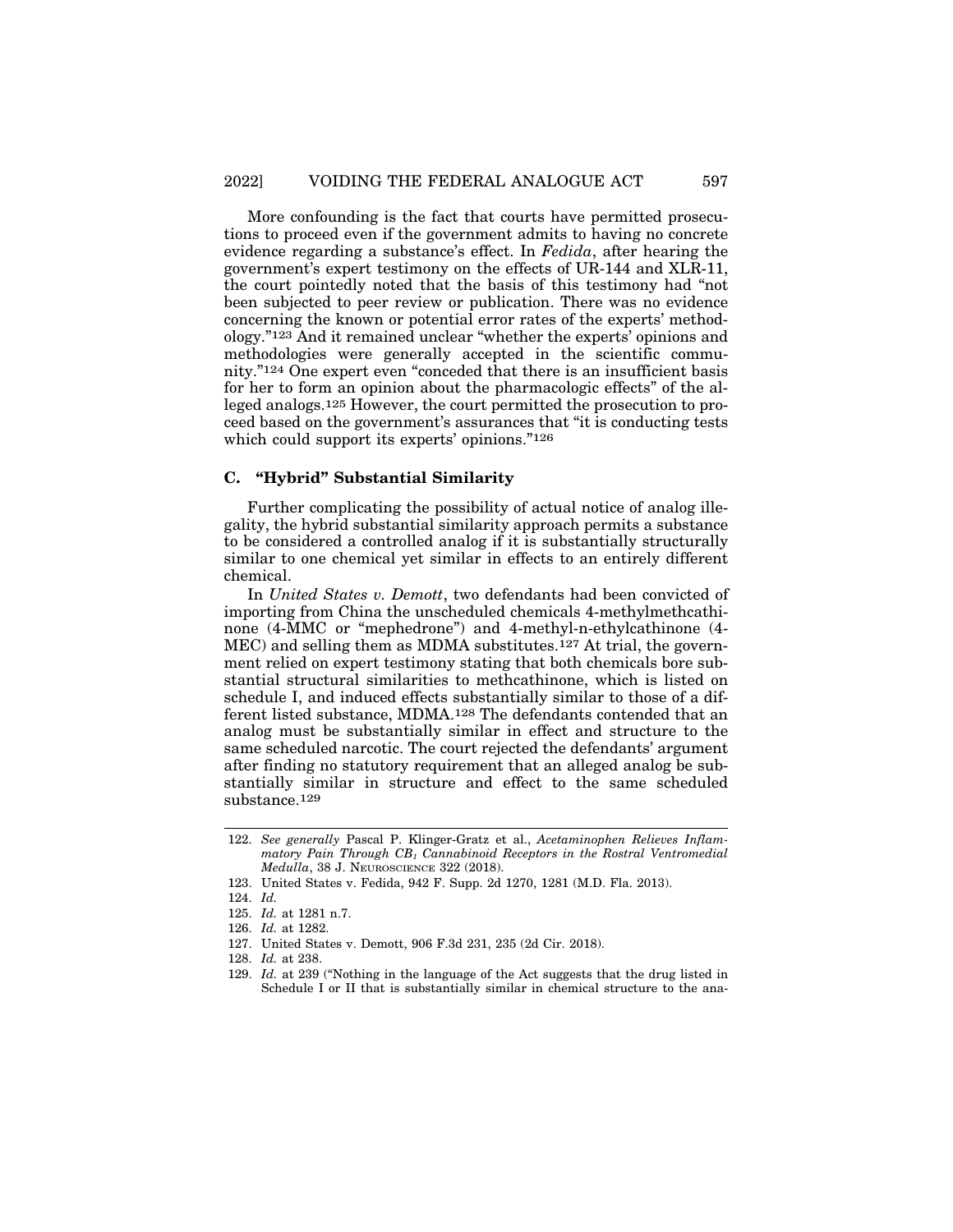More confounding is the fact that courts have permitted prosecutions to proceed even if the government admits to having no concrete evidence regarding a substance's effect. In *Fedida*, after hearing the government's expert testimony on the effects of UR-144 and XLR-11, the court pointedly noted that the basis of this testimony had "not been subjected to peer review or publication. There was no evidence concerning the known or potential error rates of the experts' methodology."[123] And it remained unclear "whether the experts' opinions and methodologies were generally accepted in the scientific community."[124] One expert even "conceded that there is an insufficient basis for her to form an opinion about the pharmacologic effects" of the alleged analogs.[125] However, the court permitted the prosecution to proceed based on the government's assurances that "it is conducting tests which could support its experts' opinions."[126]

### C. "Hybrid" Substantial Similarity

Further complicating the possibility of actual notice of analog illegality, the hybrid substantial similarity approach permits a substance to be considered a controlled analog if it is substantially structurally similar to one chemical yet similar in effects to an entirely different chemical.

In *United States v. Demott*, two defendants had been convicted of importing from China the unscheduled chemicals 4-methylmethcathinone (4-MMC or "mephedrone") and 4-methyl-n-ethylcathinone (4-MEC) and selling them as MDMA substitutes.[127] At trial, the government relied on expert testimony stating that both chemicals bore substantial structural similarities to methcathinone, which is listed on schedule I, and induced effects substantially similar to those of a different listed substance, MDMA.[128] The defendants contended that an analog must be substantially similar in effect and structure to the same scheduled narcotic. The court rejected the defendants' argument after finding no statutory requirement that an alleged analog be substantially similar in structure and effect to the same scheduled substance.[129]

---

122. *See generally* Pascal P. Klinger-Gratz et al., *Acetaminophen Relieves Inflammatory Pain Through $CB_1$ Cannabinoid Receptors in the Rostral Ventromedial Medulla*, 38 J. NEUROSCIENCE 322 (2018).

123. United States v. Fedida, 942 F. Supp. 2d 1270, 1281 (M.D. Fla. 2013).

124. *Id.*

125. *Id.* at 1281 n.7.

126. *Id.* at 1282.

127. United States v. Demott, 906 F.3d 231, 235 (2d Cir. 2018).

128. *Id.* at 238.

129. *Id.* at 239 ("Nothing in the language of the Act suggests that the drug listed in Schedule I or II that is substantially similar in chemical structure to the ana-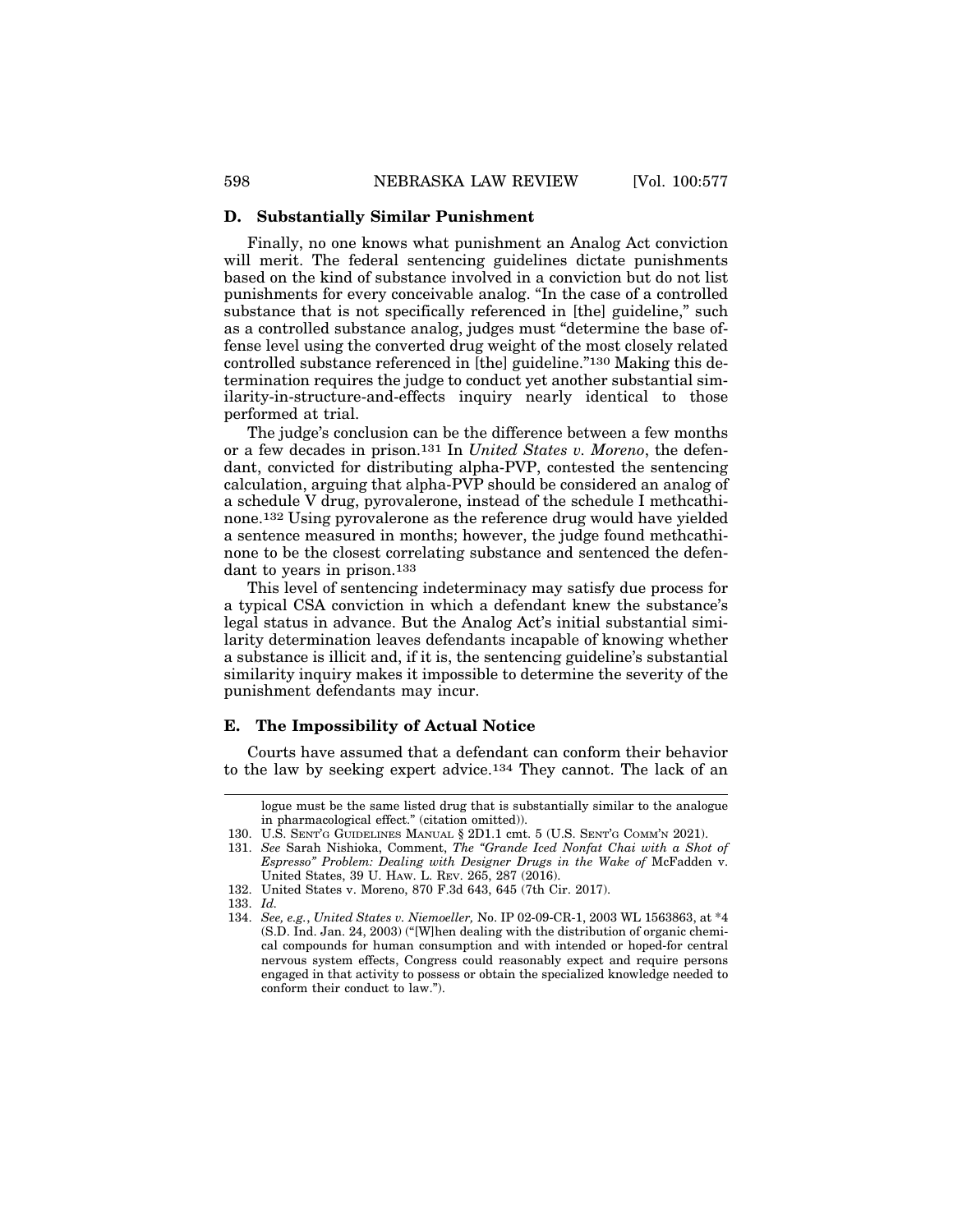### D. Substantially Similar Punishment

Finally, no one knows what punishment an Analog Act conviction will merit. The federal sentencing guidelines dictate punishments based on the kind of substance involved in a conviction but do not list punishments for every conceivable analog. "In the case of a controlled substance that is not specifically referenced in [the] guideline," such as a controlled substance analog, judges must "determine the base offense level using the converted drug weight of the most closely related controlled substance referenced in [the] guideline."[130] Making this determination requires the judge to conduct yet another substantial similarity-in-structure-and-effects inquiry nearly identical to those performed at trial.

The judge's conclusion can be the difference between a few months or a few decades in prison.[131] In *United States v. Moreno*, the defendant, convicted for distributing alpha-PVP, contested the sentencing calculation, arguing that alpha-PVP should be considered an analog of a schedule V drug, pyrovalerone, instead of the schedule I methcathinone.[132] Using pyrovalerone as the reference drug would have yielded a sentence measured in months; however, the judge found methcathinone to be the closest correlating substance and sentenced the defendant to years in prison.[133]

This level of sentencing indeterminacy may satisfy due process for a typical CSA conviction in which a defendant knew the substance's legal status in advance. But the Analog Act's initial substantial similarity determination leaves defendants incapable of knowing whether a substance is illicit and, if it is, the sentencing guideline's substantial similarity inquiry makes it impossible to determine the severity of the punishment defendants may incur.

### E. The Impossibility of Actual Notice

Courts have assumed that a defendant can conform their behavior to the law by seeking expert advice.[134] They cannot. The lack of an

---

logue must be the same listed drug that is substantially similar to the analogue in pharmacological effect." (citation omitted)).

130. U.S. SENT'G GUIDELINES MANUAL § 2D1.1 cmt. 5 (U.S. SENT'G COMM'N 2021).

131. *See* Sarah Nishioka, Comment, *The "Grande Iced Nonfat Chai with a Shot of Espresso" Problem: Dealing with Designer Drugs in the Wake of* McFadden v. United States, 39 U. HAW. L. REV. 265, 287 (2016).

132. United States v. Moreno, 870 F.3d 643, 645 (7th Cir. 2017).

133. *Id.*

134. *See, e.g.*, *United States v. Niemoeller*, No. IP 02-09-CR-1, 2003 WL 1563863, at *4 (S.D. Ind. Jan. 24, 2003) ("[W]hen dealing with the distribution of organic chemical compounds for human consumption and with intended or hoped-for central nervous system effects, Congress could reasonably expect and require persons engaged in that activity to possess or obtain the specialized knowledge needed to conform their conduct to law.").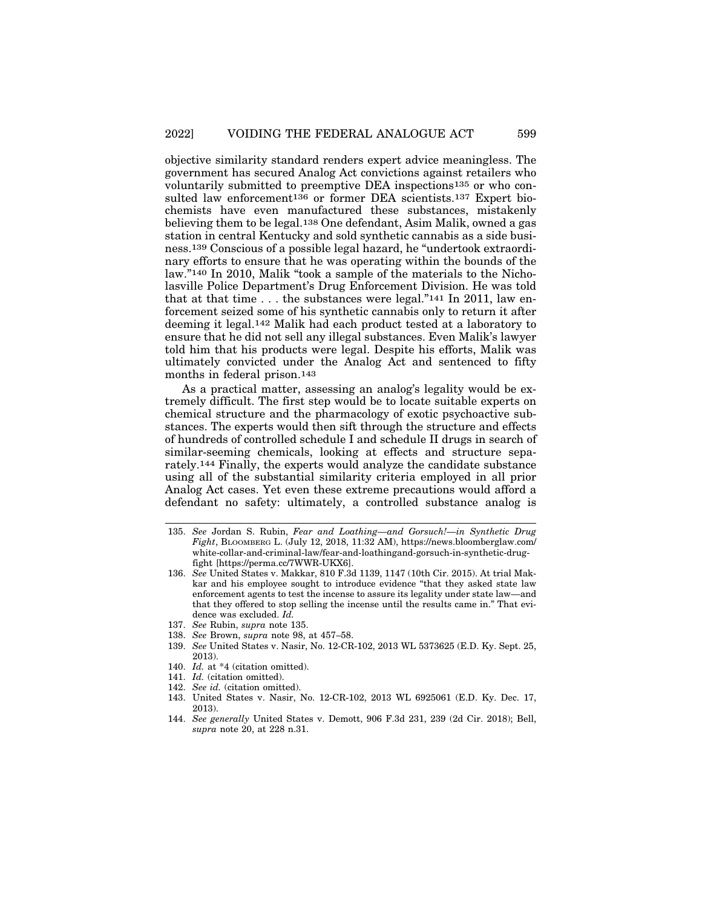objective similarity standard renders expert advice meaningless. The government has secured Analog Act convictions against retailers who voluntarily submitted to preemptive DEA inspections[135] or who consulted law enforcement[136] or former DEA scientists.[137] Expert biochemists have even manufactured these substances, mistakenly believing them to be legal.[138] One defendant, Asim Malik, owned a gas station in central Kentucky and sold synthetic cannabis as a side business.[139] Conscious of a possible legal hazard, he "undertook extraordinary efforts to ensure that he was operating within the bounds of the law."[140] In 2010, Malik "took a sample of the materials to the Nicholasville Police Department's Drug Enforcement Division. He was told that at that time . . . the substances were legal."[141] In 2011, law enforcement seized some of his synthetic cannabis only to return it after deeming it legal.[142] Malik had each product tested at a laboratory to ensure that he did not sell any illegal substances. Even Malik's lawyer told him that his products were legal. Despite his efforts, Malik was ultimately convicted under the Analog Act and sentenced to fifty months in federal prison.[143]

As a practical matter, assessing an analog's legality would be extremely difficult. The first step would be to locate suitable experts on chemical structure and the pharmacology of exotic psychoactive substances. The experts would then sift through the structure and effects of hundreds of controlled schedule I and schedule II drugs in search of similar-seeming chemicals, looking at effects and structure separately.[144] Finally, the experts would analyze the candidate substance using all of the substantial similarity criteria employed in all prior Analog Act cases. Yet even these extreme precautions would afford a defendant no safety: ultimately, a controlled substance analog is

---

135. *See* Jordan S. Rubin, *Fear and Loathing—and Gorsuch!—in Synthetic Drug Fight*, BLOOMBERG L. (July 12, 2018, 11:32 AM), https://news.bloomberglaw.com/white-collar-and-criminal-law/fear-and-loathingand-gorsuch-in-synthetic-drug-fight [https://perma.cc/7WWR-UKX6].

136. *See* United States v. Makkar, 810 F.3d 1139, 1147 (10th Cir. 2015). At trial Makkar and his employee sought to introduce evidence "that they asked state law enforcement agents to test the incense to assure its legality under state law—and that they offered to stop selling the incense until the results came in." That evidence was excluded. *Id.*

137. *See* Rubin, *supra* note 135.

138. *See* Brown, *supra* note 98, at 457–58.

139. *See* United States v. Nasir, No. 12-CR-102, 2013 WL 5373625 (E.D. Ky. Sept. 25, 2013).

140. *Id.* at *4 (citation omitted).

141. *Id.* (citation omitted).

142. *See id.* (citation omitted).

143. United States v. Nasir, No. 12-CR-102, 2013 WL 6925061 (E.D. Ky. Dec. 17, 2013).

144. *See generally* United States v. Demott, 906 F.3d 231, 239 (2d Cir. 2018); Bell, *supra* note 20, at 228 n.31.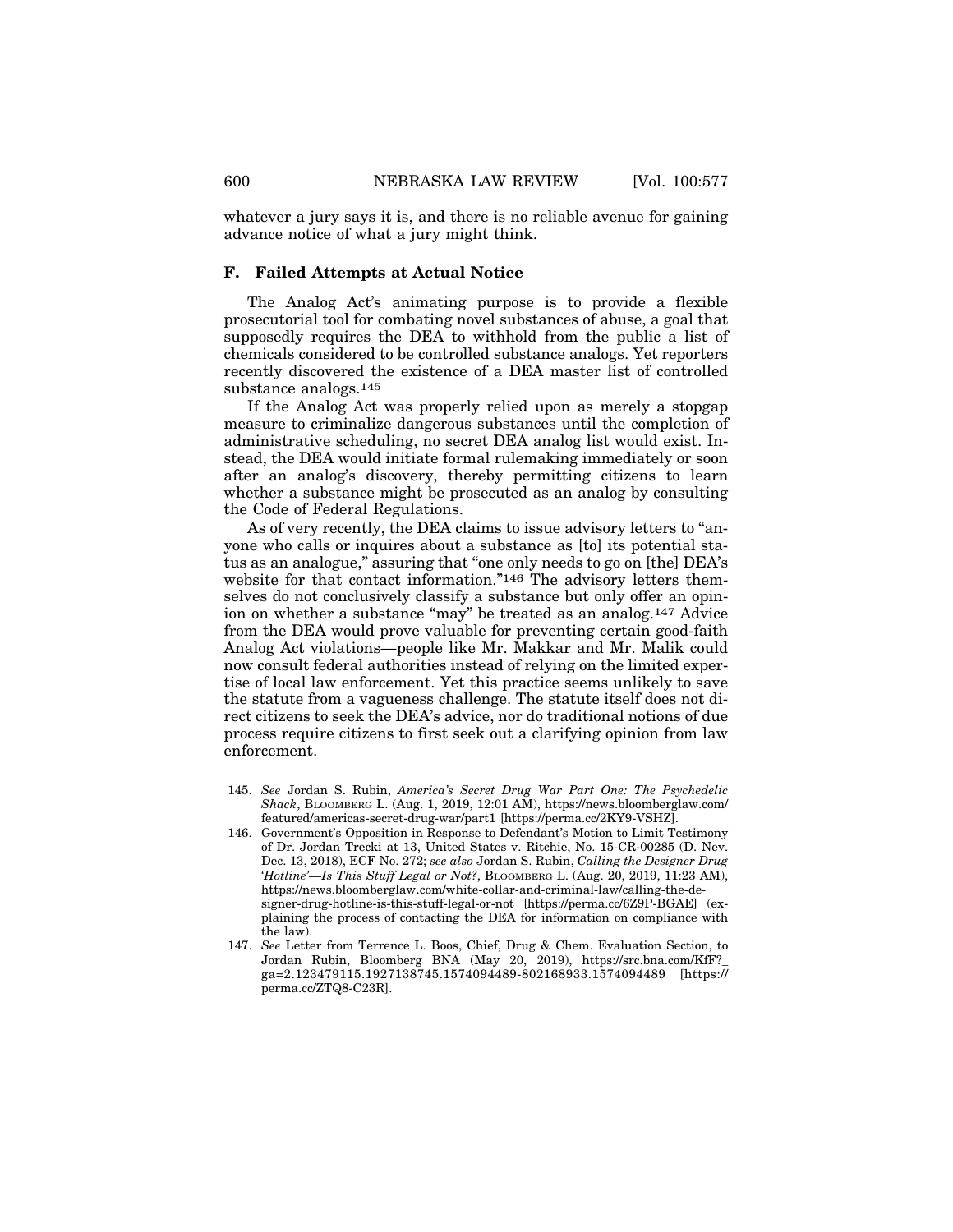whatever a jury says it is, and there is no reliable avenue for gaining advance notice of what a jury might think.

### F. Failed Attempts at Actual Notice

The Analog Act's animating purpose is to provide a flexible prosecutorial tool for combating novel substances of abuse, a goal that supposedly requires the DEA to withhold from the public a list of chemicals considered to be controlled substance analogs. Yet reporters recently discovered the existence of a DEA master list of controlled substance analogs.[145]

If the Analog Act was properly relied upon as merely a stopgap measure to criminalize dangerous substances until the completion of administrative scheduling, no secret DEA analog list would exist. Instead, the DEA would initiate formal rulemaking immediately or soon after an analog's discovery, thereby permitting citizens to learn whether a substance might be prosecuted as an analog by consulting the Code of Federal Regulations.

As of very recently, the DEA claims to issue advisory letters to "anyone who calls or inquires about a substance as [to] its potential status as an analogue," assuring that "one only needs to go on [the] DEA's website for that contact information."[146] The advisory letters themselves do not conclusively classify a substance but only offer an opinion on whether a substance "may" be treated as an analog.[147] Advice from the DEA would prove valuable for preventing certain good-faith Analog Act violations—people like Mr. Makkar and Mr. Malik could now consult federal authorities instead of relying on the limited expertise of local law enforcement. Yet this practice seems unlikely to save the statute from a vagueness challenge. The statute itself does not direct citizens to seek the DEA's advice, nor do traditional notions of due process require citizens to first seek out a clarifying opinion from law enforcement.

---

145. *See* Jordan S. Rubin, *America's Secret Drug War Part One: The Psychedelic Shack*, BLOOMBERG L. (Aug. 1, 2019, 12:01 AM), https://news.bloomberglaw.com/featured/americas-secret-drug-war/part1 [https://perma.cc/2KY9-VSHZ].

146. Government's Opposition in Response to Defendant's Motion to Limit Testimony of Dr. Jordan Trecki at 13, United States v. Ritchie, No. 15-CR-00285 (D. Nev. Dec. 13, 2018), ECF No. 272; *see also* Jordan S. Rubin, *Calling the Designer Drug 'Hotline'—Is This Stuff Legal or Not?*, BLOOMBERG L. (Aug. 20, 2019, 11:23 AM), https://news.bloomberglaw.com/white-collar-and-criminal-law/calling-the-designer-drug-hotline-is-this-stuff-legal-or-not [https://perma.cc/6Z9P-BGAE] (explaining the process of contacting the DEA for information on compliance with the law).

147. *See* Letter from Terrence L. Boos, Chief, Drug & Chem. Evaluation Section, to Jordan Rubin, Bloomberg BNA (May 20, 2019), https://src.bna.com/KfF?_ga=2.123479115.1927138745.1574094489-802168933.1574094489 [https://perma.cc/ZTQ8-C23R].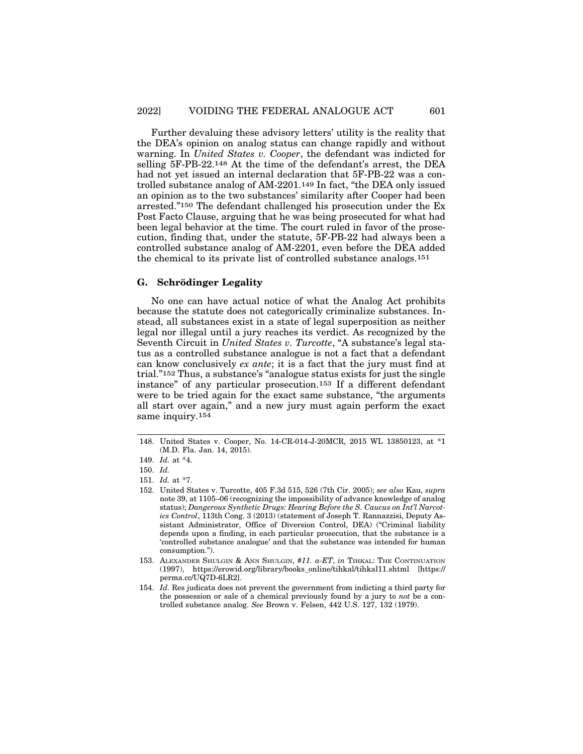Further devaluing these advisory letters' utility is the reality that the DEA's opinion on analog status can change rapidly and without warning. In *United States v. Cooper*, the defendant was indicted for selling 5F-PB-22.[148] At the time of the defendant's arrest, the DEA had not yet issued an internal declaration that 5F-PB-22 was a controlled substance analog of AM-2201.[149] In fact, "the DEA only issued an opinion as to the two substances' similarity after Cooper had been arrested."[150] The defendant challenged his prosecution under the Ex Post Facto Clause, arguing that he was being prosecuted for what had been legal behavior at the time. The court ruled in favor of the prosecution, finding that, under the statute, 5F-PB-22 had always been a controlled substance analog of AM-2201, even before the DEA added the chemical to its private list of controlled substance analogs.[151]

### G. Schrödinger Legality

No one can have actual notice of what the Analog Act prohibits because the statute does not categorically criminalize substances. Instead, all substances exist in a state of legal superposition as neither legal nor illegal until a jury reaches its verdict. As recognized by the Seventh Circuit in *United States v. Turcotte*, "A substance's legal status as a controlled substance analogue is not a fact that a defendant can know conclusively *ex ante*; it is a fact that the jury must find at trial."[152] Thus, a substance's "analogue status exists for just the single instance" of any particular prosecution.[153] If a different defendant were to be tried again for the exact same substance, "the arguments all start over again," and a new jury must again perform the exact same inquiry.[154]

---

148. United States v. Cooper, No. 14-CR-014-J-20MCR, 2015 WL 13850123, at *1 (M.D. Fla. Jan. 14, 2015).

149. *Id.* at *4.

150. *Id.*

151. *Id.* at *7.

152. United States v. Turcotte, 405 F.3d 515, 526 (7th Cir. 2005); *see also* Kau, *supra* note 39, at 1105–06 (recognizing the impossibility of advance knowledge of analog status); *Dangerous Synthetic Drugs: Hearing Before the S. Caucus on Int'l Narcotics Control*, 113th Cong. 3 (2013) (statement of Joseph T. Rannazzisi, Deputy Assistant Administrator, Office of Diversion Control, DEA) ("Criminal liability depends upon a finding, in each particular prosecution, that the substance is a 'controlled substance analogue' and that the substance was intended for human consumption.").

153. ALEXANDER SHULGIN & ANN SHULGIN, *#11. a-ET*, *in* TIHKAL: THE CONTINUATION (1997), https://erowid.org/library/books_online/tihkal/tihkal11.shtml [https://perma.cc/UQ7D-6LR2].

154. *Id.* Res judicata does not prevent the government from indicting a third party for the possession or sale of a chemical previously found by a jury to *not* be a controlled substance analog. *See* Brown v. Felsen, 442 U.S. 127, 132 (1979).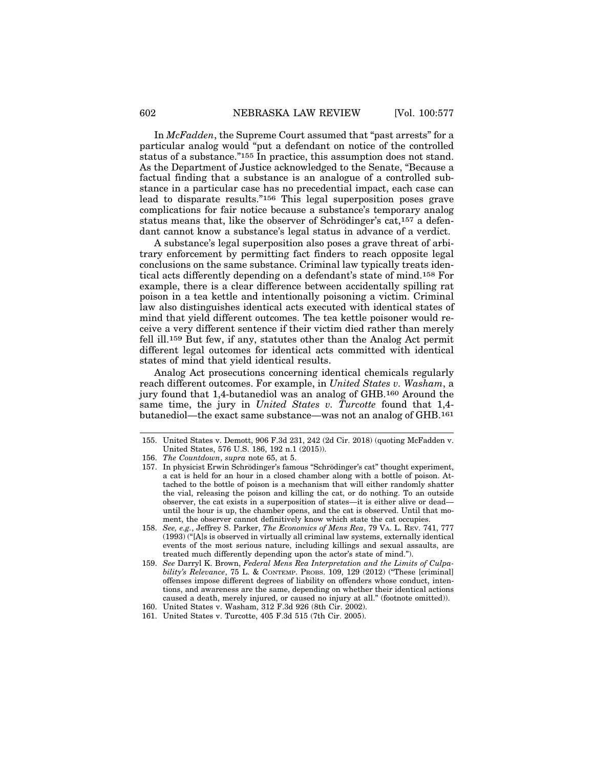In *McFadden*, the Supreme Court assumed that "past arrests" for a particular analog would "put a defendant on notice of the controlled status of a substance."[155] In practice, this assumption does not stand. As the Department of Justice acknowledged to the Senate, "Because a factual finding that a substance is an analogue of a controlled substance in a particular case has no precedential impact, each case can lead to disparate results."[156] This legal superposition poses grave complications for fair notice because a substance's temporary analog status means that, like the observer of Schrödinger's cat,[157] a defendant cannot know a substance's legal status in advance of a verdict.

A substance's legal superposition also poses a grave threat of arbitrary enforcement by permitting fact finders to reach opposite legal conclusions on the same substance. Criminal law typically treats identical acts differently depending on a defendant's state of mind.[158] For example, there is a clear difference between accidentally spilling rat poison in a tea kettle and intentionally poisoning a victim. Criminal law also distinguishes identical acts executed with identical states of mind that yield different outcomes. The tea kettle poisoner would receive a very different sentence if their victim died rather than merely fell ill.[159] But few, if any, statutes other than the Analog Act permit different legal outcomes for identical acts committed with identical states of mind that yield identical results.

Analog Act prosecutions concerning identical chemicals regularly reach different outcomes. For example, in *United States v. Washam*, a jury found that 1,4-butanediol was an analog of GHB.[160] Around the same time, the jury in *United States v. Turcotte* found that 1,4-butanediol—the exact same substance—was not an analog of GHB.[161]

---

155. United States v. Demott, 906 F.3d 231, 242 (2d Cir. 2018) (quoting McFadden v. United States, 576 U.S. 186, 192 n.1 (2015)).

156. *The Countdown*, *supra* note 65, at 5.

157. In physicist Erwin Schrödinger's famous "Schrödinger's cat" thought experiment, a cat is held for an hour in a closed chamber along with a bottle of poison. Attached to the bottle of poison is a mechanism that will either randomly shatter the vial, releasing the poison and killing the cat, or do nothing. To an outside observer, the cat exists in a superposition of states—it is either alive or dead—until the hour is up, the chamber opens, and the cat is observed. Until that moment, the observer cannot definitively know which state the cat occupies.

158. *See, e.g.*, Jeffrey S. Parker, *The Economics of Mens Rea*, 79 VA. L. REV. 741, 777 (1993) ("[A]s is observed in virtually all criminal law systems, externally identical events of the most serious nature, including killings and sexual assaults, are treated much differently depending upon the actor's state of mind.").

159. *See* Darryl K. Brown, *Federal Mens Rea Interpretation and the Limits of Culpability's Relevance*, 75 L. & CONTEMP. PROBS. 109, 129 (2012) ("These [criminal] offenses impose different degrees of liability on offenders whose conduct, intentions, and awareness are the same, depending on whether their identical actions caused a death, merely injured, or caused no injury at all." (footnote omitted)).

160. United States v. Washam, 312 F.3d 926 (8th Cir. 2002).

161. United States v. Turcotte, 405 F.3d 515 (7th Cir. 2005).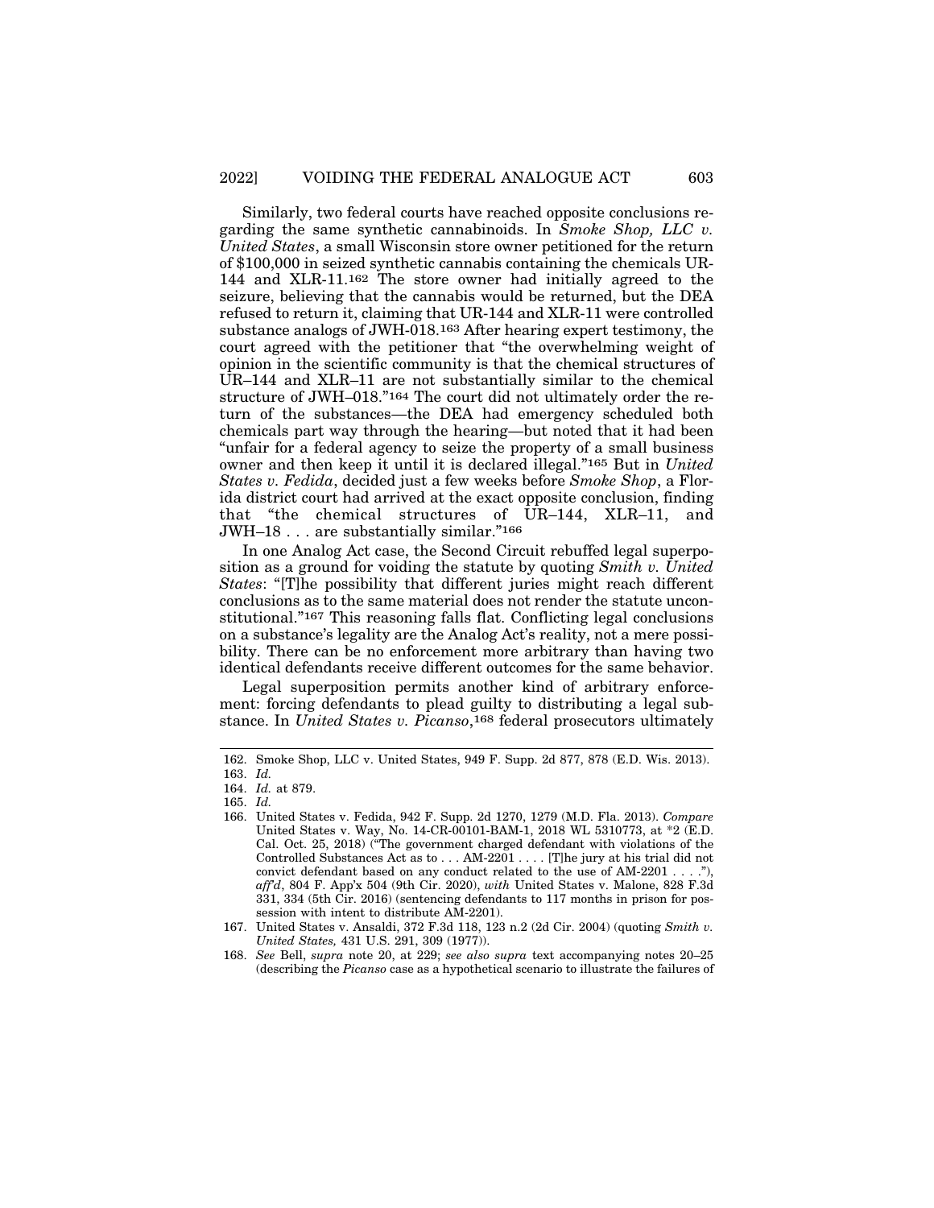Similarly, two federal courts have reached opposite conclusions regarding the same synthetic cannabinoids. In *Smoke Shop, LLC v. United States*, a small Wisconsin store owner petitioned for the return of $100,000 in seized synthetic cannabis containing the chemicals UR-144 and XLR-11.[162] The store owner had initially agreed to the seizure, believing that the cannabis would be returned, but the DEA refused to return it, claiming that UR-144 and XLR-11 were controlled substance analogs of JWH-018.[163] After hearing expert testimony, the court agreed with the petitioner that "the overwhelming weight of opinion in the scientific community is that the chemical structures of UR–144 and XLR–11 are not substantially similar to the chemical structure of JWH–018."[164] The court did not ultimately order the return of the substances—the DEA had emergency scheduled both chemicals part way through the hearing—but noted that it had been "unfair for a federal agency to seize the property of a small business owner and then keep it until it is declared illegal."[165] But in *United States v. Fedida*, decided just a few weeks before *Smoke Shop*, a Florida district court had arrived at the exact opposite conclusion, finding that "the chemical structures of UR–144, XLR–11, and JWH–18 . . . are substantially similar."[166]

In one Analog Act case, the Second Circuit rebuffed legal superposition as a ground for voiding the statute by quoting *Smith v. United States*: "[T]he possibility that different juries might reach different conclusions as to the same material does not render the statute unconstitutional."[167] This reasoning falls flat. Conflicting legal conclusions on a substance's legality are the Analog Act's reality, not a mere possibility. There can be no enforcement more arbitrary than having two identical defendants receive different outcomes for the same behavior.

Legal superposition permits another kind of arbitrary enforcement: forcing defendants to plead guilty to distributing a legal substance. In *United States v. Picanso*,[168] federal prosecutors ultimately

---

162. Smoke Shop, LLC v. United States, 949 F. Supp. 2d 877, 878 (E.D. Wis. 2013).

163. *Id.*

164. *Id.* at 879.

165. *Id.*

166. United States v. Fedida, 942 F. Supp. 2d 1270, 1279 (M.D. Fla. 2013). *Compare* United States v. Way, No. 14-CR-00101-BAM-1, 2018 WL 5310773, at *2 (E.D. Cal. Oct. 25, 2018) ("The government charged defendant with violations of the Controlled Substances Act as to . . . AM-2201 . . . . [T]he jury at his trial did not convict defendant based on any conduct related to the use of AM-2201 . . . ."), *aff'd*, 804 F. App'x 504 (9th Cir. 2020), *with* United States v. Malone, 828 F.3d 331, 334 (5th Cir. 2016) (sentencing defendants to 117 months in prison for possession with intent to distribute AM-2201).

167. United States v. Ansaldi, 372 F.3d 118, 123 n.2 (2d Cir. 2004) (quoting *Smith v. United States,* 431 U.S. 291, 309 (1977)).

168. *See* Bell, *supra* note 20, at 229; *see also supra* text accompanying notes 20–25 (describing the *Picanso* case as a hypothetical scenario to illustrate the failures of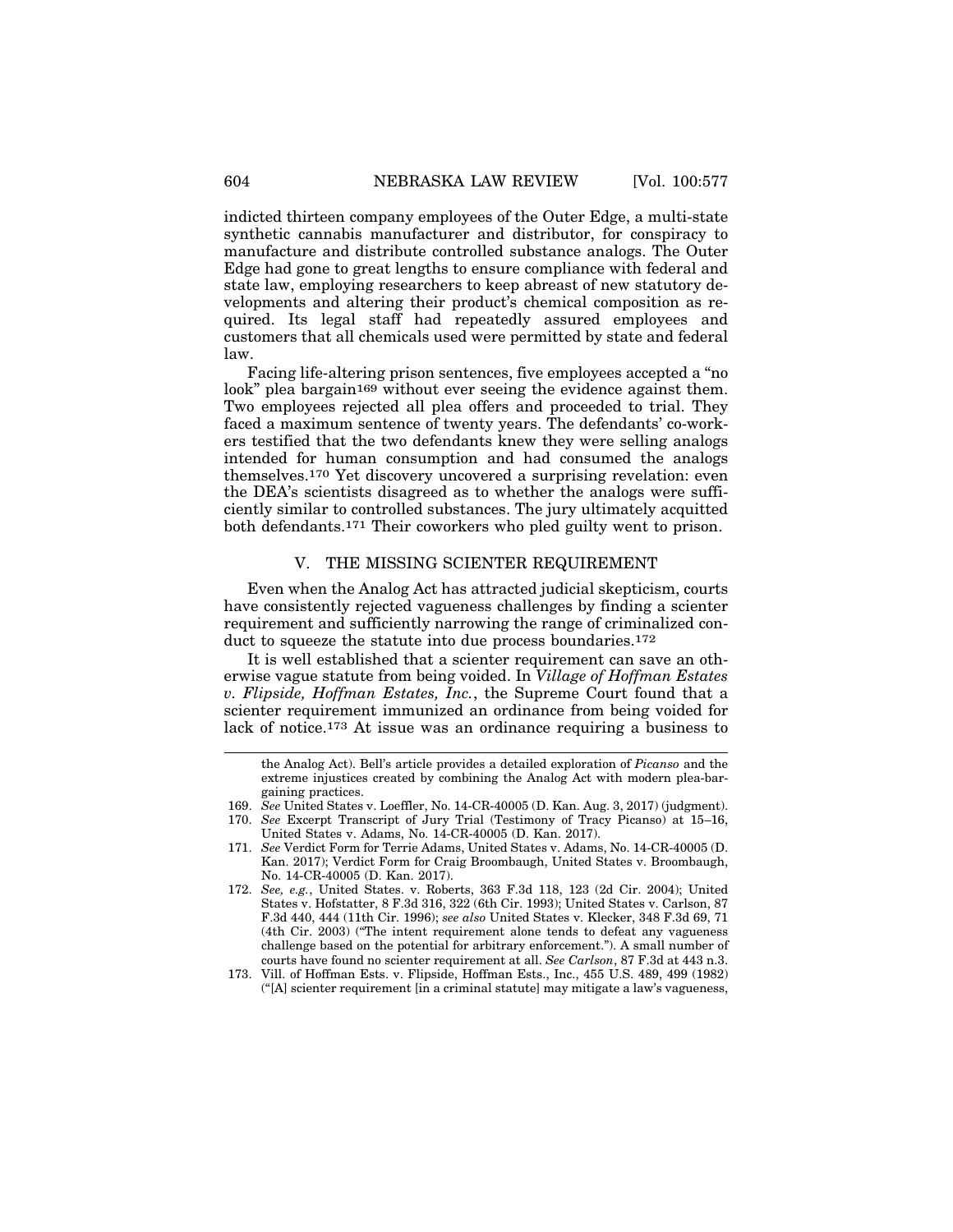indicted thirteen company employees of the Outer Edge, a multi-state synthetic cannabis manufacturer and distributor, for conspiracy to manufacture and distribute controlled substance analogs. The Outer Edge had gone to great lengths to ensure compliance with federal and state law, employing researchers to keep abreast of new statutory developments and altering their product's chemical composition as required. Its legal staff had repeatedly assured employees and customers that all chemicals used were permitted by state and federal law.

Facing life-altering prison sentences, five employees accepted a "no look" plea bargain[169] without ever seeing the evidence against them. Two employees rejected all plea offers and proceeded to trial. They faced a maximum sentence of twenty years. The defendants' co-workers testified that the two defendants knew they were selling analogs intended for human consumption and had consumed the analogs themselves.[170] Yet discovery uncovered a surprising revelation: even the DEA's scientists disagreed as to whether the analogs were sufficiently similar to controlled substances. The jury ultimately acquitted both defendants.[171] Their coworkers who pled guilty went to prison.

## V. THE MISSING SCIENTER REQUIREMENT

Even when the Analog Act has attracted judicial skepticism, courts have consistently rejected vagueness challenges by finding a scienter requirement and sufficiently narrowing the range of criminalized conduct to squeeze the statute into due process boundaries.[172]

It is well established that a scienter requirement can save an otherwise vague statute from being voided. In *Village of Hoffman Estates v. Flipside, Hoffman Estates, Inc.*, the Supreme Court found that a scienter requirement immunized an ordinance from being voided for lack of notice.[173] At issue was an ordinance requiring a business to

---

the Analog Act). Bell's article provides a detailed exploration of *Picanso* and the extreme injustices created by combining the Analog Act with modern plea-bargaining practices.

169. *See* United States v. Loeffler, No. 14-CR-40005 (D. Kan. Aug. 3, 2017) (judgment).

170. *See* Excerpt Transcript of Jury Trial (Testimony of Tracy Picanso) at 15–16, United States v. Adams, No. 14-CR-40005 (D. Kan. 2017).

171. *See* Verdict Form for Terrie Adams, United States v. Adams, No. 14-CR-40005 (D. Kan. 2017); Verdict Form for Craig Broombaugh, United States v. Broombaugh, No. 14-CR-40005 (D. Kan. 2017).

172. *See, e.g.*, United States. v. Roberts, 363 F.3d 118, 123 (2d Cir. 2004); United States v. Hofstatter, 8 F.3d 316, 322 (6th Cir. 1993); United States v. Carlson, 87 F.3d 440, 444 (11th Cir. 1996); *see also* United States v. Klecker, 348 F.3d 69, 71 (4th Cir. 2003) ("The intent requirement alone tends to defeat any vagueness challenge based on the potential for arbitrary enforcement."). A small number of courts have found no scienter requirement at all. *See Carlson*, 87 F.3d at 443 n.3.

173. Vill. of Hoffman Ests. v. Flipside, Hoffman Ests., Inc., 455 U.S. 489, 499 (1982) ("[A] scienter requirement [in a criminal statute] may mitigate a law's vagueness,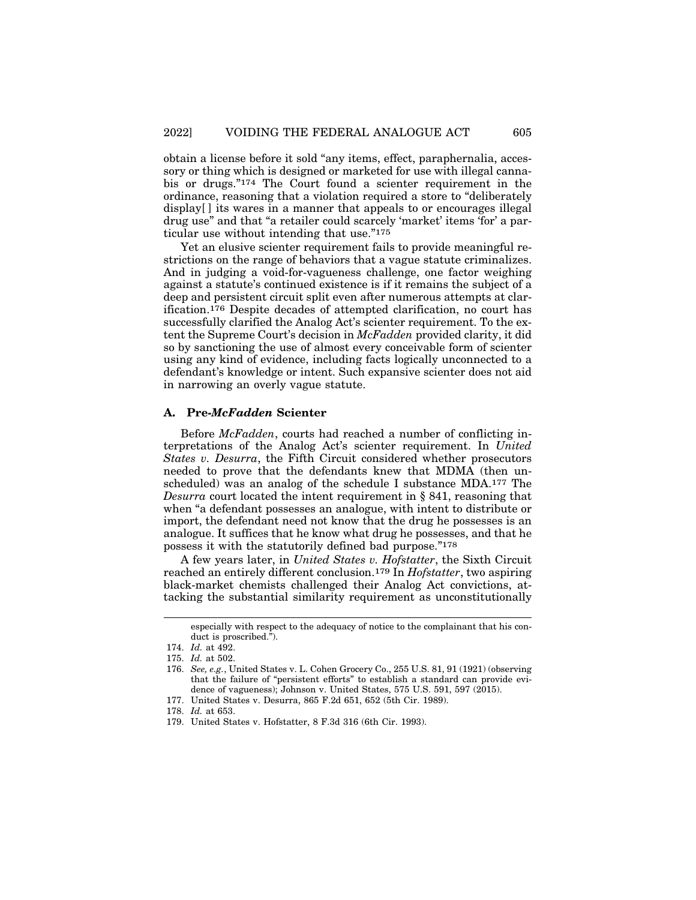obtain a license before it sold "any items, effect, paraphernalia, accessory or thing which is designed or marketed for use with illegal cannabis or drugs."[174] The Court found a scienter requirement in the ordinance, reasoning that a violation required a store to "deliberately display[ ] its wares in a manner that appeals to or encourages illegal drug use" and that "a retailer could scarcely 'market' items 'for' a particular use without intending that use."[175]

Yet an elusive scienter requirement fails to provide meaningful restrictions on the range of behaviors that a vague statute criminalizes. And in judging a void-for-vagueness challenge, one factor weighing against a statute's continued existence is if it remains the subject of a deep and persistent circuit split even after numerous attempts at clarification.[176] Despite decades of attempted clarification, no court has successfully clarified the Analog Act's scienter requirement. To the extent the Supreme Court's decision in *McFadden* provided clarity, it did so by sanctioning the use of almost every conceivable form of scienter using any kind of evidence, including facts logically unconnected to a defendant's knowledge or intent. Such expansive scienter does not aid in narrowing an overly vague statute.

### A. Pre-*McFadden* Scienter

Before *McFadden*, courts had reached a number of conflicting interpretations of the Analog Act's scienter requirement. In *United States v. Desurra*, the Fifth Circuit considered whether prosecutors needed to prove that the defendants knew that MDMA (then unscheduled) was an analog of the schedule I substance MDA.[177] The *Desurra* court located the intent requirement in § 841, reasoning that when "a defendant possesses an analogue, with intent to distribute or import, the defendant need not know that the drug he possesses is an analogue. It suffices that he know what drug he possesses, and that he possess it with the statutorily defined bad purpose."[178]

A few years later, in *United States v. Hofstatter*, the Sixth Circuit reached an entirely different conclusion.[179] In *Hofstatter*, two aspiring black-market chemists challenged their Analog Act convictions, attacking the substantial similarity requirement as unconstitutionally

---

especially with respect to the adequacy of notice to the complainant that his conduct is proscribed.").

174. *Id.* at 492.

175. *Id.* at 502.

176. *See, e.g.*, United States v. L. Cohen Grocery Co., 255 U.S. 81, 91 (1921) (observing that the failure of "persistent efforts" to establish a standard can provide evidence of vagueness); Johnson v. United States, 575 U.S. 591, 597 (2015).

177. United States v. Desurra, 865 F.2d 651, 652 (5th Cir. 1989).

178. *Id.* at 653.

179. United States v. Hofstatter, 8 F.3d 316 (6th Cir. 1993).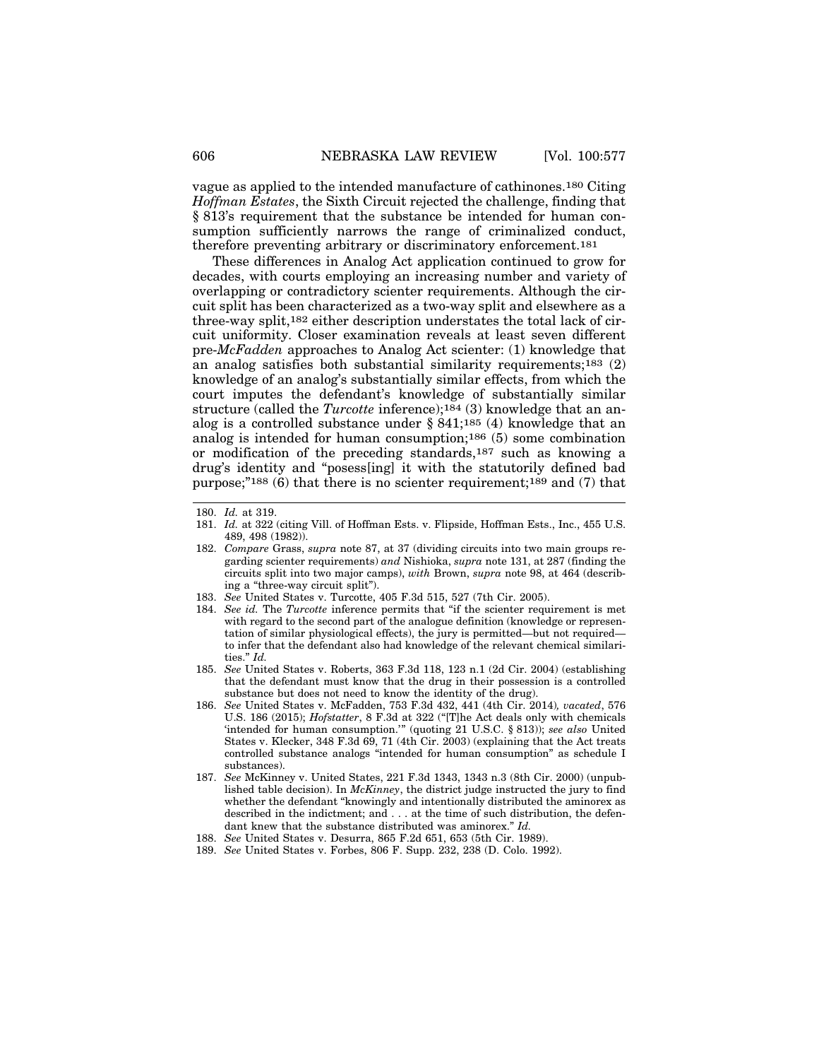vague as applied to the intended manufacture of cathinones.[180] Citing *Hoffman Estates*, the Sixth Circuit rejected the challenge, finding that § 813's requirement that the substance be intended for human consumption sufficiently narrows the range of criminalized conduct, therefore preventing arbitrary or discriminatory enforcement.[181]

These differences in Analog Act application continued to grow for decades, with courts employing an increasing number and variety of overlapping or contradictory scienter requirements. Although the circuit split has been characterized as a two-way split and elsewhere as a three-way split,[182] either description understates the total lack of circuit uniformity. Closer examination reveals at least seven different pre-*McFadden* approaches to Analog Act scienter: (1) knowledge that an analog satisfies both substantial similarity requirements;[183] (2) knowledge of an analog's substantially similar effects, from which the court imputes the defendant's knowledge of substantially similar structure (called the *Turcotte* inference);[184] (3) knowledge that an analog is a controlled substance under § 841;[185] (4) knowledge that an analog is intended for human consumption;[186] (5) some combination or modification of the preceding standards,[187] such as knowing a drug's identity and "posess[ing] it with the statutorily defined bad purpose;"[188] (6) that there is no scienter requirement;[189] and (7) that

---

180. *Id.* at 319.

181. *Id.* at 322 (citing Vill. of Hoffman Ests. v. Flipside, Hoffman Ests., Inc., 455 U.S. 489, 498 (1982)).

182. *Compare* Grass, *supra* note 87, at 37 (dividing circuits into two main groups regarding scienter requirements) *and* Nishioka, *supra* note 131, at 287 (finding the circuits split into two major camps), *with* Brown, *supra* note 98, at 464 (describing a "three-way circuit split").

183. *See* United States v. Turcotte, 405 F.3d 515, 527 (7th Cir. 2005).

184. *See id.* The *Turcotte* inference permits that "if the scienter requirement is met with regard to the second part of the analogue definition (knowledge or representation of similar physiological effects), the jury is permitted—but not required—to infer that the defendant also had knowledge of the relevant chemical similarities." *Id.*

185. *See* United States v. Roberts, 363 F.3d 118, 123 n.1 (2d Cir. 2004) (establishing that the defendant must know that the drug in their possession is a controlled substance but does not need to know the identity of the drug).

186. *See* United States v. McFadden, 753 F.3d 432, 441 (4th Cir. 2014), *vacated*, 576 U.S. 186 (2015); *Hofstatter*, 8 F.3d at 322 ("[T]he Act deals only with chemicals 'intended for human consumption.'" (quoting 21 U.S.C. § 813)); *see also* United States v. Klecker, 348 F.3d 69, 71 (4th Cir. 2003) (explaining that the Act treats controlled substance analogs "intended for human consumption" as schedule I substances).

187. *See* McKinney v. United States, 221 F.3d 1343, 1343 n.3 (8th Cir. 2000) (unpublished table decision). In *McKinney*, the district judge instructed the jury to find whether the defendant "knowingly and intentionally distributed the aminorex as described in the indictment; and . . . at the time of such distribution, the defendant knew that the substance distributed was aminorex." *Id.*

188. *See* United States v. Desurra, 865 F.2d 651, 653 (5th Cir. 1989).

189. *See* United States v. Forbes, 806 F. Supp. 232, 238 (D. Colo. 1992).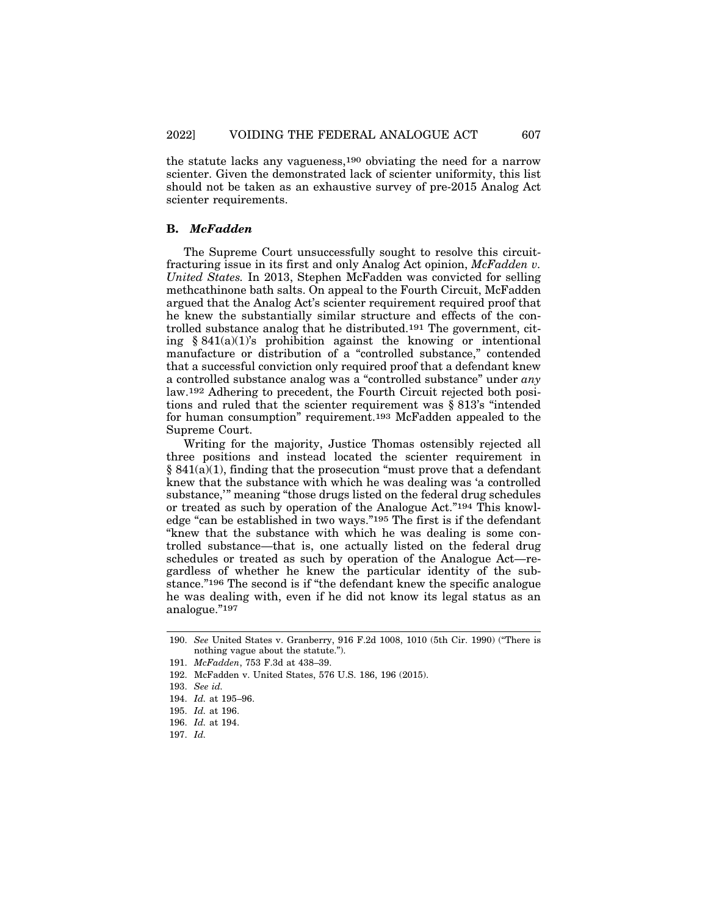the statute lacks any vagueness,[190] obviating the need for a narrow scienter. Given the demonstrated lack of scienter uniformity, this list should not be taken as an exhaustive survey of pre-2015 Analog Act scienter requirements.

### B. *McFadden*

The Supreme Court unsuccessfully sought to resolve this circuit-fracturing issue in its first and only Analog Act opinion, *McFadden v. United States.* In 2013, Stephen McFadden was convicted for selling methcathinone bath salts. On appeal to the Fourth Circuit, McFadden argued that the Analog Act's scienter requirement required proof that he knew the substantially similar structure and effects of the controlled substance analog that he distributed.[191] The government, citing § 841(a)(1)'s prohibition against the knowing or intentional manufacture or distribution of a "controlled substance," contended that a successful conviction only required proof that a defendant knew a controlled substance analog was a "controlled substance" under *any* law.[192] Adhering to precedent, the Fourth Circuit rejected both positions and ruled that the scienter requirement was § 813's "intended for human consumption" requirement.[193] McFadden appealed to the Supreme Court.

Writing for the majority, Justice Thomas ostensibly rejected all three positions and instead located the scienter requirement in § 841(a)(1), finding that the prosecution "must prove that a defendant knew that the substance with which he was dealing was 'a controlled substance,'" meaning "those drugs listed on the federal drug schedules or treated as such by operation of the Analogue Act."[194] This knowledge "can be established in two ways."[195] The first is if the defendant "knew that the substance with which he was dealing is some controlled substance—that is, one actually listed on the federal drug schedules or treated as such by operation of the Analogue Act—regardless of whether he knew the particular identity of the substance."[196] The second is if "the defendant knew the specific analogue he was dealing with, even if he did not know its legal status as an analogue."[197]

---

190. *See* United States v. Granberry, 916 F.2d 1008, 1010 (5th Cir. 1990) ("There is nothing vague about the statute.").

191. *McFadden*, 753 F.3d at 438–39.

192. McFadden v. United States, 576 U.S. 186, 196 (2015).

193. *See id.*

194. *Id.* at 195–96.

195. *Id.* at 196.

196. *Id.* at 194.

197. *Id.*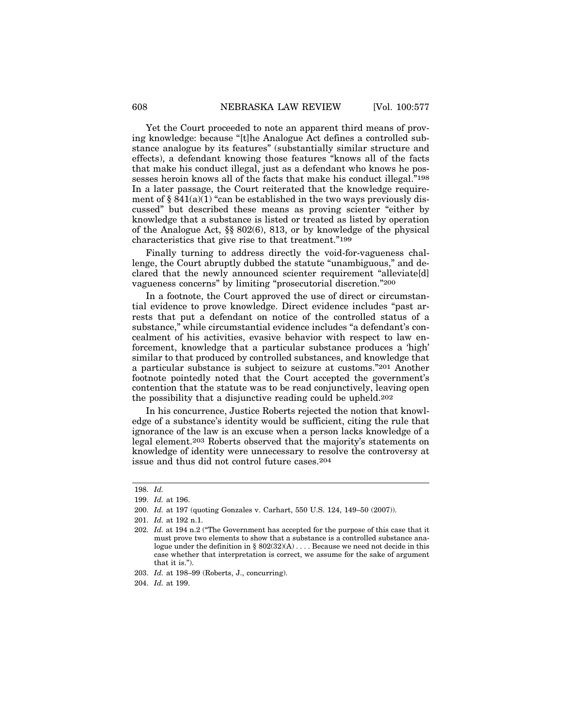Yet the Court proceeded to note an apparent third means of proving knowledge: because "[t]he Analogue Act defines a controlled substance analogue by its features" (substantially similar structure and effects), a defendant knowing those features "knows all of the facts that make his conduct illegal, just as a defendant who knows he possesses heroin knows all of the facts that make his conduct illegal."[198] In a later passage, the Court reiterated that the knowledge requirement of § 841(a)(1) "can be established in the two ways previously discussed" but described these means as proving scienter "either by knowledge that a substance is listed or treated as listed by operation of the Analogue Act, §§ 802(6), 813, or by knowledge of the physical characteristics that give rise to that treatment."[199]

Finally turning to address directly the void-for-vagueness challenge, the Court abruptly dubbed the statute "unambiguous," and declared that the newly announced scienter requirement "alleviate[d] vagueness concerns" by limiting "prosecutorial discretion."[200]

In a footnote, the Court approved the use of direct or circumstantial evidence to prove knowledge. Direct evidence includes "past arrests that put a defendant on notice of the controlled status of a substance," while circumstantial evidence includes "a defendant's concealment of his activities, evasive behavior with respect to law enforcement, knowledge that a particular substance produces a 'high' similar to that produced by controlled substances, and knowledge that a particular substance is subject to seizure at customs."[201] Another footnote pointedly noted that the Court accepted the government's contention that the statute was to be read conjunctively, leaving open the possibility that a disjunctive reading could be upheld.[202]

In his concurrence, Justice Roberts rejected the notion that knowledge of a substance's identity would be sufficient, citing the rule that ignorance of the law is an excuse when a person lacks knowledge of a legal element.[203] Roberts observed that the majority's statements on knowledge of identity were unnecessary to resolve the controversy at issue and thus did not control future cases.[204]

---

198. *Id.*

199. *Id.* at 196.

200. *Id.* at 197 (quoting Gonzales v. Carhart, 550 U.S. 124, 149–50 (2007)).

201. *Id.* at 192 n.1.

202. *Id.* at 194 n.2 ("The Government has accepted for the purpose of this case that it must prove two elements to show that a substance is a controlled substance analogue under the definition in § 802(32)(A) . . . . Because we need not decide in this case whether that interpretation is correct, we assume for the sake of argument that it is.").

203. *Id.* at 198–99 (Roberts, J., concurring).

204. *Id.* at 199.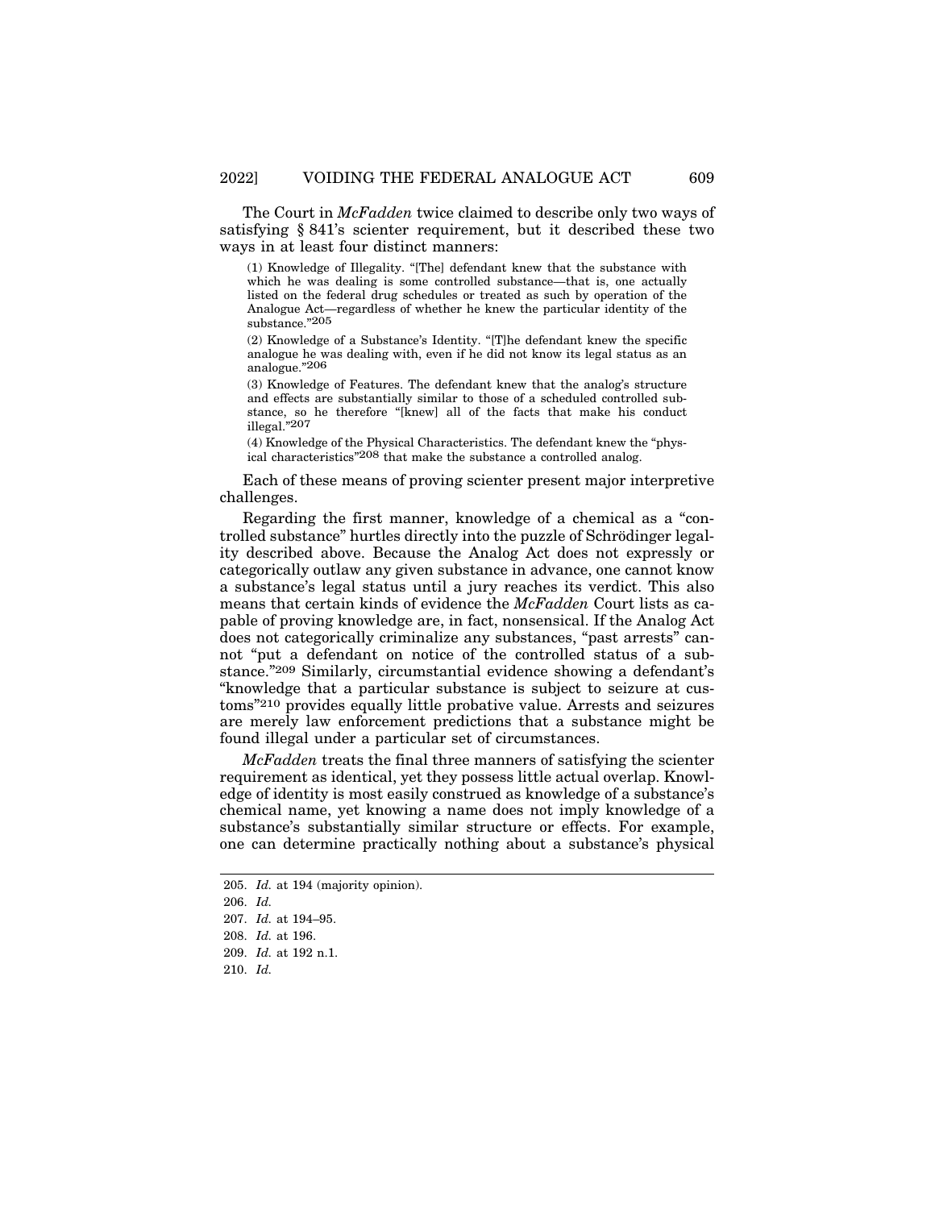The Court in *McFadden* twice claimed to describe only two ways of satisfying § 841's scienter requirement, but it described these two ways in at least four distinct manners:

> (1) Knowledge of Illegality. "[The] defendant knew that the substance with which he was dealing is some controlled substance—that is, one actually listed on the federal drug schedules or treated as such by operation of the Analogue Act—regardless of whether he knew the particular identity of the substance."[205]
>
> (2) Knowledge of a Substance's Identity. "[T]he defendant knew the specific analogue he was dealing with, even if he did not know its legal status as an analogue."[206]
>
> (3) Knowledge of Features. The defendant knew that the analog's structure and effects are substantially similar to those of a scheduled controlled substance, so he therefore "[knew] all of the facts that make his conduct illegal."[207]
>
> (4) Knowledge of the Physical Characteristics. The defendant knew the "physical characteristics"[208] that make the substance a controlled analog.

Each of these means of proving scienter present major interpretive challenges.

Regarding the first manner, knowledge of a chemical as a "controlled substance" hurtles directly into the puzzle of Schrödinger legality described above. Because the Analog Act does not expressly or categorically outlaw any given substance in advance, one cannot know a substance's legal status until a jury reaches its verdict. This also means that certain kinds of evidence the *McFadden* Court lists as capable of proving knowledge are, in fact, nonsensical. If the Analog Act does not categorically criminalize any substances, "past arrests" cannot "put a defendant on notice of the controlled status of a substance."[209] Similarly, circumstantial evidence showing a defendant's "knowledge that a particular substance is subject to seizure at customs"[210] provides equally little probative value. Arrests and seizures are merely law enforcement predictions that a substance might be found illegal under a particular set of circumstances.

*McFadden* treats the final three manners of satisfying the scienter requirement as identical, yet they possess little actual overlap. Knowledge of identity is most easily construed as knowledge of a substance's chemical name, yet knowing a name does not imply knowledge of a substance's substantially similar structure or effects. For example, one can determine practically nothing about a substance's physical

---

205. *Id.* at 194 (majority opinion).

206. *Id.*

207. *Id.* at 194–95.

208. *Id.* at 196.

209. *Id.* at 192 n.1.

210. *Id.*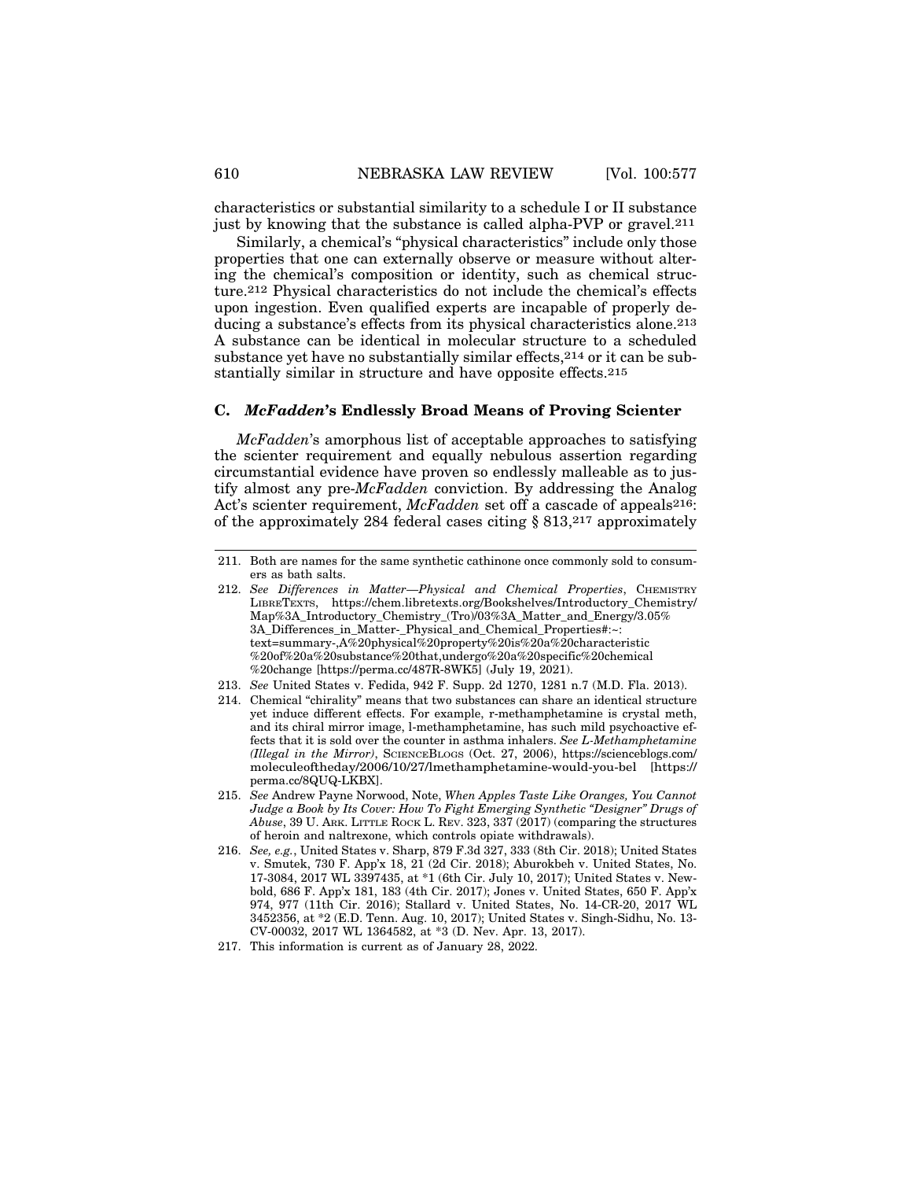characteristics or substantial similarity to a schedule I or II substance just by knowing that the substance is called alpha-PVP or gravel.[211]

Similarly, a chemical's "physical characteristics" include only those properties that one can externally observe or measure without altering the chemical's composition or identity, such as chemical structure.[212] Physical characteristics do not include the chemical's effects upon ingestion. Even qualified experts are incapable of properly deducing a substance's effects from its physical characteristics alone.[213] A substance can be identical in molecular structure to a scheduled substance yet have no substantially similar effects,[214] or it can be substantially similar in structure and have opposite effects.[215]

### C. *McFadden*'s Endlessly Broad Means of Proving Scienter

*McFadden*'s amorphous list of acceptable approaches to satisfying the scienter requirement and equally nebulous assertion regarding circumstantial evidence have proven so endlessly malleable as to justify almost any pre-*McFadden* conviction. By addressing the Analog Act's scienter requirement, *McFadden* set off a cascade of appeals[216]: of the approximately 284 federal cases citing § 813,[217] approximately

---

211. Both are names for the same synthetic cathinone once commonly sold to consumers as bath salts.

212. *See Differences in Matter—Physical and Chemical Properties*, CHEMISTRY LIBRETEXTS, https://chem.libretexts.org/Bookshelves/Introductory_Chemistry/Map%3A_Introductory_Chemistry_(Tro)/03%3A_Matter_and_Energy/3.05%3A_Differences_in_Matter-_Physical_and_Chemical_Properties#:~:text=summary-,A%20physical%20property%20is%20a%20characteristic%20of%20a%20substance%20that,undergo%20a%20specific%20chemical%20change [https://perma.cc/487R-8WK5] (July 19, 2021).

213. *See* United States v. Fedida, 942 F. Supp. 2d 1270, 1281 n.7 (M.D. Fla. 2013).

214. Chemical "chirality" means that two substances can share an identical structure yet induce different effects. For example, r-methamphetamine is crystal meth, and its chiral mirror image, l-methamphetamine, has such mild psychoactive effects that it is sold over the counter in asthma inhalers. *See L-Methamphetamine (Illegal in the Mirror)*, SCIENCEBLOGS (Oct. 27, 2006), https://scienceblogs.com/moleculeoftheday/2006/10/27/lmethamphetamine-would-you-bel [https://perma.cc/8QUQ-LKBX].

215. *See* Andrew Payne Norwood, Note, *When Apples Taste Like Oranges, You Cannot Judge a Book by Its Cover: How To Fight Emerging Synthetic "Designer" Drugs of Abuse*, 39 U. ARK. LITTLE ROCK L. REV. 323, 337 (2017) (comparing the structures of heroin and naltrexone, which controls opiate withdrawals).

216. *See, e.g.*, United States v. Sharp, 879 F.3d 327, 333 (8th Cir. 2018); United States v. Smutek, 730 F. App'x 18, 21 (2d Cir. 2018); Aburokbeh v. United States, No. 17-3084, 2017 WL 3397435, at *1 (6th Cir. July 10, 2017); United States v. Newbold, 686 F. App'x 181, 183 (4th Cir. 2017); Jones v. United States, 650 F. App'x 974, 977 (11th Cir. 2016); Stallard v. United States, No. 14-CR-20, 2017 WL 3452356, at *2 (E.D. Tenn. Aug. 10, 2017); United States v. Singh-Sidhu, No. 13-CV-00032, 2017 WL 1364582, at *3 (D. Nev. Apr. 13, 2017).

217. This information is current as of January 28, 2022.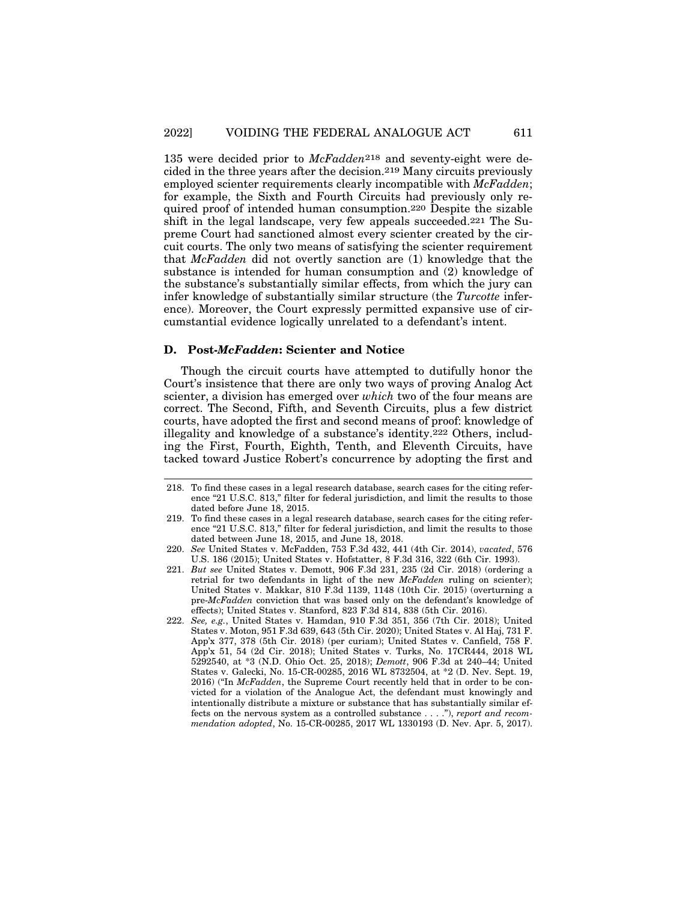135 were decided prior to *McFadden*[218] and seventy-eight were decided in the three years after the decision.[219] Many circuits previously employed scienter requirements clearly incompatible with *McFadden*; for example, the Sixth and Fourth Circuits had previously only required proof of intended human consumption.[220] Despite the sizable shift in the legal landscape, very few appeals succeeded.[221] The Supreme Court had sanctioned almost every scienter created by the circuit courts. The only two means of satisfying the scienter requirement that *McFadden* did not overtly sanction are (1) knowledge that the substance is intended for human consumption and (2) knowledge of the substance's substantially similar effects, from which the jury can infer knowledge of substantially similar structure (the *Turcotte* inference). Moreover, the Court expressly permitted expansive use of circumstantial evidence logically unrelated to a defendant's intent.

### D. Post-*McFadden*: Scienter and Notice

Though the circuit courts have attempted to dutifully honor the Court's insistence that there are only two ways of proving Analog Act scienter, a division has emerged over *which* two of the four means are correct. The Second, Fifth, and Seventh Circuits, plus a few district courts, have adopted the first and second means of proof: knowledge of illegality and knowledge of a substance's identity.[222] Others, including the First, Fourth, Eighth, Tenth, and Eleventh Circuits, have tacked toward Justice Robert's concurrence by adopting the first and

---

218. To find these cases in a legal research database, search cases for the citing reference "21 U.S.C. 813," filter for federal jurisdiction, and limit the results to those dated before June 18, 2015.

219. To find these cases in a legal research database, search cases for the citing reference "21 U.S.C. 813," filter for federal jurisdiction, and limit the results to those dated between June 18, 2015, and June 18, 2018.

220. *See* United States v. McFadden, 753 F.3d 432, 441 (4th Cir. 2014), *vacated*, 576 U.S. 186 (2015); United States v. Hofstatter, 8 F.3d 316, 322 (6th Cir. 1993).

221. *But see* United States v. Demott, 906 F.3d 231, 235 (2d Cir. 2018) (ordering a retrial for two defendants in light of the new *McFadden* ruling on scienter); United States v. Makkar, 810 F.3d 1139, 1148 (10th Cir. 2015) (overturning a pre-*McFadden* conviction that was based only on the defendant's knowledge of effects); United States v. Stanford, 823 F.3d 814, 838 (5th Cir. 2016).

222. *See, e.g.*, United States v. Hamdan, 910 F.3d 351, 356 (7th Cir. 2018); United States v. Moton, 951 F.3d 639, 643 (5th Cir. 2020); United States v. Al Haj, 731 F. App'x 377, 378 (5th Cir. 2018) (per curiam); United States v. Canfield, 758 F. App'x 51, 54 (2d Cir. 2018); United States v. Turks, No. 17CR444, 2018 WL 5292540, at *3 (N.D. Ohio Oct. 25, 2018); *Demott*, 906 F.3d at 240–44; United States v. Galecki, No. 15-CR-00285, 2016 WL 8732504, at *2 (D. Nev. Sept. 19, 2016) ("In *McFadden*, the Supreme Court recently held that in order to be convicted for a violation of the Analogue Act, the defendant must knowingly and intentionally distribute a mixture or substance that has substantially similar effects on the nervous system as a controlled substance . . . ."), *report and recommendation adopted*, No. 15-CR-00285, 2017 WL 1330193 (D. Nev. Apr. 5, 2017).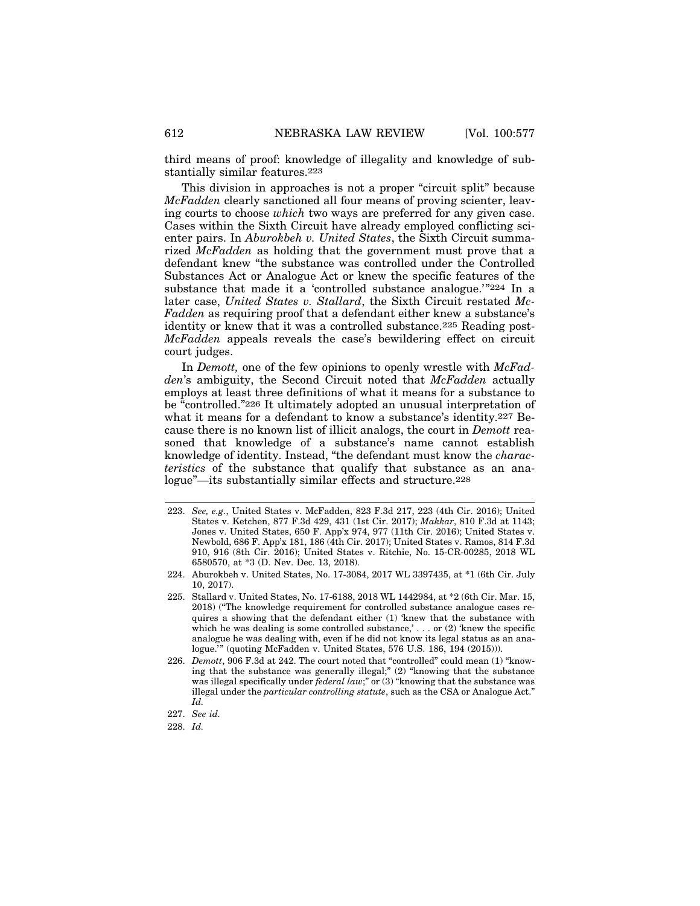third means of proof: knowledge of illegality and knowledge of substantially similar features.[223]

This division in approaches is not a proper "circuit split" because *McFadden* clearly sanctioned all four means of proving scienter, leaving courts to choose *which* two ways are preferred for any given case. Cases within the Sixth Circuit have already employed conflicting scienter pairs. In *Aburokbeh v. United States*, the Sixth Circuit summarized *McFadden* as holding that the government must prove that a defendant knew "the substance was controlled under the Controlled Substances Act or Analogue Act or knew the specific features of the substance that made it a 'controlled substance analogue.'"[224] In a later case, *United States v. Stallard*, the Sixth Circuit restated *McFadden* as requiring proof that a defendant either knew a substance's identity or knew that it was a controlled substance.[225] Reading post-*McFadden* appeals reveals the case's bewildering effect on circuit court judges.

In *Demott,* one of the few opinions to openly wrestle with *McFadden*'s ambiguity, the Second Circuit noted that *McFadden* actually employs at least three definitions of what it means for a substance to be "controlled."[226] It ultimately adopted an unusual interpretation of what it means for a defendant to know a substance's identity.[227] Because there is no known list of illicit analogs, the court in *Demott* reasoned that knowledge of a substance's name cannot establish knowledge of identity. Instead, "the defendant must know the *characteristics* of the substance that qualify that substance as an analogue"—its substantially similar effects and structure.[228]

---

223. *See, e.g.*, United States v. McFadden, 823 F.3d 217, 223 (4th Cir. 2016); United States v. Ketchen, 877 F.3d 429, 431 (1st Cir. 2017); *Makkar*, 810 F.3d at 1143; Jones v. United States, 650 F. App'x 974, 977 (11th Cir. 2016); United States v. Newbold, 686 F. App'x 181, 186 (4th Cir. 2017); United States v. Ramos, 814 F.3d 910, 916 (8th Cir. 2016); United States v. Ritchie, No. 15-CR-00285, 2018 WL 6580570, at *3 (D. Nev. Dec. 13, 2018).

224. Aburokbeh v. United States, No. 17-3084, 2017 WL 3397435, at *1 (6th Cir. July 10, 2017).

225. Stallard v. United States, No. 17-6188, 2018 WL 1442984, at *2 (6th Cir. Mar. 15, 2018) ("The knowledge requirement for controlled substance analogue cases requires a showing that the defendant either (1) 'knew that the substance with which he was dealing is some controlled substance,' . . . or (2) 'knew the specific analogue he was dealing with, even if he did not know its legal status as an analogue.'" (quoting McFadden v. United States, 576 U.S. 186, 194 (2015))).

226. *Demott*, 906 F.3d at 242. The court noted that "controlled" could mean (1) "knowing that the substance was generally illegal;" (2) "knowing that the substance was illegal specifically under *federal law*;" or (3) "knowing that the substance was illegal under the *particular controlling statute*, such as the CSA or Analogue Act." *Id.*

227. *See id.*

228. *Id.*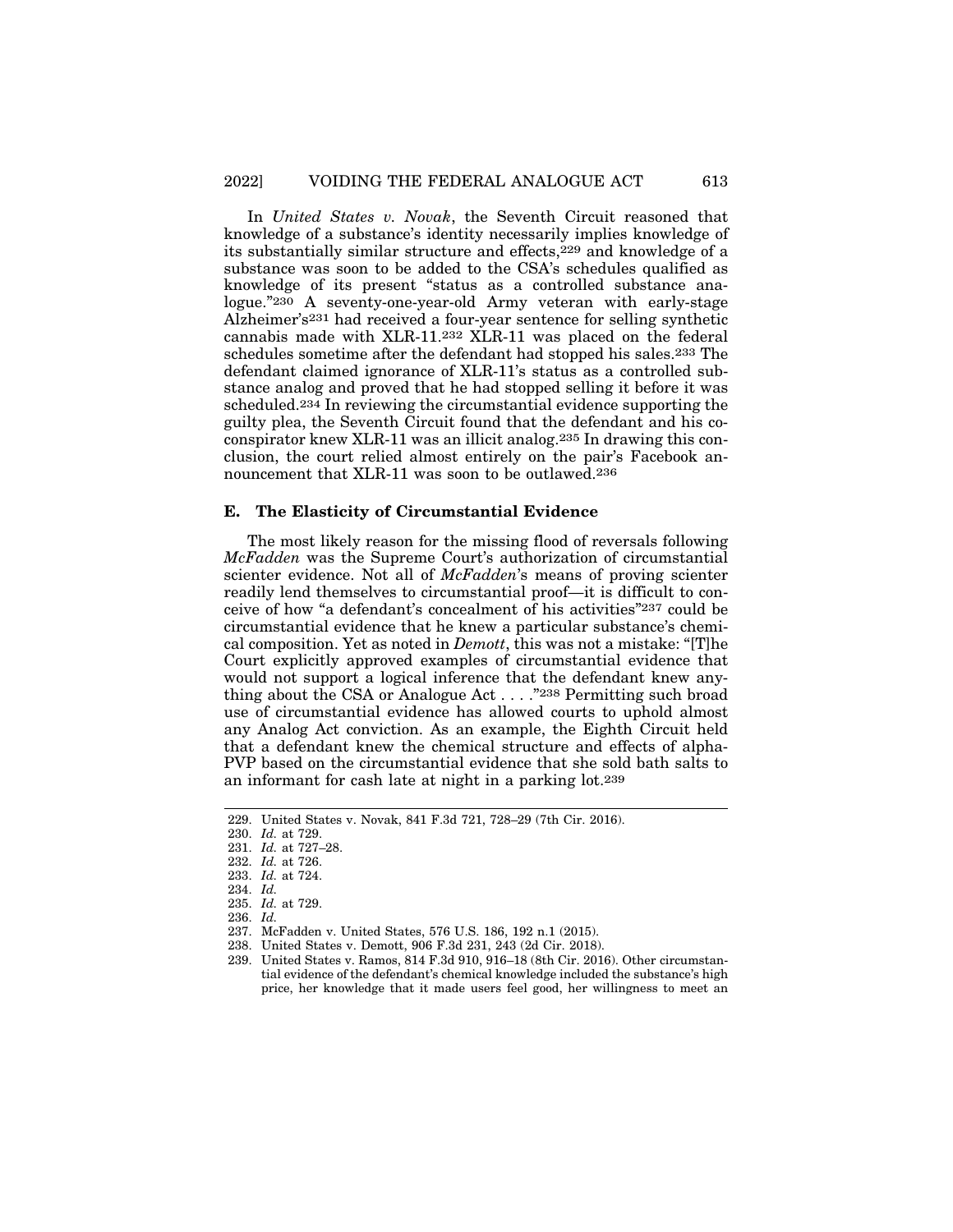In *United States v. Novak*, the Seventh Circuit reasoned that knowledge of a substance's identity necessarily implies knowledge of its substantially similar structure and effects,[229] and knowledge of a substance was soon to be added to the CSA's schedules qualified as knowledge of its present "status as a controlled substance analogue."[230] A seventy-one-year-old Army veteran with early-stage Alzheimer's[231] had received a four-year sentence for selling synthetic cannabis made with XLR-11.[232] XLR-11 was placed on the federal schedules sometime after the defendant had stopped his sales.[233] The defendant claimed ignorance of XLR-11's status as a controlled substance analog and proved that he had stopped selling it before it was scheduled.[234] In reviewing the circumstantial evidence supporting the guilty plea, the Seventh Circuit found that the defendant and his co-conspirator knew XLR-11 was an illicit analog.[235] In drawing this conclusion, the court relied almost entirely on the pair's Facebook announcement that XLR-11 was soon to be outlawed.[236]

### E. The Elasticity of Circumstantial Evidence

The most likely reason for the missing flood of reversals following *McFadden* was the Supreme Court's authorization of circumstantial scienter evidence. Not all of *McFadden*'s means of proving scienter readily lend themselves to circumstantial proof—it is difficult to conceive of how "a defendant's concealment of his activities"[237] could be circumstantial evidence that he knew a particular substance's chemical composition. Yet as noted in *Demott*, this was not a mistake: "[T]he Court explicitly approved examples of circumstantial evidence that would not support a logical inference that the defendant knew anything about the CSA or Analogue Act . . . ."[238] Permitting such broad use of circumstantial evidence has allowed courts to uphold almost any Analog Act conviction. As an example, the Eighth Circuit held that a defendant knew the chemical structure and effects of alpha-PVP based on the circumstantial evidence that she sold bath salts to an informant for cash late at night in a parking lot.[239]

---

229. United States v. Novak, 841 F.3d 721, 728–29 (7th Cir. 2016).

230. *Id.* at 729.

231. *Id.* at 727–28.

232. *Id.* at 726.

233. *Id.* at 724.

234. *Id.*

235. *Id.* at 729.

236. *Id.*

237. McFadden v. United States, 576 U.S. 186, 192 n.1 (2015).

238. United States v. Demott, 906 F.3d 231, 243 (2d Cir. 2018).

239. United States v. Ramos, 814 F.3d 910, 916–18 (8th Cir. 2016). Other circumstantial evidence of the defendant's chemical knowledge included the substance's high price, her knowledge that it made users feel good, her willingness to meet an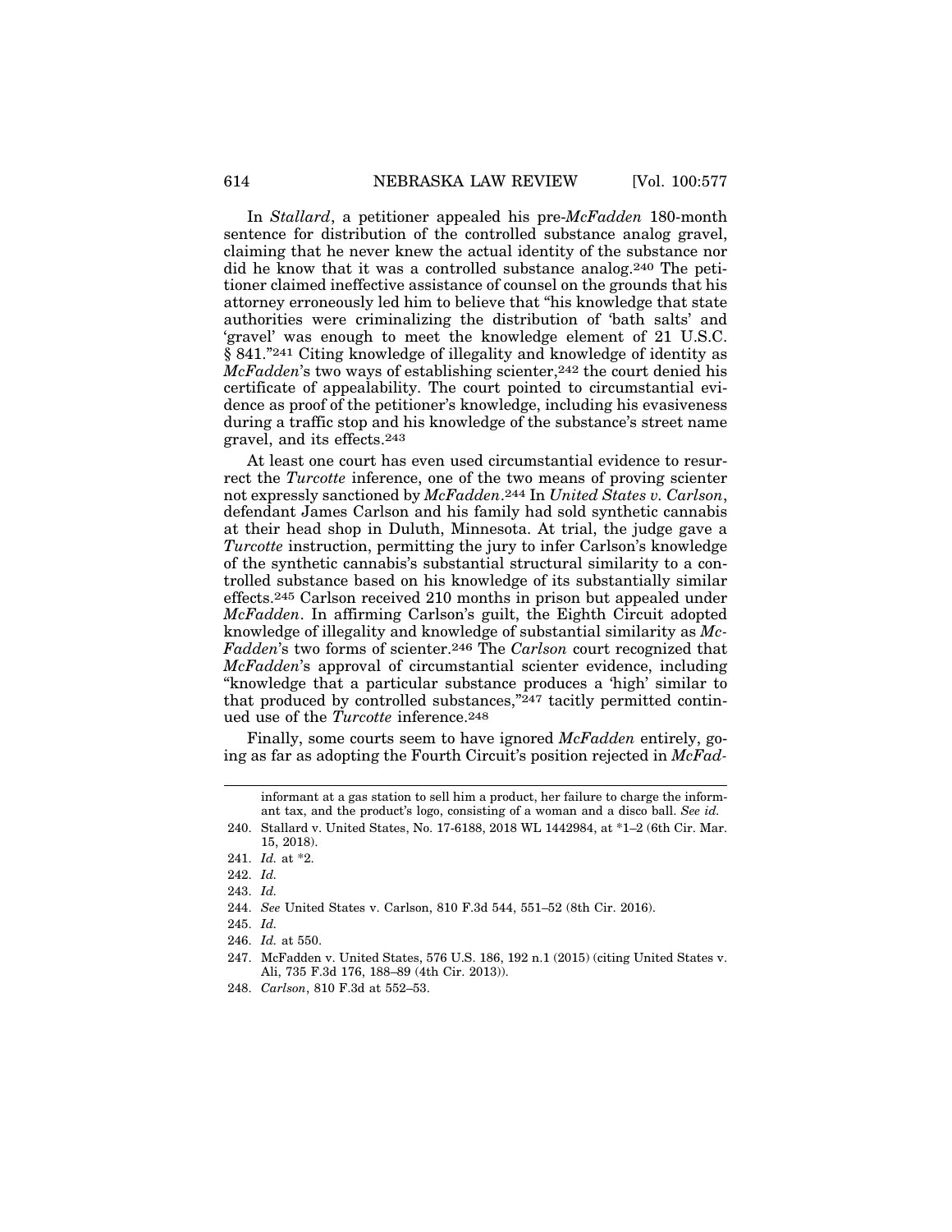In *Stallard*, a petitioner appealed his pre-*McFadden* 180-month sentence for distribution of the controlled substance analog gravel, claiming that he never knew the actual identity of the substance nor did he know that it was a controlled substance analog.[240] The petitioner claimed ineffective assistance of counsel on the grounds that his attorney erroneously led him to believe that "his knowledge that state authorities were criminalizing the distribution of 'bath salts' and 'gravel' was enough to meet the knowledge element of 21 U.S.C. § 841."[241] Citing knowledge of illegality and knowledge of identity as *McFadden*'s two ways of establishing scienter,[242] the court denied his certificate of appealability. The court pointed to circumstantial evidence as proof of the petitioner's knowledge, including his evasiveness during a traffic stop and his knowledge of the substance's street name gravel, and its effects.[243]

At least one court has even used circumstantial evidence to resurrect the *Turcotte* inference, one of the two means of proving scienter not expressly sanctioned by *McFadden*.[244] In *United States v. Carlson*, defendant James Carlson and his family had sold synthetic cannabis at their head shop in Duluth, Minnesota. At trial, the judge gave a *Turcotte* instruction, permitting the jury to infer Carlson's knowledge of the synthetic cannabis's substantial structural similarity to a controlled substance based on his knowledge of its substantially similar effects.[245] Carlson received 210 months in prison but appealed under *McFadden*. In affirming Carlson's guilt, the Eighth Circuit adopted knowledge of illegality and knowledge of substantial similarity as *McFadden*'s two forms of scienter.[246] The *Carlson* court recognized that *McFadden*'s approval of circumstantial scienter evidence, including "knowledge that a particular substance produces a 'high' similar to that produced by controlled substances,"[247] tacitly permitted continued use of the *Turcotte* inference.[248]

Finally, some courts seem to have ignored *McFadden* entirely, going as far as adopting the Fourth Circuit's position rejected in *McFad-*

---

informant at a gas station to sell him a product, her failure to charge the informant tax, and the product's logo, consisting of a woman and a disco ball. *See id.*

240. Stallard v. United States, No. 17-6188, 2018 WL 1442984, at *1–2 (6th Cir. Mar. 15, 2018).

241. *Id.* at *2.

242. *Id.*

243. *Id.*

244. *See* United States v. Carlson, 810 F.3d 544, 551–52 (8th Cir. 2016).

245. *Id.*

246. *Id.* at 550.

247. McFadden v. United States, 576 U.S. 186, 192 n.1 (2015) (citing United States v. Ali, 735 F.3d 176, 188–89 (4th Cir. 2013)).

248. *Carlson*, 810 F.3d at 552–53.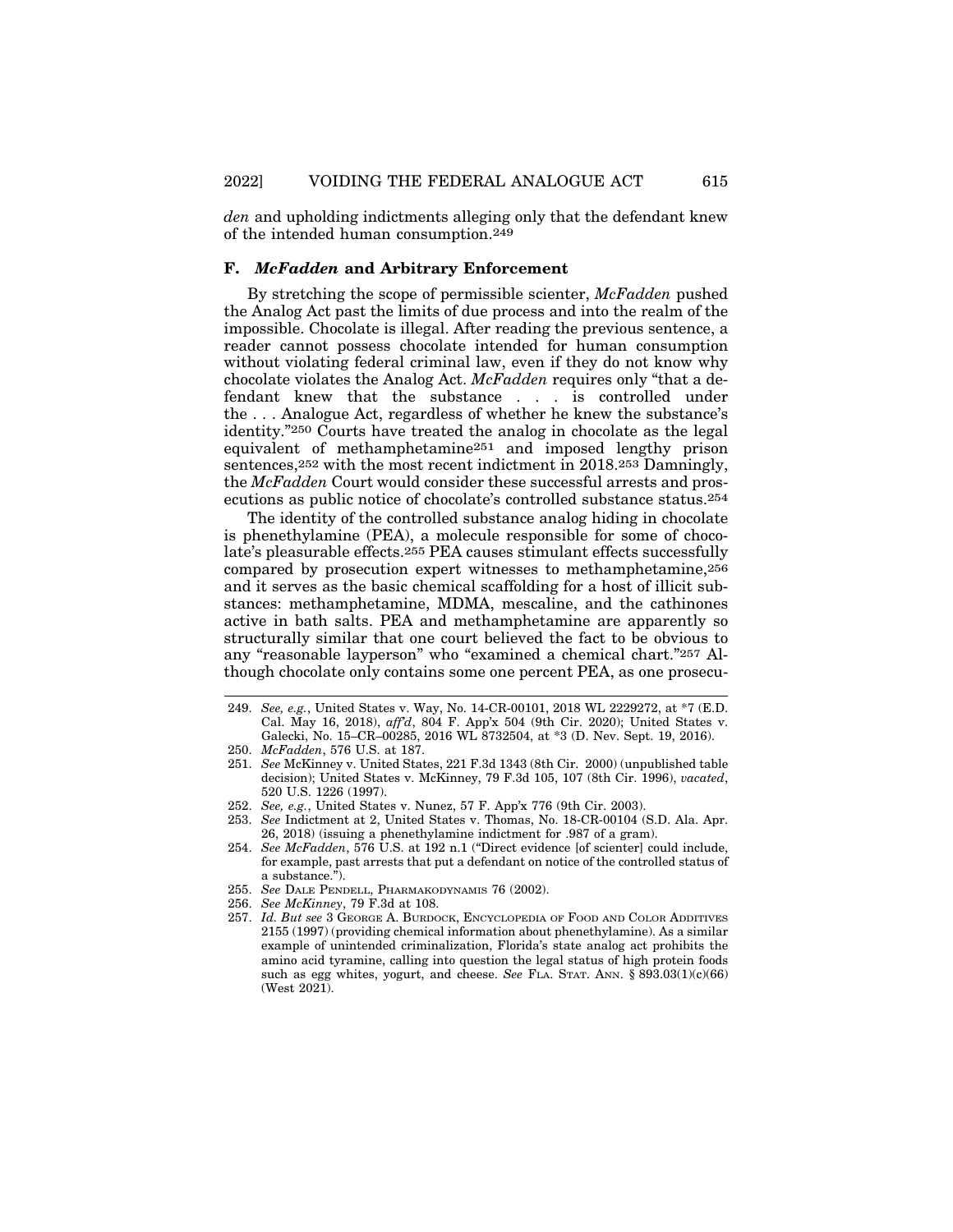*den* and upholding indictments alleging only that the defendant knew of the intended human consumption.[249]

### F. *McFadden* and Arbitrary Enforcement

By stretching the scope of permissible scienter, *McFadden* pushed the Analog Act past the limits of due process and into the realm of the impossible. Chocolate is illegal. After reading the previous sentence, a reader cannot possess chocolate intended for human consumption without violating federal criminal law, even if they do not know why chocolate violates the Analog Act. *McFadden* requires only "that a defendant knew that the substance . . . is controlled under the . . . Analogue Act, regardless of whether he knew the substance's identity."[250] Courts have treated the analog in chocolate as the legal equivalent of methamphetamine[251] and imposed lengthy prison sentences,[252] with the most recent indictment in 2018.[253] Damningly, the *McFadden* Court would consider these successful arrests and prosecutions as public notice of chocolate's controlled substance status.[254]

The identity of the controlled substance analog hiding in chocolate is phenethylamine (PEA), a molecule responsible for some of chocolate's pleasurable effects.[255] PEA causes stimulant effects successfully compared by prosecution expert witnesses to methamphetamine,[256] and it serves as the basic chemical scaffolding for a host of illicit substances: methamphetamine, MDMA, mescaline, and the cathinones active in bath salts. PEA and methamphetamine are apparently so structurally similar that one court believed the fact to be obvious to any "reasonable layperson" who "examined a chemical chart."[257] Although chocolate only contains some one percent PEA, as one prosecu-

---

249. *See, e.g.*, United States v. Way, No. 14-CR-00101, 2018 WL 2229272, at *7 (E.D. Cal. May 16, 2018), *aff'd*, 804 F. App'x 504 (9th Cir. 2020); United States v. Galecki, No. 15–CR–00285, 2016 WL 8732504, at *3 (D. Nev. Sept. 19, 2016).

250. *McFadden*, 576 U.S. at 187.

251. *See* McKinney v. United States, 221 F.3d 1343 (8th Cir. 2000) (unpublished table decision); United States v. McKinney, 79 F.3d 105, 107 (8th Cir. 1996), *vacated*, 520 U.S. 1226 (1997).

252. *See, e.g.*, United States v. Nunez, 57 F. App'x 776 (9th Cir. 2003).

253. *See* Indictment at 2, United States v. Thomas, No. 18-CR-00104 (S.D. Ala. Apr. 26, 2018) (issuing a phenethylamine indictment for .987 of a gram).

254. *See McFadden*, 576 U.S. at 192 n.1 ("Direct evidence [of scienter] could include, for example, past arrests that put a defendant on notice of the controlled status of a substance.").

255. *See* DALE PENDELL, PHARMAKODYNAMIS 76 (2002).

256. *See McKinney*, 79 F.3d at 108.

257. *Id. But see* 3 GEORGE A. BURDOCK, ENCYCLOPEDIA OF FOOD AND COLOR ADDITIVES 2155 (1997) (providing chemical information about phenethylamine). As a similar example of unintended criminalization, Florida's state analog act prohibits the amino acid tyramine, calling into question the legal status of high protein foods such as egg whites, yogurt, and cheese. *See* FLA. STAT. ANN. § 893.03(1)(c)(66) (West 2021).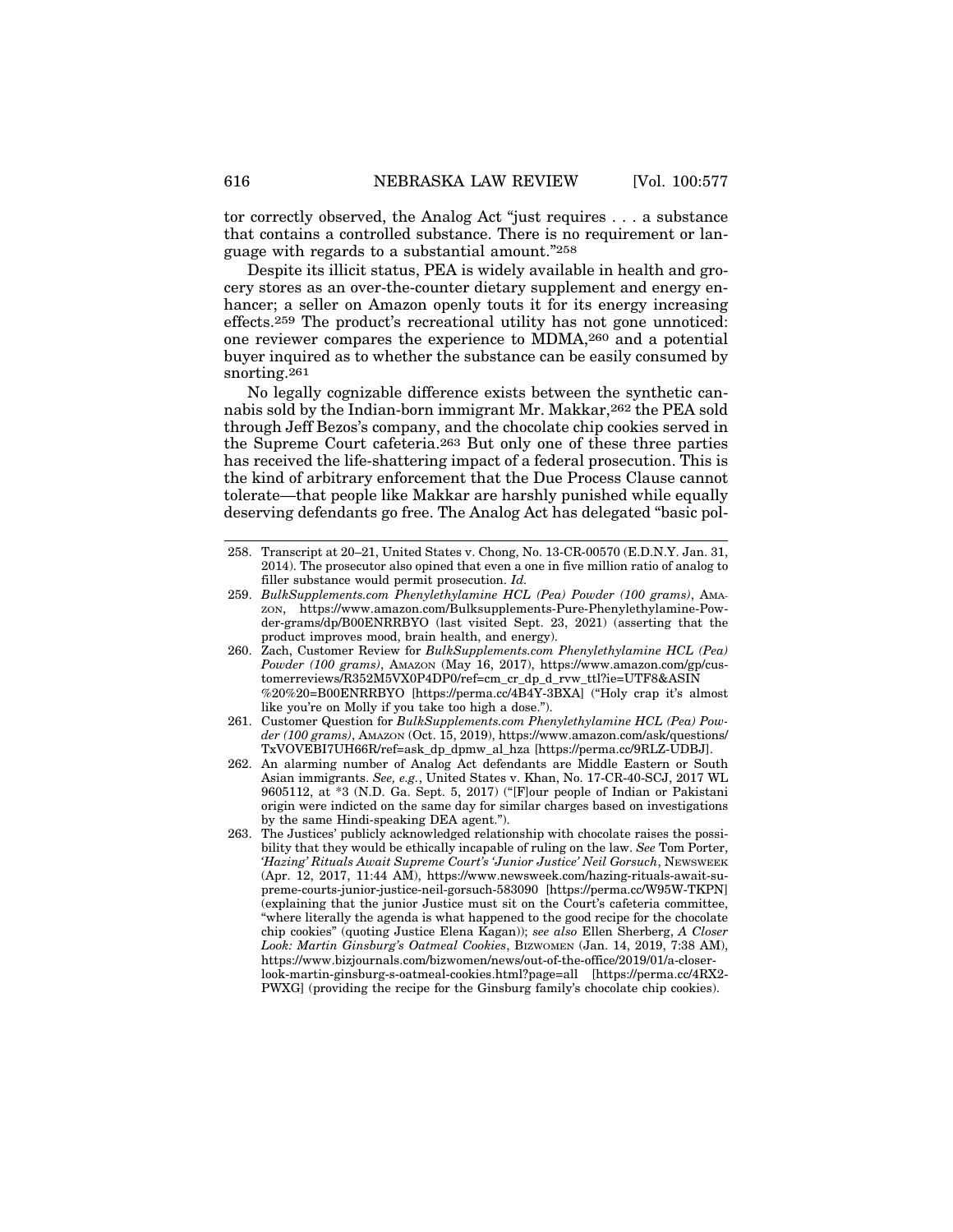tor correctly observed, the Analog Act "just requires . . . a substance that contains a controlled substance. There is no requirement or language with regards to a substantial amount."[258]

Despite its illicit status, PEA is widely available in health and grocery stores as an over-the-counter dietary supplement and energy enhancer; a seller on Amazon openly touts it for its energy increasing effects.[259] The product's recreational utility has not gone unnoticed: one reviewer compares the experience to MDMA,[260] and a potential buyer inquired as to whether the substance can be easily consumed by snorting.[261]

No legally cognizable difference exists between the synthetic cannabis sold by the Indian-born immigrant Mr. Makkar,[262] the PEA sold through Jeff Bezos's company, and the chocolate chip cookies served in the Supreme Court cafeteria.[263] But only one of these three parties has received the life-shattering impact of a federal prosecution. This is the kind of arbitrary enforcement that the Due Process Clause cannot tolerate—that people like Makkar are harshly punished while equally deserving defendants go free. The Analog Act has delegated "basic pol-

---

258. Transcript at 20–21, United States v. Chong, No. 13-CR-00570 (E.D.N.Y. Jan. 31, 2014). The prosecutor also opined that even a one in five million ratio of analog to filler substance would permit prosecution. *Id.*

259. *BulkSupplements.com Phenylethylamine HCL (Pea) Powder (100 grams)*, AMAZON, https://www.amazon.com/Bulksupplements-Pure-Phenylethylamine-Powder-grams/dp/B00ENRRBYO (last visited Sept. 23, 2021) (asserting that the product improves mood, brain health, and energy).

260. Zach, Customer Review for *BulkSupplements.com Phenylethylamine HCL (Pea) Powder (100 grams)*, AMAZON (May 16, 2017), https://www.amazon.com/gp/customerreviews/R352M5VX0P4DP0/ref=cm_cr_dp_d_rvw_ttl?ie=UTF8&ASIN%20%20=B00ENRRBYO [https://perma.cc/4B4Y-3BXA] ("Holy crap it's almost like you're on Molly if you take too high a dose.").

261. Customer Question for *BulkSupplements.com Phenylethylamine HCL (Pea) Powder (100 grams)*, AMAZON (Oct. 15, 2019), https://www.amazon.com/ask/questions/TxVOVEBI7UH66R/ref=ask_dp_dpmw_al_hza [https://perma.cc/9RLZ-UDBJ].

262. An alarming number of Analog Act defendants are Middle Eastern or South Asian immigrants. *See, e.g.*, United States v. Khan, No. 17-CR-40-SCJ, 2017 WL 9605112, at *3 (N.D. Ga. Sept. 5, 2017) ("[F]our people of Indian or Pakistani origin were indicted on the same day for similar charges based on investigations by the same Hindi-speaking DEA agent.").

263. The Justices' publicly acknowledged relationship with chocolate raises the possibility that they would be ethically incapable of ruling on the law. *See* Tom Porter, *'Hazing' Rituals Await Supreme Court's 'Junior Justice' Neil Gorsuch*, NEWSWEEK (Apr. 12, 2017, 11:44 AM), https://www.newsweek.com/hazing-rituals-await-supreme-courts-junior-justice-neil-gorsuch-583090 [https://perma.cc/W95W-TKPN] (explaining that the junior Justice must sit on the Court's cafeteria committee, "where literally the agenda is what happened to the good recipe for the chocolate chip cookies" (quoting Justice Elena Kagan)); *see also* Ellen Sherberg, *A Closer Look: Martin Ginsburg's Oatmeal Cookies*, BIZWOMEN (Jan. 14, 2019, 7:38 AM), https://www.bizjournals.com/bizwomen/news/out-of-the-office/2019/01/a-closer-look-martin-ginsburg-s-oatmeal-cookies.html?page=all [https://perma.cc/4RX2-PWXG] (providing the recipe for the Ginsburg family's chocolate chip cookies).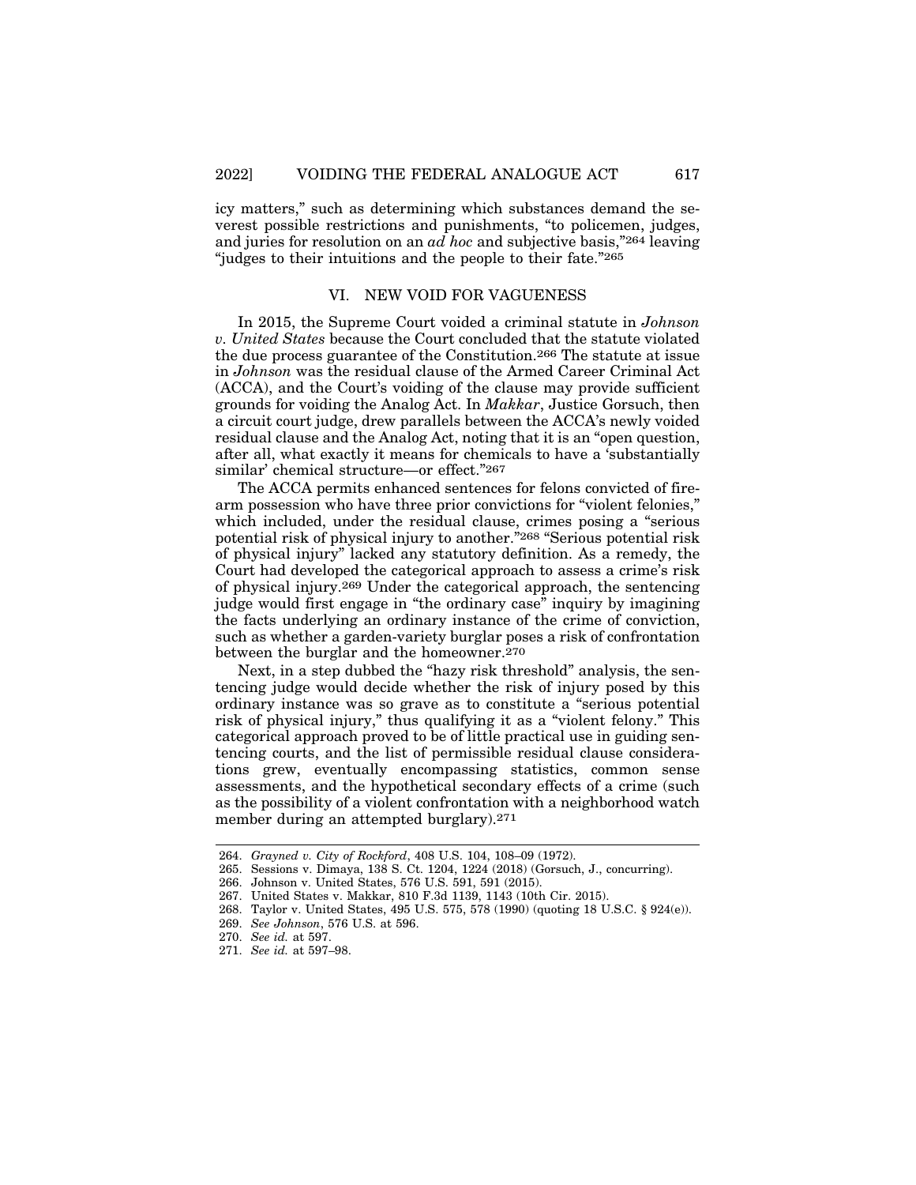icy matters," such as determining which substances demand the severest possible restrictions and punishments, "to policemen, judges, and juries for resolution on an *ad hoc* and subjective basis,"[264] leaving "judges to their intuitions and the people to their fate."[265]

## VI. NEW VOID FOR VAGUENESS

In 2015, the Supreme Court voided a criminal statute in *Johnson v. United States* because the Court concluded that the statute violated the due process guarantee of the Constitution.[266] The statute at issue in *Johnson* was the residual clause of the Armed Career Criminal Act (ACCA), and the Court's voiding of the clause may provide sufficient grounds for voiding the Analog Act. In *Makkar*, Justice Gorsuch, then a circuit court judge, drew parallels between the ACCA's newly voided residual clause and the Analog Act, noting that it is an "open question, after all, what exactly it means for chemicals to have a 'substantially similar' chemical structure—or effect."[267]

The ACCA permits enhanced sentences for felons convicted of firearm possession who have three prior convictions for "violent felonies," which included, under the residual clause, crimes posing a "serious potential risk of physical injury to another."[268] "Serious potential risk of physical injury" lacked any statutory definition. As a remedy, the Court had developed the categorical approach to assess a crime's risk of physical injury.[269] Under the categorical approach, the sentencing judge would first engage in "the ordinary case" inquiry by imagining the facts underlying an ordinary instance of the crime of conviction, such as whether a garden-variety burglar poses a risk of confrontation between the burglar and the homeowner.[270]

Next, in a step dubbed the "hazy risk threshold" analysis, the sentencing judge would decide whether the risk of injury posed by this ordinary instance was so grave as to constitute a "serious potential risk of physical injury," thus qualifying it as a "violent felony." This categorical approach proved to be of little practical use in guiding sentencing courts, and the list of permissible residual clause considerations grew, eventually encompassing statistics, common sense assessments, and the hypothetical secondary effects of a crime (such as the possibility of a violent confrontation with a neighborhood watch member during an attempted burglary).[271]

---

264. *Grayned v. City of Rockford*, 408 U.S. 104, 108–09 (1972).
265. Sessions v. Dimaya, 138 S. Ct. 1204, 1224 (2018) (Gorsuch, J., concurring).
266. Johnson v. United States, 576 U.S. 591, 591 (2015).
267. United States v. Makkar, 810 F.3d 1139, 1143 (10th Cir. 2015).
268. Taylor v. United States, 495 U.S. 575, 578 (1990) (quoting 18 U.S.C. § 924(e)).
269. *See Johnson*, 576 U.S. at 596.
270. *See id.* at 597.
271. *See id.* at 597–98.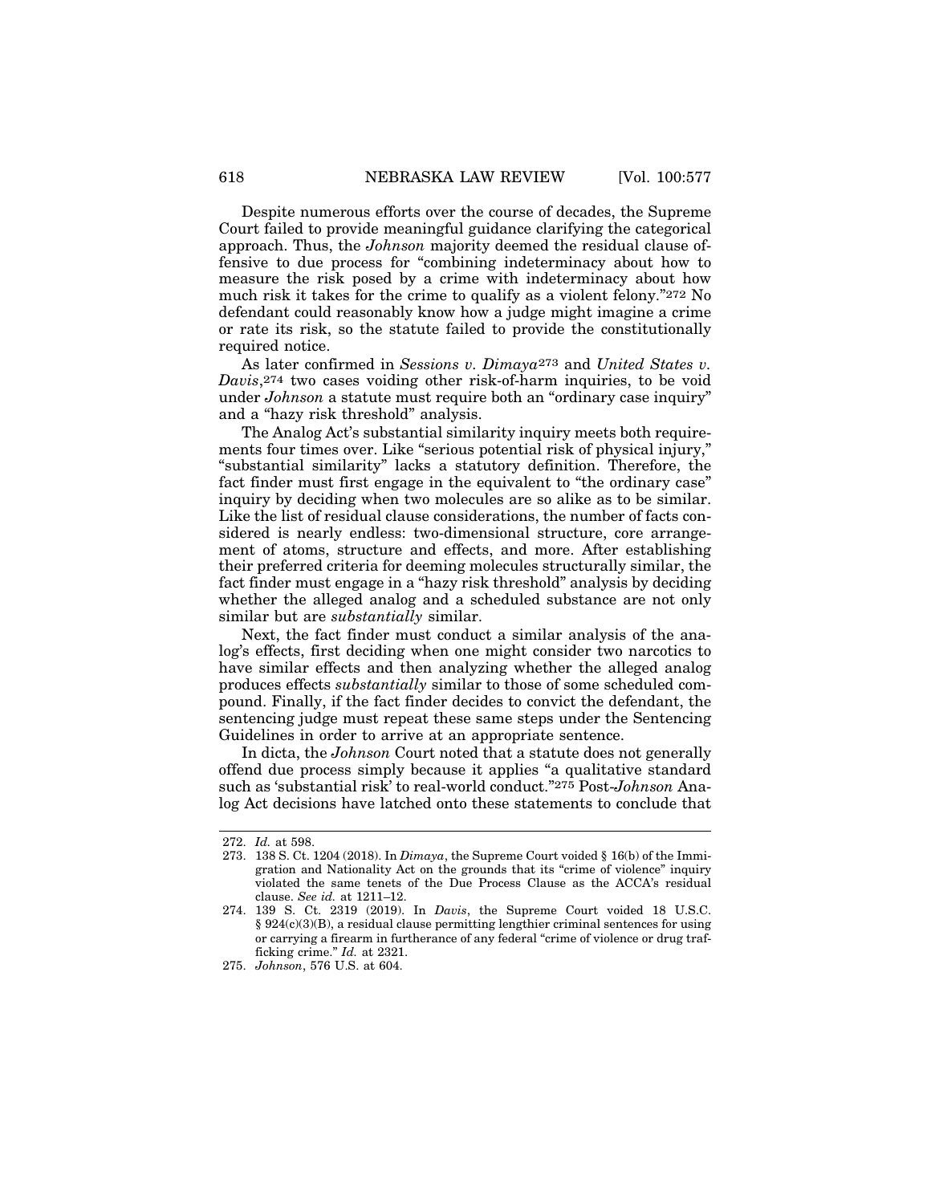Despite numerous efforts over the course of decades, the Supreme Court failed to provide meaningful guidance clarifying the categorical approach. Thus, the *Johnson* majority deemed the residual clause offensive to due process for "combining indeterminacy about how to measure the risk posed by a crime with indeterminacy about how much risk it takes for the crime to qualify as a violent felony."[272] No defendant could reasonably know how a judge might imagine a crime or rate its risk, so the statute failed to provide the constitutionally required notice.

As later confirmed in *Sessions v. Dimaya*[273] and *United States v. Davis*,[274] two cases voiding other risk-of-harm inquiries, to be void under *Johnson* a statute must require both an "ordinary case inquiry" and a "hazy risk threshold" analysis.

The Analog Act's substantial similarity inquiry meets both requirements four times over. Like "serious potential risk of physical injury," "substantial similarity" lacks a statutory definition. Therefore, the fact finder must first engage in the equivalent to "the ordinary case" inquiry by deciding when two molecules are so alike as to be similar. Like the list of residual clause considerations, the number of facts considered is nearly endless: two-dimensional structure, core arrangement of atoms, structure and effects, and more. After establishing their preferred criteria for deeming molecules structurally similar, the fact finder must engage in a "hazy risk threshold" analysis by deciding whether the alleged analog and a scheduled substance are not only similar but are *substantially* similar.

Next, the fact finder must conduct a similar analysis of the analog's effects, first deciding when one might consider two narcotics to have similar effects and then analyzing whether the alleged analog produces effects *substantially* similar to those of some scheduled compound. Finally, if the fact finder decides to convict the defendant, the sentencing judge must repeat these same steps under the Sentencing Guidelines in order to arrive at an appropriate sentence.

In dicta, the *Johnson* Court noted that a statute does not generally offend due process simply because it applies "a qualitative standard such as 'substantial risk' to real-world conduct."[275] Post-*Johnson* Analog Act decisions have latched onto these statements to conclude that

---

272. *Id.* at 598.

273. 138 S. Ct. 1204 (2018). In *Dimaya*, the Supreme Court voided § 16(b) of the Immigration and Nationality Act on the grounds that its "crime of violence" inquiry violated the same tenets of the Due Process Clause as the ACCA's residual clause. *See id.* at 1211–12.

274. 139 S. Ct. 2319 (2019). In *Davis*, the Supreme Court voided 18 U.S.C. § 924(c)(3)(B), a residual clause permitting lengthier criminal sentences for using or carrying a firearm in furtherance of any federal "crime of violence or drug trafficking crime." *Id.* at 2321.

275. *Johnson*, 576 U.S. at 604.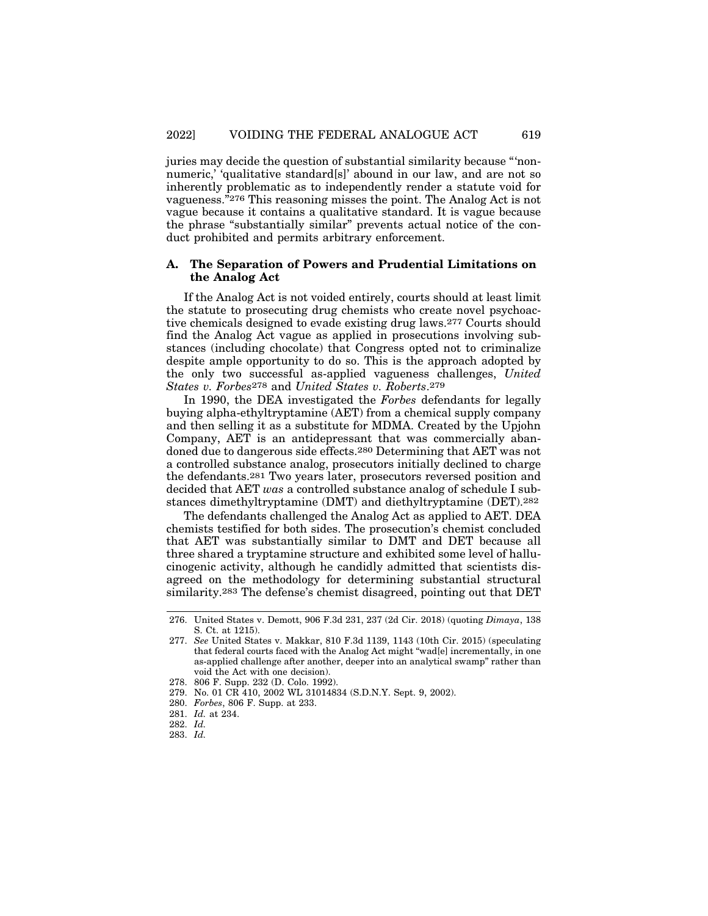juries may decide the question of substantial similarity because "'non-numeric,' 'qualitative standard[s]' abound in our law, and are not so inherently problematic as to independently render a statute void for vagueness."[276] This reasoning misses the point. The Analog Act is not vague because it contains a qualitative standard. It is vague because the phrase "substantially similar" prevents actual notice of the conduct prohibited and permits arbitrary enforcement.

## A. The Separation of Powers and Prudential Limitations on the Analog Act

If the Analog Act is not voided entirely, courts should at least limit the statute to prosecuting drug chemists who create novel psychoactive chemicals designed to evade existing drug laws.[277] Courts should find the Analog Act vague as applied in prosecutions involving substances (including chocolate) that Congress opted not to criminalize despite ample opportunity to do so. This is the approach adopted by the only two successful as-applied vagueness challenges, *United States v. Forbes*[278] and *United States v. Roberts*.[279]

In 1990, the DEA investigated the *Forbes* defendants for legally buying alpha-ethyltryptamine (AET) from a chemical supply company and then selling it as a substitute for MDMA. Created by the Upjohn Company, AET is an antidepressant that was commercially abandoned due to dangerous side effects.[280] Determining that AET was not a controlled substance analog, prosecutors initially declined to charge the defendants.[281] Two years later, prosecutors reversed position and decided that AET *was* a controlled substance analog of schedule I substances dimethyltryptamine (DMT) and diethyltryptamine (DET).[282]

The defendants challenged the Analog Act as applied to AET. DEA chemists testified for both sides. The prosecution's chemist concluded that AET was substantially similar to DMT and DET because all three shared a tryptamine structure and exhibited some level of hallucinogenic activity, although he candidly admitted that scientists disagreed on the methodology for determining substantial structural similarity.[283] The defense's chemist disagreed, pointing out that DET

---

276. United States v. Demott, 906 F.3d 231, 237 (2d Cir. 2018) (quoting *Dimaya*, 138 S. Ct. at 1215).

277. *See* United States v. Makkar, 810 F.3d 1139, 1143 (10th Cir. 2015) (speculating that federal courts faced with the Analog Act might "wad[e] incrementally, in one as-applied challenge after another, deeper into an analytical swamp" rather than void the Act with one decision).

278. 806 F. Supp. 232 (D. Colo. 1992).

279. No. 01 CR 410, 2002 WL 31014834 (S.D.N.Y. Sept. 9, 2002).

280. *Forbes*, 806 F. Supp. at 233.

281. *Id.* at 234.

282. *Id.*

283. *Id.*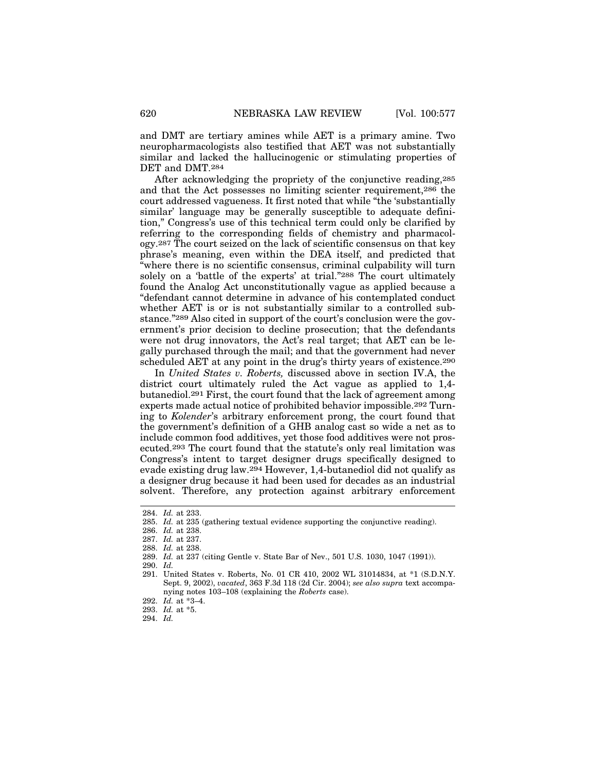and DMT are tertiary amines while AET is a primary amine. Two neuropharmacologists also testified that AET was not substantially similar and lacked the hallucinogenic or stimulating properties of DET and DMT.[284]

After acknowledging the propriety of the conjunctive reading,[285] and that the Act possesses no limiting scienter requirement,[286] the court addressed vagueness. It first noted that while "the 'substantially similar' language may be generally susceptible to adequate definition," Congress's use of this technical term could only be clarified by referring to the corresponding fields of chemistry and pharmacology.[287] The court seized on the lack of scientific consensus on that key phrase's meaning, even within the DEA itself, and predicted that "where there is no scientific consensus, criminal culpability will turn solely on a 'battle of the experts' at trial."[288] The court ultimately found the Analog Act unconstitutionally vague as applied because a "defendant cannot determine in advance of his contemplated conduct whether AET is or is not substantially similar to a controlled substance."[289] Also cited in support of the court's conclusion were the government's prior decision to decline prosecution; that the defendants were not drug innovators, the Act's real target; that AET can be legally purchased through the mail; and that the government had never scheduled AET at any point in the drug's thirty years of existence.[290]

In *United States v. Roberts,* discussed above in section IV.A, the district court ultimately ruled the Act vague as applied to 1,4-butanediol.[291] First, the court found that the lack of agreement among experts made actual notice of prohibited behavior impossible.[292] Turning to *Kolender*'s arbitrary enforcement prong, the court found that the government's definition of a GHB analog cast so wide a net as to include common food additives, yet those food additives were not prosecuted.[293] The court found that the statute's only real limitation was Congress's intent to target designer drugs specifically designed to evade existing drug law.[294] However, 1,4-butanediol did not qualify as a designer drug because it had been used for decades as an industrial solvent. Therefore, any protection against arbitrary enforcement

---

284. *Id.* at 233.
285. *Id.* at 235 (gathering textual evidence supporting the conjunctive reading).
286. *Id.* at 238.
287. *Id.* at 237.
288. *Id.* at 238.
289. *Id.* at 237 (citing Gentle v. State Bar of Nev., 501 U.S. 1030, 1047 (1991)).
290. *Id.*
291. United States v. Roberts, No. 01 CR 410, 2002 WL 31014834, at *1 (S.D.N.Y. Sept. 9, 2002), *vacated*, 363 F.3d 118 (2d Cir. 2004); *see also supra* text accompanying notes 103–108 (explaining the *Roberts* case).
292. *Id.* at *3–4.
293. *Id.* at *5.
294. *Id.*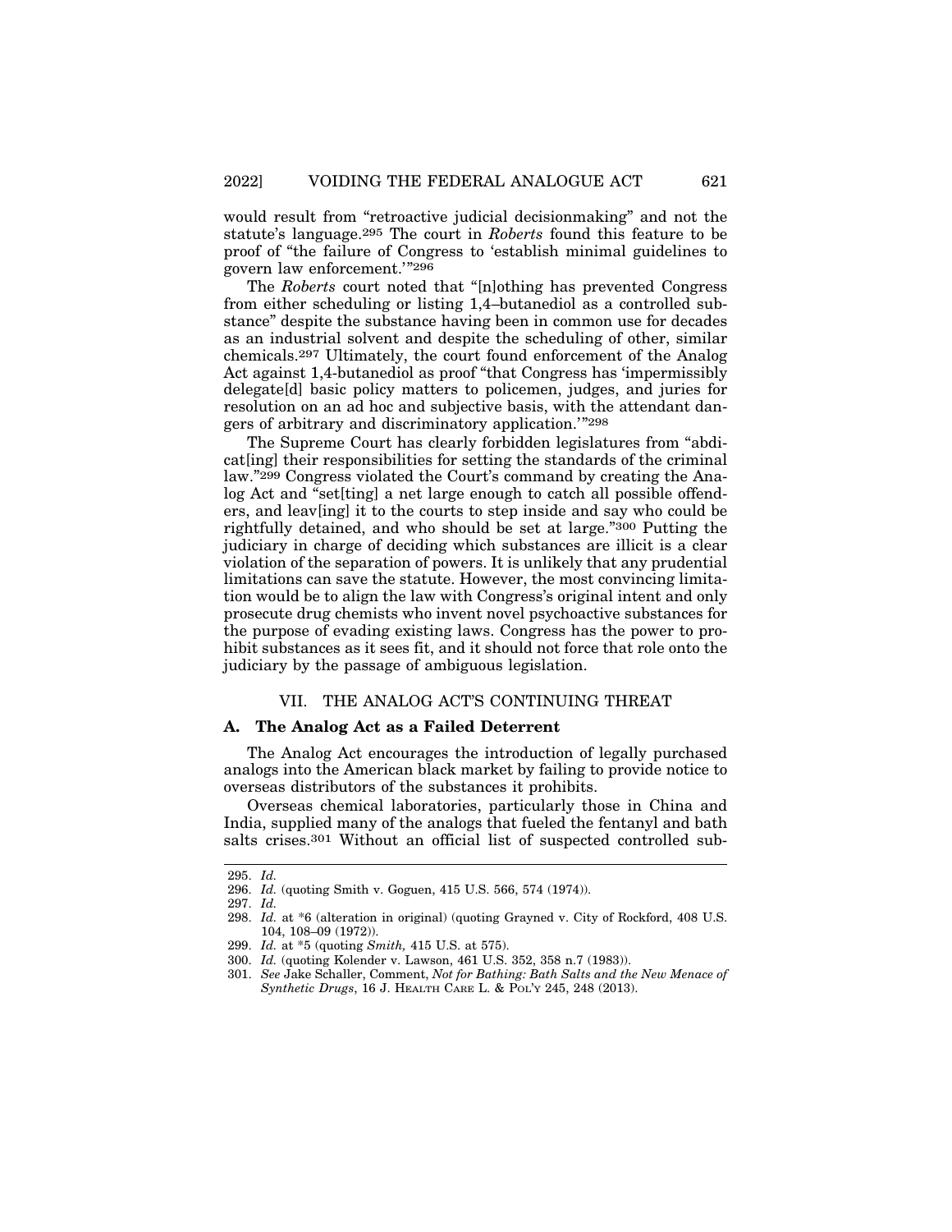would result from "retroactive judicial decisionmaking" and not the statute's language.[295] The court in *Roberts* found this feature to be proof of "the failure of Congress to 'establish minimal guidelines to govern law enforcement.'"[296]

The *Roberts* court noted that "[n]othing has prevented Congress from either scheduling or listing 1,4–butanediol as a controlled substance" despite the substance having been in common use for decades as an industrial solvent and despite the scheduling of other, similar chemicals.[297] Ultimately, the court found enforcement of the Analog Act against 1,4-butanediol as proof "that Congress has 'impermissibly delegate[d] basic policy matters to policemen, judges, and juries for resolution on an ad hoc and subjective basis, with the attendant dangers of arbitrary and discriminatory application.'"[298]

The Supreme Court has clearly forbidden legislatures from "abdicat[ing] their responsibilities for setting the standards of the criminal law."[299] Congress violated the Court's command by creating the Analog Act and "set[ting] a net large enough to catch all possible offenders, and leav[ing] it to the courts to step inside and say who could be rightfully detained, and who should be set at large."[300] Putting the judiciary in charge of deciding which substances are illicit is a clear violation of the separation of powers. It is unlikely that any prudential limitations can save the statute. However, the most convincing limitation would be to align the law with Congress's original intent and only prosecute drug chemists who invent novel psychoactive substances for the purpose of evading existing laws. Congress has the power to prohibit substances as it sees fit, and it should not force that role onto the judiciary by the passage of ambiguous legislation.

## VII. THE ANALOG ACT'S CONTINUING THREAT

### A. The Analog Act as a Failed Deterrent

The Analog Act encourages the introduction of legally purchased analogs into the American black market by failing to provide notice to overseas distributors of the substances it prohibits.

Overseas chemical laboratories, particularly those in China and India, supplied many of the analogs that fueled the fentanyl and bath salts crises.[301] Without an official list of suspected controlled sub-

---

295. *Id.*

296. *Id.* (quoting Smith v. Goguen, 415 U.S. 566, 574 (1974)).

297. *Id.*

298. *Id.* at *6 (alteration in original) (quoting Grayned v. City of Rockford, 408 U.S. 104, 108–09 (1972)).

299. *Id.* at *5 (quoting *Smith,* 415 U.S. at 575).

300. *Id.* (quoting Kolender v. Lawson, 461 U.S. 352, 358 n.7 (1983)).

301. *See* Jake Schaller, Comment, *Not for Bathing: Bath Salts and the New Menace of Synthetic Drugs*, 16 J. HEALTH CARE L. & POL'Y 245, 248 (2013).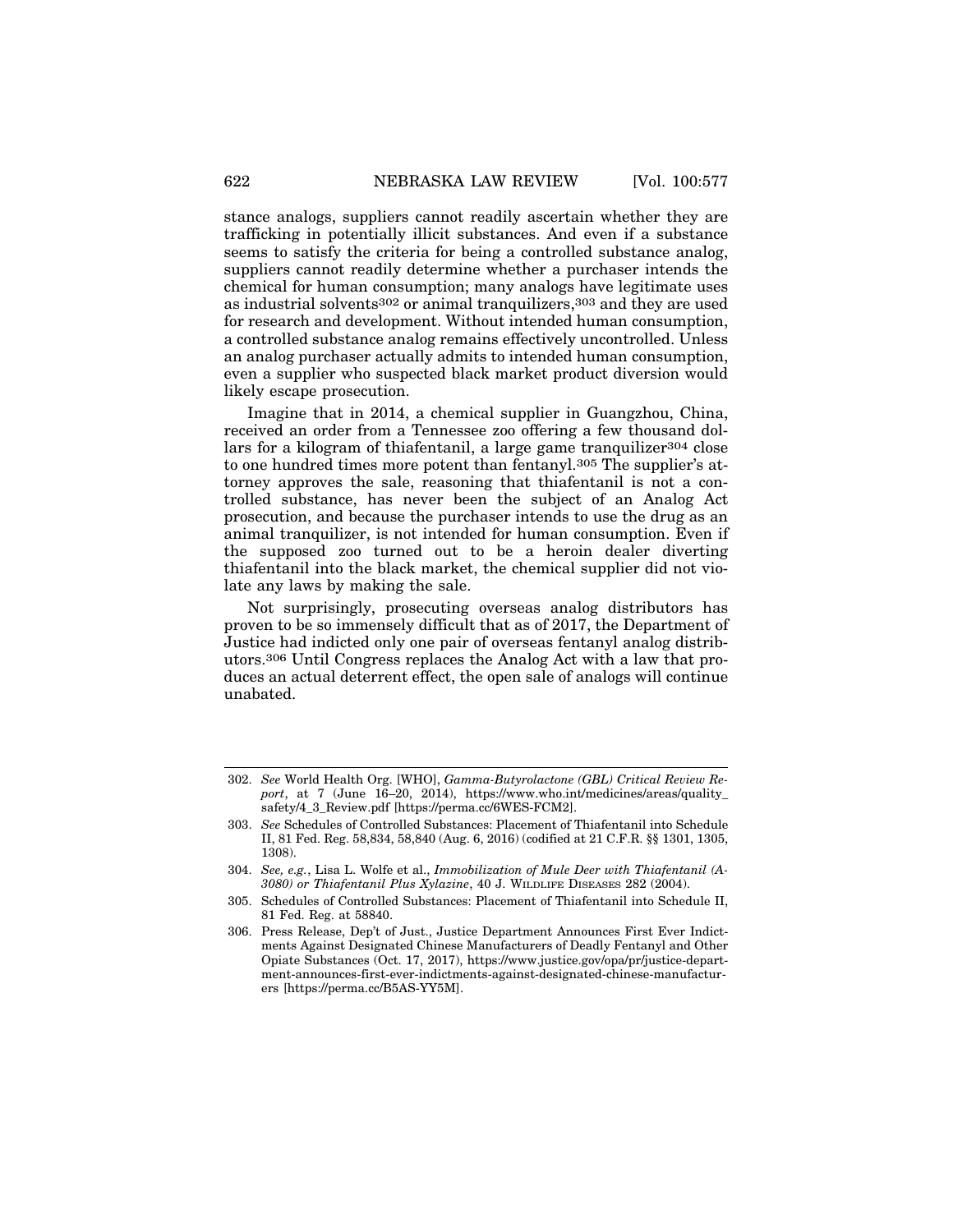stance analogs, suppliers cannot readily ascertain whether they are trafficking in potentially illicit substances. And even if a substance seems to satisfy the criteria for being a controlled substance analog, suppliers cannot readily determine whether a purchaser intends the chemical for human consumption; many analogs have legitimate uses as industrial solvents[302] or animal tranquilizers,[303] and they are used for research and development. Without intended human consumption, a controlled substance analog remains effectively uncontrolled. Unless an analog purchaser actually admits to intended human consumption, even a supplier who suspected black market product diversion would likely escape prosecution.

Imagine that in 2014, a chemical supplier in Guangzhou, China, received an order from a Tennessee zoo offering a few thousand dollars for a kilogram of thiafentanil, a large game tranquilizer[304] close to one hundred times more potent than fentanyl.[305] The supplier's attorney approves the sale, reasoning that thiafentanil is not a controlled substance, has never been the subject of an Analog Act prosecution, and because the purchaser intends to use the drug as an animal tranquilizer, is not intended for human consumption. Even if the supposed zoo turned out to be a heroin dealer diverting thiafentanil into the black market, the chemical supplier did not violate any laws by making the sale.

Not surprisingly, prosecuting overseas analog distributors has proven to be so immensely difficult that as of 2017, the Department of Justice had indicted only one pair of overseas fentanyl analog distributors.[306] Until Congress replaces the Analog Act with a law that produces an actual deterrent effect, the open sale of analogs will continue unabated.

---

302. *See* World Health Org. [WHO], *Gamma-Butyrolactone (GBL) Critical Review Report*, at 7 (June 16–20, 2014), https://www.who.int/medicines/areas/quality_safety/4_3_Review.pdf [https://perma.cc/6WES-FCM2].

303. *See* Schedules of Controlled Substances: Placement of Thiafentanil into Schedule II, 81 Fed. Reg. 58,834, 58,840 (Aug. 6, 2016) (codified at 21 C.F.R. §§ 1301, 1305, 1308).

304. *See, e.g.*, Lisa L. Wolfe et al., *Immobilization of Mule Deer with Thiafentanil (A-3080) or Thiafentanil Plus Xylazine*, 40 J. Wildlife Diseases 282 (2004).

305. Schedules of Controlled Substances: Placement of Thiafentanil into Schedule II, 81 Fed. Reg. at 58840.

306. Press Release, Dep't of Just., Justice Department Announces First Ever Indictments Against Designated Chinese Manufacturers of Deadly Fentanyl and Other Opiate Substances (Oct. 17, 2017), https://www.justice.gov/opa/pr/justice-department-announces-first-ever-indictments-against-designated-chinese-manufacturers [https://perma.cc/B5AS-YY5M].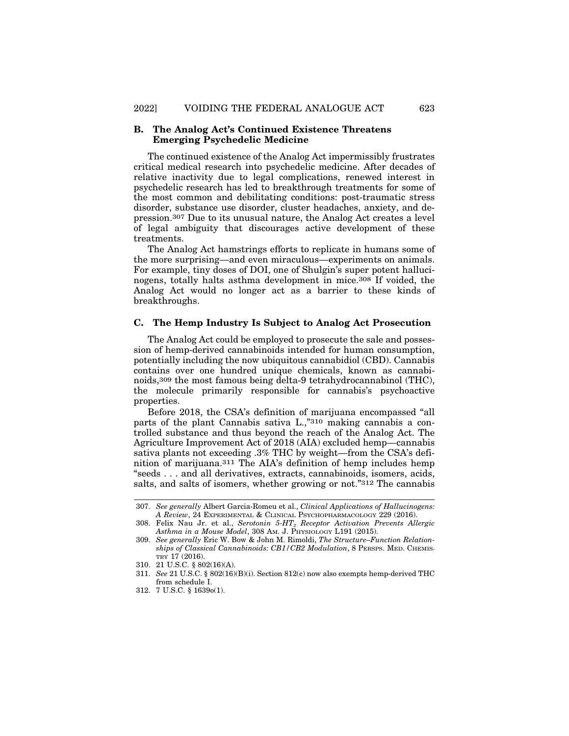### B. The Analog Act's Continued Existence Threatens Emerging Psychedelic Medicine

The continued existence of the Analog Act impermissibly frustrates critical medical research into psychedelic medicine. After decades of relative inactivity due to legal complications, renewed interest in psychedelic research has led to breakthrough treatments for some of the most common and debilitating conditions: post-traumatic stress disorder, substance use disorder, cluster headaches, anxiety, and depression.[307] Due to its unusual nature, the Analog Act creates a level of legal ambiguity that discourages active development of these treatments.

The Analog Act hamstrings efforts to replicate in humans some of the more surprising—and even miraculous—experiments on animals. For example, tiny doses of DOI, one of Shulgin's super potent hallucinogens, totally halts asthma development in mice.[308] If voided, the Analog Act would no longer act as a barrier to these kinds of breakthroughs.

### C. The Hemp Industry Is Subject to Analog Act Prosecution

The Analog Act could be employed to prosecute the sale and possession of hemp-derived cannabinoids intended for human consumption, potentially including the now ubiquitous cannabidiol (CBD). Cannabis contains over one hundred unique chemicals, known as cannabinoids,[309] the most famous being delta-9 tetrahydrocannabinol (THC), the molecule primarily responsible for cannabis's psychoactive properties.

Before 2018, the CSA's definition of marijuana encompassed "all parts of the plant Cannabis sativa L.,"[310] making cannabis a controlled substance and thus beyond the reach of the Analog Act. The Agriculture Improvement Act of 2018 (AIA) excluded hemp—cannabis sativa plants not exceeding .3% THC by weight—from the CSA's definition of marijuana.[311] The AIA's definition of hemp includes hemp "seeds . . . and all derivatives, extracts, cannabinoids, isomers, acids, salts, and salts of isomers, whether growing or not."[312] The cannabis

---

307. *See generally* Albert Garcia-Romeu et al., *Clinical Applications of Hallucinogens: A Review*, 24 EXPERIMENTAL & CLINICAL PSYCHOPHARMACOLOGY 229 (2016).

308. Felix Nau Jr. et al., *Serotonin 5-HT$_2$ Receptor Activation Prevents Allergic Asthma in a Mouse Model*, 308 AM. J. PHYSIOLOGY L191 (2015).

309. *See generally* Eric W. Bow & John M. Rimoldi, *The Structure–Function Relationships of Classical Cannabinoids: CB1/CB2 Modulation*, 8 PERSPS. MED. CHEMISTRY 17 (2016).

310. 21 U.S.C. § 802(16)(A).

311. *See* 21 U.S.C. § 802(16)(B)(i). Section 812(c) now also exempts hemp-derived THC from schedule I.

312. 7 U.S.C. § 1639o(1).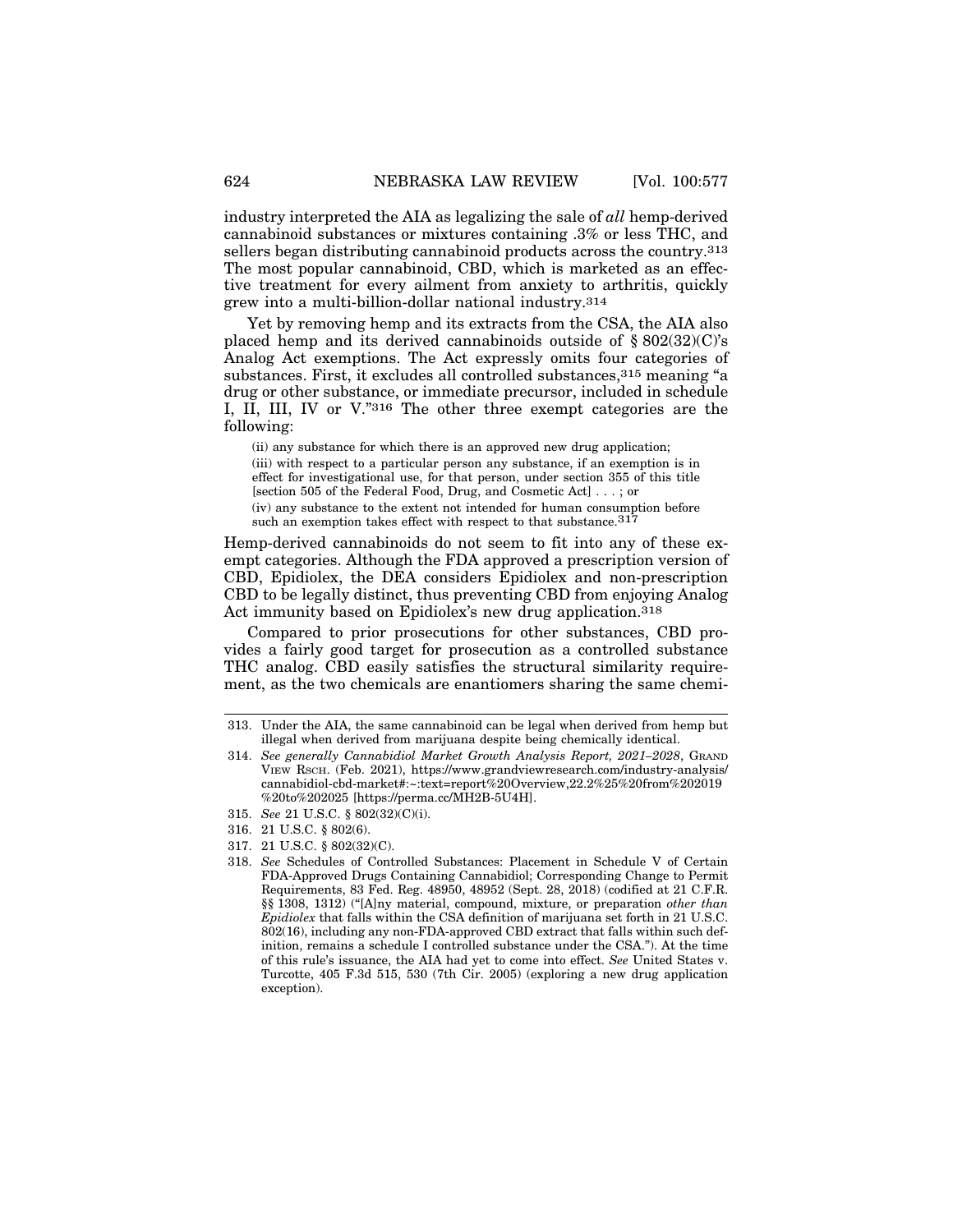industry interpreted the AIA as legalizing the sale of *all* hemp-derived cannabinoid substances or mixtures containing .3% or less THC, and sellers began distributing cannabinoid products across the country.[313] The most popular cannabinoid, CBD, which is marketed as an effective treatment for every ailment from anxiety to arthritis, quickly grew into a multi-billion-dollar national industry.[314]

Yet by removing hemp and its extracts from the CSA, the AIA also placed hemp and its derived cannabinoids outside of § 802(32)(C)'s Analog Act exemptions. The Act expressly omits four categories of substances. First, it excludes all controlled substances,[315] meaning "a drug or other substance, or immediate precursor, included in schedule I, II, III, IV or V."[316] The other three exempt categories are the following:

> (ii) any substance for which there is an approved new drug application;
>
> (iii) with respect to a particular person any substance, if an exemption is in effect for investigational use, for that person, under section 355 of this title [section 505 of the Federal Food, Drug, and Cosmetic Act] . . . ; or
>
> (iv) any substance to the extent not intended for human consumption before such an exemption takes effect with respect to that substance.[317]

Hemp-derived cannabinoids do not seem to fit into any of these exempt categories. Although the FDA approved a prescription version of CBD, Epidiolex, the DEA considers Epidiolex and non-prescription CBD to be legally distinct, thus preventing CBD from enjoying Analog Act immunity based on Epidiolex's new drug application.[318]

Compared to prior prosecutions for other substances, CBD provides a fairly good target for prosecution as a controlled substance THC analog. CBD easily satisfies the structural similarity requirement, as the two chemicals are enantiomers sharing the same chemi-

---

313. Under the AIA, the same cannabinoid can be legal when derived from hemp but illegal when derived from marijuana despite being chemically identical.

314. *See generally Cannabidiol Market Growth Analysis Report, 2021–2028*, Grand View Rsch. (Feb. 2021), https://www.grandviewresearch.com/industry-analysis/cannabidiol-cbd-market#:~:text=report%20Overview,22.2%25%20from%202019%20to%202025 [https://perma.cc/MH2B-5U4H].

315. *See* 21 U.S.C. § 802(32)(C)(i).

316. 21 U.S.C. § 802(6).

317. 21 U.S.C. § 802(32)(C).

318. *See* Schedules of Controlled Substances: Placement in Schedule V of Certain FDA-Approved Drugs Containing Cannabidiol; Corresponding Change to Permit Requirements, 83 Fed. Reg. 48950, 48952 (Sept. 28, 2018) (codified at 21 C.F.R. §§ 1308, 1312) ("[A]ny material, compound, mixture, or preparation *other than Epidiolex* that falls within the CSA definition of marijuana set forth in 21 U.S.C. 802(16), including any non-FDA-approved CBD extract that falls within such definition, remains a schedule I controlled substance under the CSA."). At the time of this rule's issuance, the AIA had yet to come into effect. *See* United States v. Turcotte, 405 F.3d 515, 530 (7th Cir. 2005) (exploring a new drug application exception).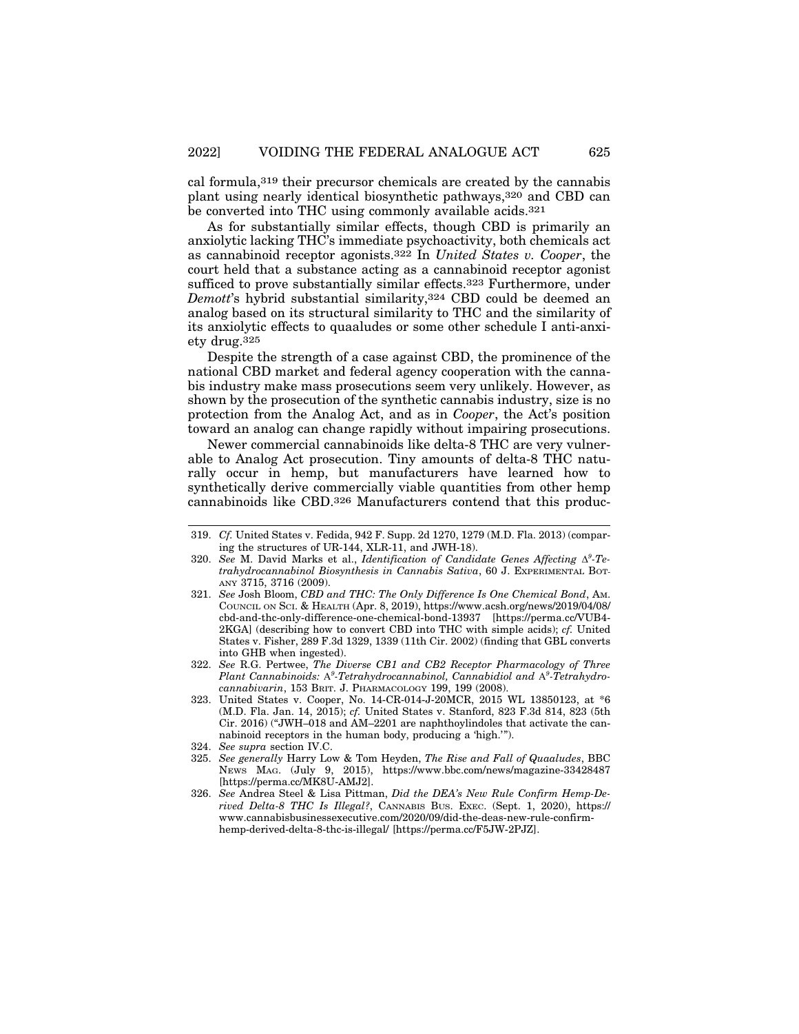cal formula,[319] their precursor chemicals are created by the cannabis plant using nearly identical biosynthetic pathways,[320] and CBD can be converted into THC using commonly available acids.[321]

As for substantially similar effects, though CBD is primarily an anxiolytic lacking THC's immediate psychoactivity, both chemicals act as cannabinoid receptor agonists.[322] In *United States v. Cooper*, the court held that a substance acting as a cannabinoid receptor agonist sufficed to prove substantially similar effects.[323] Furthermore, under *Demott*'s hybrid substantial similarity,[324] CBD could be deemed an analog based on its structural similarity to THC and the similarity of its anxiolytic effects to quaaludes or some other schedule I anti-anxiety drug.[325]

Despite the strength of a case against CBD, the prominence of the national CBD market and federal agency cooperation with the cannabis industry make mass prosecutions seem very unlikely. However, as shown by the prosecution of the synthetic cannabis industry, size is no protection from the Analog Act, and as in *Cooper*, the Act's position toward an analog can change rapidly without impairing prosecutions.

Newer commercial cannabinoids like delta-8 THC are very vulnerable to Analog Act prosecution. Tiny amounts of delta-8 THC naturally occur in hemp, but manufacturers have learned how to synthetically derive commercially viable quantities from other hemp cannabinoids like CBD.[326] Manufacturers contend that this produc-

---

319. *Cf.* United States v. Fedida, 942 F. Supp. 2d 1270, 1279 (M.D. Fla. 2013) (comparing the structures of UR-144, XLR-11, and JWH-18).

320. *See* M. David Marks et al., *Identification of Candidate Genes Affecting $\Delta^9$-Tetrahydrocannabinol Biosynthesis in Cannabis Sativa*, 60 J. EXPERIMENTAL BOTANY 3715, 3716 (2009).

321. *See* Josh Bloom, *CBD and THC: The Only Difference Is One Chemical Bond*, AM. COUNCIL ON SCI. & HEALTH (Apr. 8, 2019), https://www.acsh.org/news/2019/04/08/cbd-and-thc-only-difference-one-chemical-bond-13937 [https://perma.cc/VUB4-2KGA] (describing how to convert CBD into THC with simple acids); *cf.* United States v. Fisher, 289 F.3d 1329, 1339 (11th Cir. 2002) (finding that GBL converts into GHB when ingested).

322. *See* R.G. Pertwee, *The Diverse CB1 and CB2 Receptor Pharmacology of Three Plant Cannabinoids: $\Delta^9$-Tetrahydrocannabinol, Cannabidiol and $\Delta^9$-Tetrahydrocannabivarin*, 153 BRIT. J. PHARMACOLOGY 199, 199 (2008).

323. United States v. Cooper, No. 14-CR-014-J-20MCR, 2015 WL 13850123, at *6 (M.D. Fla. Jan. 14, 2015); *cf.* United States v. Stanford, 823 F.3d 814, 823 (5th Cir. 2016) ("JWH–018 and AM–2201 are naphthoylindoles that activate the cannabinoid receptors in the human body, producing a 'high.'").

324. *See supra* section IV.C.

325. *See generally* Harry Low & Tom Heyden, *The Rise and Fall of Quaaludes*, BBC NEWS MAG. (July 9, 2015), https://www.bbc.com/news/magazine-33428487 [https://perma.cc/MK8U-AMJ2].

326. *See* Andrea Steel & Lisa Pittman, *Did the DEA's New Rule Confirm Hemp-Derived Delta-8 THC Is Illegal?*, CANNABIS BUS. EXEC. (Sept. 1, 2020), https://www.cannabisbusinessexecutive.com/2020/09/did-the-deas-new-rule-confirm-hemp-derived-delta-8-thc-is-illegal/ [https://perma.cc/F5JW-2PJZ].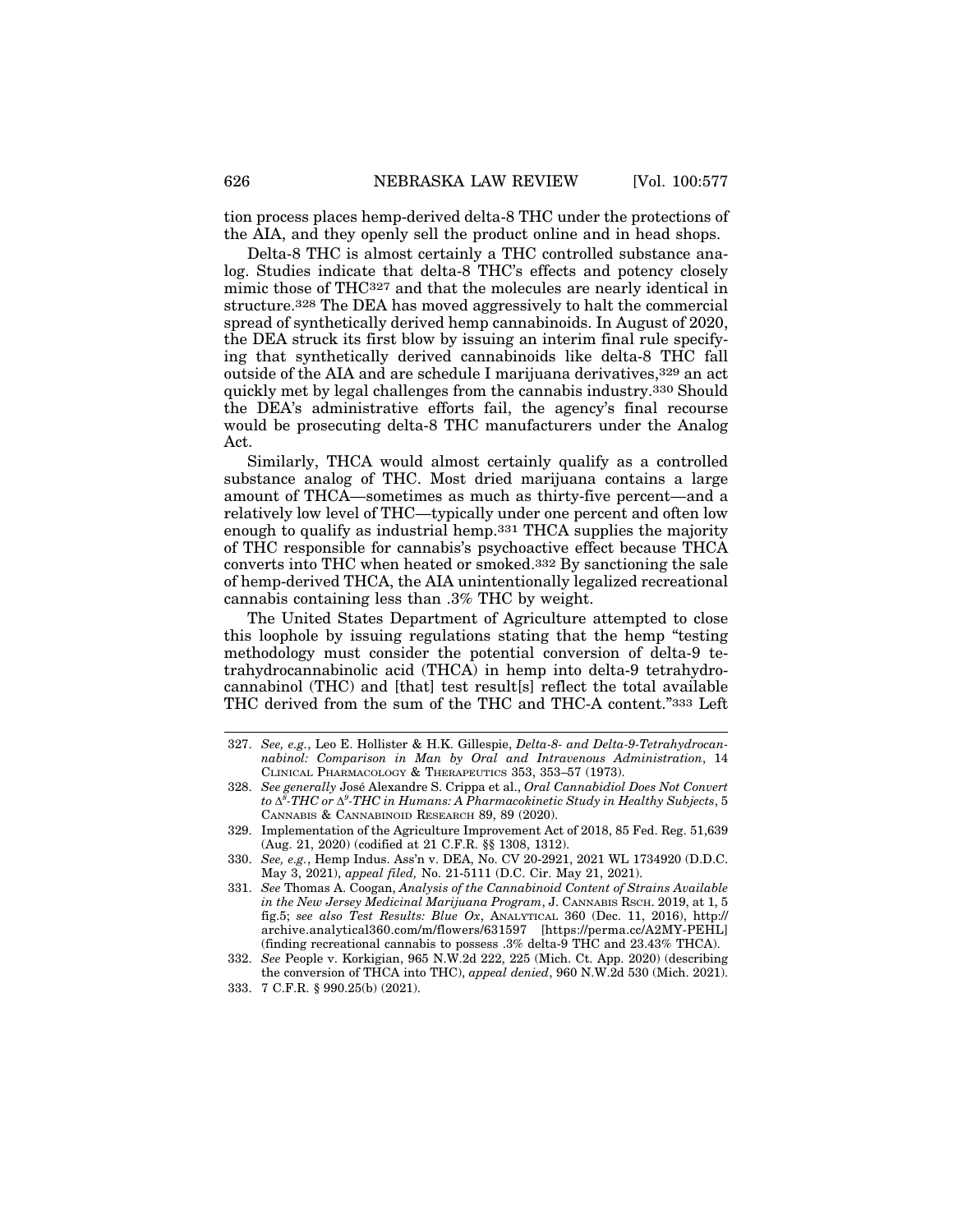tion process places hemp-derived delta-8 THC under the protections of the AIA, and they openly sell the product online and in head shops.

Delta-8 THC is almost certainly a THC controlled substance analog. Studies indicate that delta-8 THC's effects and potency closely mimic those of THC[327] and that the molecules are nearly identical in structure.[328] The DEA has moved aggressively to halt the commercial spread of synthetically derived hemp cannabinoids. In August of 2020, the DEA struck its first blow by issuing an interim final rule specifying that synthetically derived cannabinoids like delta-8 THC fall outside of the AIA and are schedule I marijuana derivatives,[329] an act quickly met by legal challenges from the cannabis industry.[330] Should the DEA's administrative efforts fail, the agency's final recourse would be prosecuting delta-8 THC manufacturers under the Analog Act.

Similarly, THCA would almost certainly qualify as a controlled substance analog of THC. Most dried marijuana contains a large amount of THCA—sometimes as much as thirty-five percent—and a relatively low level of THC—typically under one percent and often low enough to qualify as industrial hemp.[331] THCA supplies the majority of THC responsible for cannabis's psychoactive effect because THCA converts into THC when heated or smoked.[332] By sanctioning the sale of hemp-derived THCA, the AIA unintentionally legalized recreational cannabis containing less than .3% THC by weight.

The United States Department of Agriculture attempted to close this loophole by issuing regulations stating that the hemp "testing methodology must consider the potential conversion of delta-9 tetrahydrocannabinolic acid (THCA) in hemp into delta-9 tetrahydrocannabinol (THC) and [that] test result[s] reflect the total available THC derived from the sum of the THC and THC-A content."[333] Left

---

327. *See, e.g.*, Leo E. Hollister & H.K. Gillespie, *Delta-8- and Delta-9-Tetrahydrocannabinol: Comparison in Man by Oral and Intravenous Administration*, 14 Clinical Pharmacology & Therapeutics 353, 353–57 (1973).

328. *See generally* José Alexandre S. Crippa et al., *Oral Cannabidiol Does Not Convert to* $\Delta^8$*-THC or* $\Delta^9$*-THC in Humans: A Pharmacokinetic Study in Healthy Subjects*, 5 Cannabis & Cannabinoid Research 89, 89 (2020).

329. Implementation of the Agriculture Improvement Act of 2018, 85 Fed. Reg. 51,639 (Aug. 21, 2020) (codified at 21 C.F.R. §§ 1308, 1312).

330. *See, e.g.*, Hemp Indus. Ass'n v. DEA, No. CV 20-2921, 2021 WL 1734920 (D.D.C. May 3, 2021), *appeal filed,* No. 21-5111 (D.C. Cir. May 21, 2021).

331. *See* Thomas A. Coogan, *Analysis of the Cannabinoid Content of Strains Available in the New Jersey Medicinal Marijuana Program*, J. Cannabis Rsch. 2019, at 1, 5 fig.5; *see also Test Results: Blue Ox*, Analytical 360 (Dec. 11, 2016), http://archive.analytical360.com/m/flowers/631597 [https://perma.cc/A2MY-PEHL] (finding recreational cannabis to possess .3% delta-9 THC and 23.43% THCA).

332. *See* People v. Korkigian, 965 N.W.2d 222, 225 (Mich. Ct. App. 2020) (describing the conversion of THCA into THC), *appeal denied*, 960 N.W.2d 530 (Mich. 2021).

333. 7 C.F.R. § 990.25(b) (2021).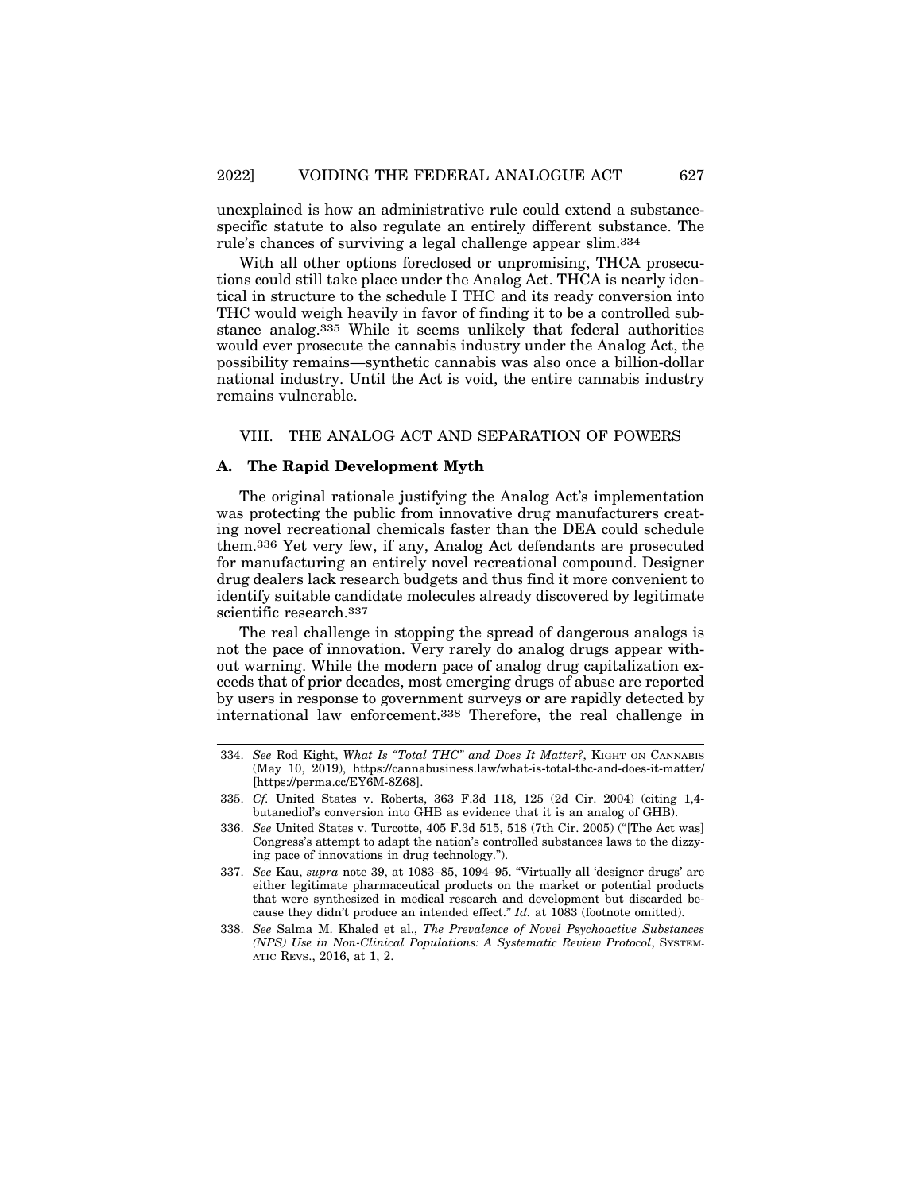unexplained is how an administrative rule could extend a substance-specific statute to also regulate an entirely different substance. The rule's chances of surviving a legal challenge appear slim.[334]

With all other options foreclosed or unpromising, THCA prosecutions could still take place under the Analog Act. THCA is nearly identical in structure to the schedule I THC and its ready conversion into THC would weigh heavily in favor of finding it to be a controlled substance analog.[335] While it seems unlikely that federal authorities would ever prosecute the cannabis industry under the Analog Act, the possibility remains—synthetic cannabis was also once a billion-dollar national industry. Until the Act is void, the entire cannabis industry remains vulnerable.

## VIII. THE ANALOG ACT AND SEPARATION OF POWERS

### A. The Rapid Development Myth

The original rationale justifying the Analog Act's implementation was protecting the public from innovative drug manufacturers creating novel recreational chemicals faster than the DEA could schedule them.[336] Yet very few, if any, Analog Act defendants are prosecuted for manufacturing an entirely novel recreational compound. Designer drug dealers lack research budgets and thus find it more convenient to identify suitable candidate molecules already discovered by legitimate scientific research.[337]

The real challenge in stopping the spread of dangerous analogs is not the pace of innovation. Very rarely do analog drugs appear without warning. While the modern pace of analog drug capitalization exceeds that of prior decades, most emerging drugs of abuse are reported by users in response to government surveys or are rapidly detected by international law enforcement.[338] Therefore, the real challenge in

---

334. *See* Rod Kight, *What Is "Total THC" and Does It Matter?*, KIGHT ON CANNABIS (May 10, 2019), https://cannabusiness.law/what-is-total-thc-and-does-it-matter/ [https://perma.cc/EY6M-8Z68].

335. *Cf.* United States v. Roberts, 363 F.3d 118, 125 (2d Cir. 2004) (citing 1,4-butanediol's conversion into GHB as evidence that it is an analog of GHB).

336. *See* United States v. Turcotte, 405 F.3d 515, 518 (7th Cir. 2005) ("[The Act was] Congress's attempt to adapt the nation's controlled substances laws to the dizzying pace of innovations in drug technology.").

337. *See* Kau, *supra* note 39, at 1083–85, 1094–95. "Virtually all 'designer drugs' are either legitimate pharmaceutical products on the market or potential products that were synthesized in medical research and development but discarded because they didn't produce an intended effect." *Id.* at 1083 (footnote omitted).

338. *See* Salma M. Khaled et al., *The Prevalence of Novel Psychoactive Substances (NPS) Use in Non-Clinical Populations: A Systematic Review Protocol*, SYSTEMATIC REVS., 2016, at 1, 2.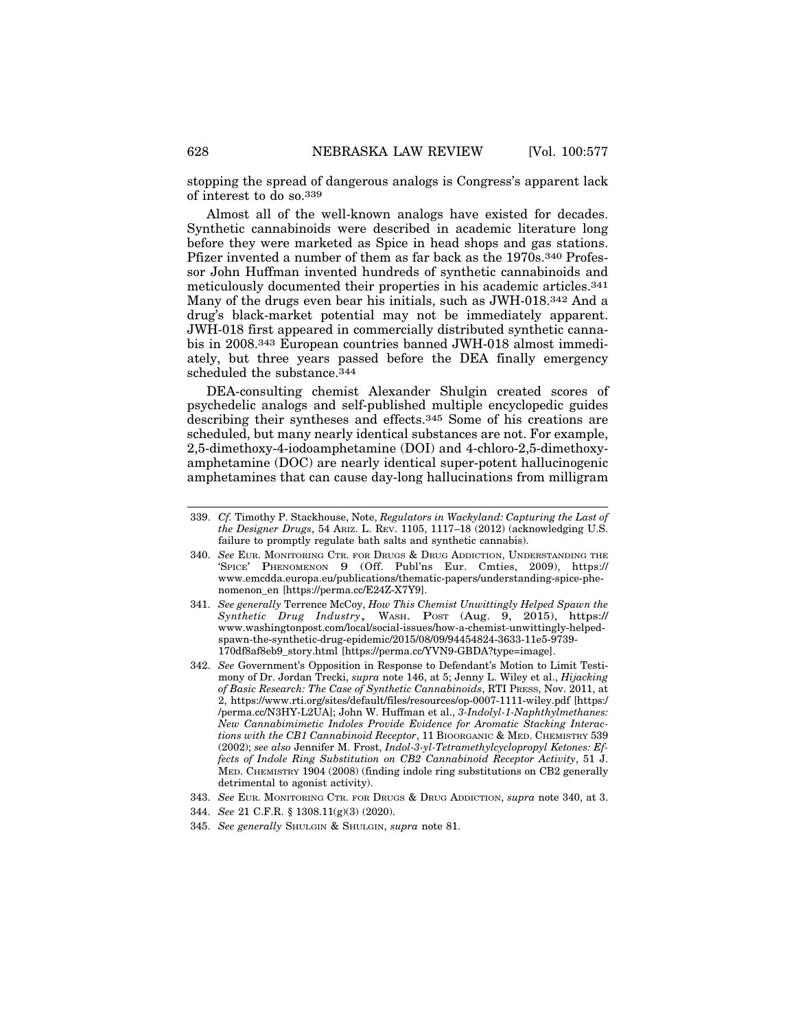stopping the spread of dangerous analogs is Congress's apparent lack of interest to do so.[339]

Almost all of the well-known analogs have existed for decades. Synthetic cannabinoids were described in academic literature long before they were marketed as Spice in head shops and gas stations. Pfizer invented a number of them as far back as the 1970s.[340] Professor John Huffman invented hundreds of synthetic cannabinoids and meticulously documented their properties in his academic articles.[341] Many of the drugs even bear his initials, such as JWH-018.[342] And a drug's black-market potential may not be immediately apparent. JWH-018 first appeared in commercially distributed synthetic cannabis in 2008.[343] European countries banned JWH-018 almost immediately, but three years passed before the DEA finally emergency scheduled the substance.[344]

DEA-consulting chemist Alexander Shulgin created scores of psychedelic analogs and self-published multiple encyclopedic guides describing their syntheses and effects.[345] Some of his creations are scheduled, but many nearly identical substances are not. For example, 2,5-dimethoxy-4-iodoamphetamine (DOI) and 4-chloro-2,5-dimethoxyamphetamine (DOC) are nearly identical super-potent hallucinogenic amphetamines that can cause day-long hallucinations from milligram

---

339. *Cf.* Timothy P. Stackhouse, Note, *Regulators in Wackyland: Capturing the Last of the Designer Drugs*, 54 ARIZ. L. REV. 1105, 1117–18 (2012) (acknowledging U.S. failure to promptly regulate bath salts and synthetic cannabis).

340. *See* EUR. MONITORING CTR. FOR DRUGS & DRUG ADDICTION, UNDERSTANDING THE 'SPICE' PHENOMENON 9 (Off. Publ'ns Eur. Cmties, 2009), https://www.emcdda.europa.eu/publications/thematic-papers/understanding-spice-phenomenon_en [https://perma.cc/E24Z-X7Y9].

341. *See generally* Terrence McCoy, *How This Chemist Unwittingly Helped Spawn the Synthetic Drug Industry*, WASH. POST (Aug. 9, 2015), https://www.washingtonpost.com/local/social-issues/how-a-chemist-unwittingly-helped-spawn-the-synthetic-drug-epidemic/2015/08/09/94454824-3633-11e5-9739-170df8af8eb9_story.html [https://perma.cc/YVN9-GBDA?type=image].

342. *See* Government's Opposition in Response to Defendant's Motion to Limit Testimony of Dr. Jordan Trecki, *supra* note 146, at 5; Jenny L. Wiley et al., *Hijacking of Basic Research: The Case of Synthetic Cannabinoids*, RTI PRESS, Nov. 2011, at 2, https://www.rti.org/sites/default/files/resources/op-0007-1111-wiley.pdf [https://perma.cc/N3HY-L2UA]; John W. Huffman et al., *3-Indolyl-1-Naphthylmethanes: New Cannabimimetic Indoles Provide Evidence for Aromatic Stacking Interactions with the CB1 Cannabinoid Receptor*, 11 BIOORGANIC & MED. CHEMISTRY 539 (2002); *see also* Jennifer M. Frost, *Indol-3-yl-Tetramethylcyclopropyl Ketones: Effects of Indole Ring Substitution on CB2 Cannabinoid Receptor Activity*, 51 J. MED. CHEMISTRY 1904 (2008) (finding indole ring substitutions on CB2 generally detrimental to agonist activity).

343. *See* EUR. MONITORING CTR. FOR DRUGS & DRUG ADDICTION, *supra* note 340, at 3.

344. *See* 21 C.F.R. § 1308.11(g)(3) (2020).

345. *See generally* SHULGIN & SHULGIN, *supra* note 81.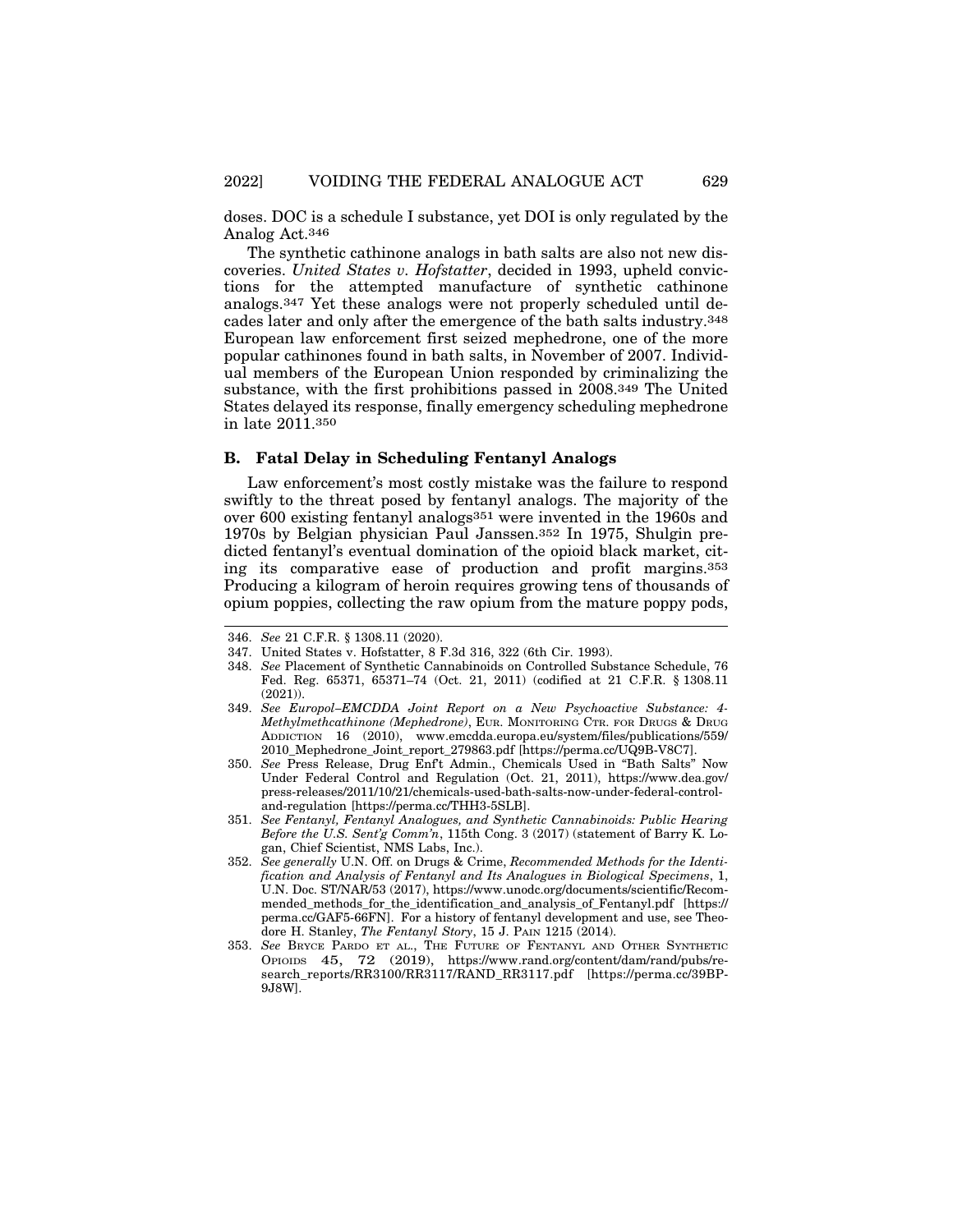doses. DOC is a schedule I substance, yet DOI is only regulated by the Analog Act.[346]

The synthetic cathinone analogs in bath salts are also not new discoveries. *United States v. Hofstatter*, decided in 1993, upheld convictions for the attempted manufacture of synthetic cathinone analogs.[347] Yet these analogs were not properly scheduled until decades later and only after the emergence of the bath salts industry.[348] European law enforcement first seized mephedrone, one of the more popular cathinones found in bath salts, in November of 2007. Individual members of the European Union responded by criminalizing the substance, with the first prohibitions passed in 2008.[349] The United States delayed its response, finally emergency scheduling mephedrone in late 2011.[350]

### B. Fatal Delay in Scheduling Fentanyl Analogs

Law enforcement's most costly mistake was the failure to respond swiftly to the threat posed by fentanyl analogs. The majority of the over 600 existing fentanyl analogs[351] were invented in the 1960s and 1970s by Belgian physician Paul Janssen.[352] In 1975, Shulgin predicted fentanyl's eventual domination of the opioid black market, citing its comparative ease of production and profit margins.[353] Producing a kilogram of heroin requires growing tens of thousands of opium poppies, collecting the raw opium from the mature poppy pods,

---

346. *See* 21 C.F.R. § 1308.11 (2020).

347. United States v. Hofstatter, 8 F.3d 316, 322 (6th Cir. 1993).

348. *See* Placement of Synthetic Cannabinoids on Controlled Substance Schedule, 76 Fed. Reg. 65371, 65371–74 (Oct. 21, 2011) (codified at 21 C.F.R. § 1308.11 (2021)).

349. *See Europol–EMCDDA Joint Report on a New Psychoactive Substance: 4-Methylmethcathinone (Mephedrone)*, EUR. MONITORING CTR. FOR DRUGS & DRUG ADDICTION 16 (2010), www.emcdda.europa.eu/system/files/publications/559/2010_Mephedrone_Joint_report_279863.pdf [https://perma.cc/UQ9B-V8C7].

350. *See* Press Release, Drug Enf't Admin., Chemicals Used in "Bath Salts" Now Under Federal Control and Regulation (Oct. 21, 2011), https://www.dea.gov/press-releases/2011/10/21/chemicals-used-bath-salts-now-under-federal-control-and-regulation [https://perma.cc/THH3-5SLB].

351. *See Fentanyl, Fentanyl Analogues, and Synthetic Cannabinoids: Public Hearing Before the U.S. Sent'g Comm'n*, 115th Cong. 3 (2017) (statement of Barry K. Logan, Chief Scientist, NMS Labs, Inc.).

352. *See generally* U.N. Off. on Drugs & Crime, *Recommended Methods for the Identification and Analysis of Fentanyl and Its Analogues in Biological Specimens*, 1, U.N. Doc. ST/NAR/53 (2017), https://www.unodc.org/documents/scientific/Recommended_methods_for_the_identification_and_analysis_of_Fentanyl.pdf [https://perma.cc/GAF5-66FN]. For a history of fentanyl development and use, see Theodore H. Stanley, *The Fentanyl Story*, 15 J. PAIN 1215 (2014).

353. *See* BRYCE PARDO ET AL., THE FUTURE OF FENTANYL AND OTHER SYNTHETIC OPIOIDS 45, 72 (2019), https://www.rand.org/content/dam/rand/pubs/research_reports/RR3100/RR3117/RAND_RR3117.pdf [https://perma.cc/39BP-9J8W].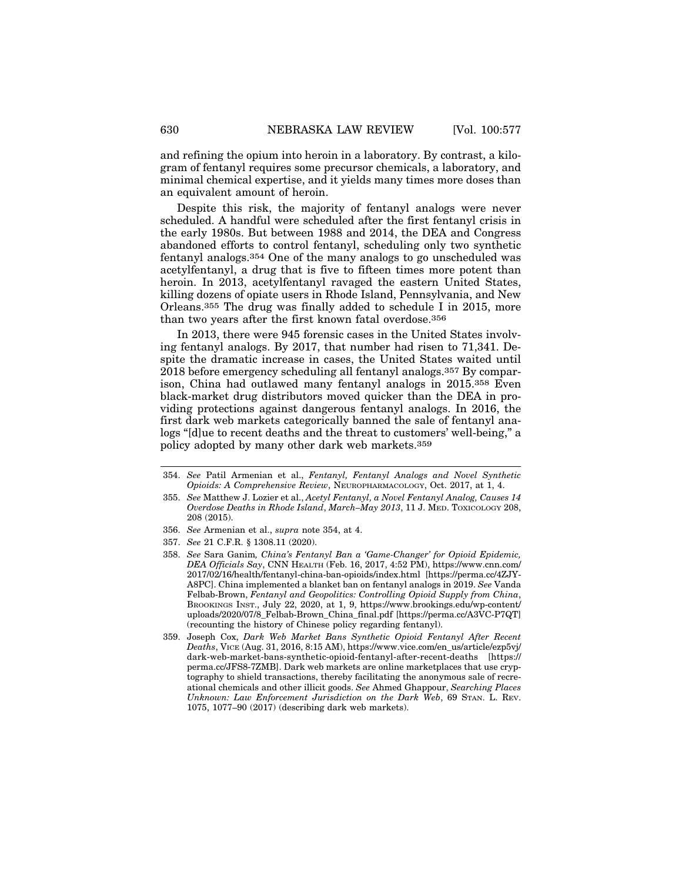and refining the opium into heroin in a laboratory. By contrast, a kilogram of fentanyl requires some precursor chemicals, a laboratory, and minimal chemical expertise, and it yields many times more doses than an equivalent amount of heroin.

Despite this risk, the majority of fentanyl analogs were never scheduled. A handful were scheduled after the first fentanyl crisis in the early 1980s. But between 1988 and 2014, the DEA and Congress abandoned efforts to control fentanyl, scheduling only two synthetic fentanyl analogs.[354] One of the many analogs to go unscheduled was acetylfentanyl, a drug that is five to fifteen times more potent than heroin. In 2013, acetylfentanyl ravaged the eastern United States, killing dozens of opiate users in Rhode Island, Pennsylvania, and New Orleans.[355] The drug was finally added to schedule I in 2015, more than two years after the first known fatal overdose.[356]

In 2013, there were 945 forensic cases in the United States involving fentanyl analogs. By 2017, that number had risen to 71,341. Despite the dramatic increase in cases, the United States waited until 2018 before emergency scheduling all fentanyl analogs.[357] By comparison, China had outlawed many fentanyl analogs in 2015.[358] Even black-market drug distributors moved quicker than the DEA in providing protections against dangerous fentanyl analogs. In 2016, the first dark web markets categorically banned the sale of fentanyl analogs "[d]ue to recent deaths and the threat to customers' well-being," a policy adopted by many other dark web markets.[359]

---

354. *See* Patil Armenian et al., *Fentanyl, Fentanyl Analogs and Novel Synthetic Opioids: A Comprehensive Review*, NEUROPHARMACOLOGY, Oct. 2017, at 1, 4.

355. *See* Matthew J. Lozier et al., *Acetyl Fentanyl, a Novel Fentanyl Analog, Causes 14 Overdose Deaths in Rhode Island, March–May 2013*, 11 J. MED. TOXICOLOGY 208, 208 (2015).

356. *See* Armenian et al., *supra* note 354, at 4.

357. *See* 21 C.F.R. § 1308.11 (2020).

358. *See* Sara Ganim*, China's Fentanyl Ban a 'Game-Changer' for Opioid Epidemic, DEA Officials Say*, CNN HEALTH (Feb. 16, 2017, 4:52 PM), https://www.cnn.com/2017/02/16/health/fentanyl-china-ban-opioids/index.html [https://perma.cc/4ZJY-A8PC]. China implemented a blanket ban on fentanyl analogs in 2019. *See* Vanda Felbab-Brown, *Fentanyl and Geopolitics: Controlling Opioid Supply from China*, BROOKINGS INST., July 22, 2020, at 1, 9, https://www.brookings.edu/wp-content/uploads/2020/07/8_Felbab-Brown_China_final.pdf [https://perma.cc/A3VC-P7QT] (recounting the history of Chinese policy regarding fentanyl).

359. Joseph Cox, *Dark Web Market Bans Synthetic Opioid Fentanyl After Recent Deaths*, VICE (Aug. 31, 2016, 8:15 AM), https://www.vice.com/en_us/article/ezp5vj/dark-web-market-bans-synthetic-opioid-fentanyl-after-recent-deaths [https://perma.cc/JFS8-7ZMB]. Dark web markets are online marketplaces that use cryptography to shield transactions, thereby facilitating the anonymous sale of recreational chemicals and other illicit goods. *See* Ahmed Ghappour, *Searching Places Unknown: Law Enforcement Jurisdiction on the Dark Web*, 69 STAN. L. REV. 1075, 1077–90 (2017) (describing dark web markets).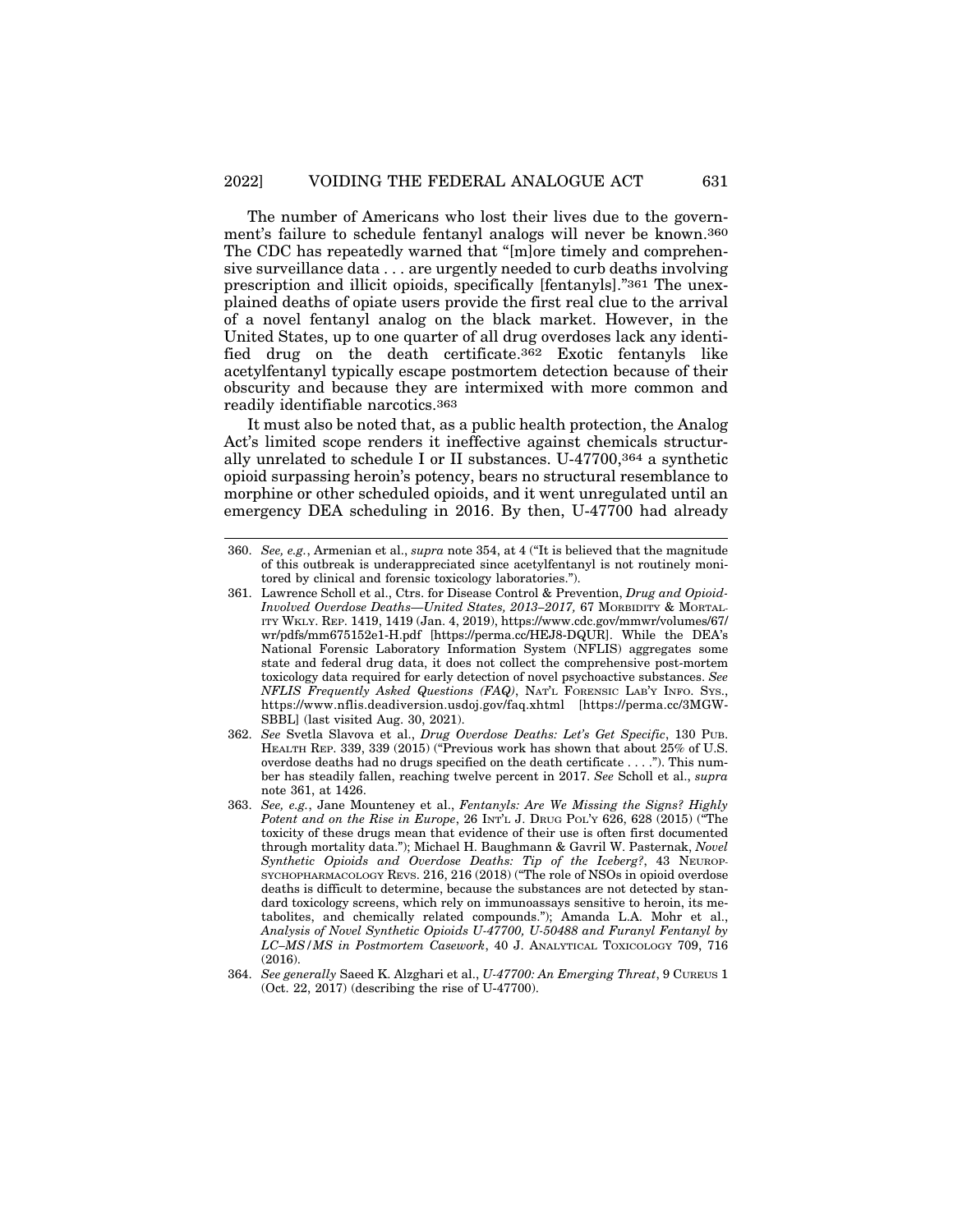The number of Americans who lost their lives due to the government's failure to schedule fentanyl analogs will never be known.[360] The CDC has repeatedly warned that "[m]ore timely and comprehensive surveillance data . . . are urgently needed to curb deaths involving prescription and illicit opioids, specifically [fentanyls]."[361] The unexplained deaths of opiate users provide the first real clue to the arrival of a novel fentanyl analog on the black market. However, in the United States, up to one quarter of all drug overdoses lack any identified drug on the death certificate.[362] Exotic fentanyls like acetylfentanyl typically escape postmortem detection because of their obscurity and because they are intermixed with more common and readily identifiable narcotics.[363]

It must also be noted that, as a public health protection, the Analog Act's limited scope renders it ineffective against chemicals structurally unrelated to schedule I or II substances. U-47700,[364] a synthetic opioid surpassing heroin's potency, bears no structural resemblance to morphine or other scheduled opioids, and it went unregulated until an emergency DEA scheduling in 2016. By then, U-47700 had already

---

360. *See, e.g.*, Armenian et al., *supra* note 354, at 4 ("It is believed that the magnitude of this outbreak is underappreciated since acetylfentanyl is not routinely monitored by clinical and forensic toxicology laboratories.").

361. Lawrence Scholl et al., Ctrs. for Disease Control & Prevention, *Drug and Opioid-Involved Overdose Deaths—United States, 2013–2017,* 67 MORBIDITY & MORTALITY WKLY. REP. 1419, 1419 (Jan. 4, 2019), https://www.cdc.gov/mmwr/volumes/67/wr/pdfs/mm675152e1-H.pdf [https://perma.cc/HEJ8-DQUR]. While the DEA's National Forensic Laboratory Information System (NFLIS) aggregates some state and federal drug data, it does not collect the comprehensive post-mortem toxicology data required for early detection of novel psychoactive substances. *See NFLIS Frequently Asked Questions (FAQ)*, NAT'L FORENSIC LAB'Y INFO. SYS., https://www.nflis.deadiversion.usdoj.gov/faq.xhtml [https://perma.cc/3MGW-SBBL] (last visited Aug. 30, 2021).

362. *See* Svetla Slavova et al., *Drug Overdose Deaths: Let's Get Specific*, 130 PUB. HEALTH REP. 339, 339 (2015) ("Previous work has shown that about 25% of U.S. overdose deaths had no drugs specified on the death certificate . . . ."). This number has steadily fallen, reaching twelve percent in 2017. *See* Scholl et al., *supra* note 361, at 1426.

363. *See, e.g.*, Jane Mounteney et al., *Fentanyls: Are We Missing the Signs? Highly Potent and on the Rise in Europe*, 26 INT'L J. DRUG POL'Y 626, 628 (2015) ("The toxicity of these drugs mean that evidence of their use is often first documented through mortality data."); Michael H. Baughmann & Gavril W. Pasternak, *Novel Synthetic Opioids and Overdose Deaths: Tip of the Iceberg?*, 43 NEUROPSYCHOPHARMACOLOGY REVS. 216, 216 (2018) ("The role of NSOs in opioid overdose deaths is difficult to determine, because the substances are not detected by standard toxicology screens, which rely on immunoassays sensitive to heroin, its metabolites, and chemically related compounds."); Amanda L.A. Mohr et al., *Analysis of Novel Synthetic Opioids U-47700, U-50488 and Furanyl Fentanyl by LC–MS/MS in Postmortem Casework*, 40 J. ANALYTICAL TOXICOLOGY 709, 716 (2016).

364. *See generally* Saeed K. Alzghari et al., *U-47700: An Emerging Threat*, 9 CUREUS 1 (Oct. 22, 2017) (describing the rise of U-47700).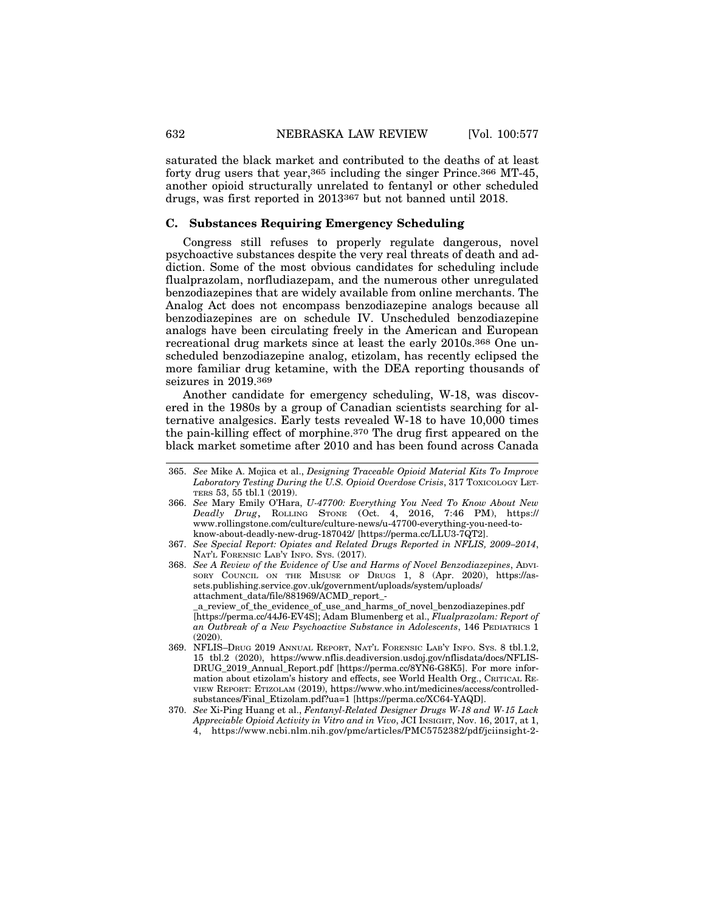saturated the black market and contributed to the deaths of at least forty drug users that year,[365] including the singer Prince.[366] MT-45, another opioid structurally unrelated to fentanyl or other scheduled drugs, was first reported in 2013[367] but not banned until 2018.

### C. Substances Requiring Emergency Scheduling

Congress still refuses to properly regulate dangerous, novel psychoactive substances despite the very real threats of death and addiction. Some of the most obvious candidates for scheduling include flualprazolam, norfludiazepam, and the numerous other unregulated benzodiazepines that are widely available from online merchants. The Analog Act does not encompass benzodiazepine analogs because all benzodiazepines are on schedule IV. Unscheduled benzodiazepine analogs have been circulating freely in the American and European recreational drug markets since at least the early 2010s.[368] One unscheduled benzodiazepine analog, etizolam, has recently eclipsed the more familiar drug ketamine, with the DEA reporting thousands of seizures in 2019.[369]

Another candidate for emergency scheduling, W-18, was discovered in the 1980s by a group of Canadian scientists searching for alternative analgesics. Early tests revealed W-18 to have 10,000 times the pain-killing effect of morphine.[370] The drug first appeared on the black market sometime after 2010 and has been found across Canada

---

365. *See* Mike A. Mojica et al., *Designing Traceable Opioid Material Kits To Improve Laboratory Testing During the U.S. Opioid Overdose Crisis*, 317 TOXICOLOGY LETTERS 53, 55 tbl.1 (2019).

366. *See* Mary Emily O'Hara, *U-47700: Everything You Need To Know About New Deadly Drug*, ROLLING STONE (Oct. 4, 2016, 7:46 PM), https://www.rollingstone.com/culture/culture-news/u-47700-everything-you-need-to-know-about-deadly-new-drug-187042/ [https://perma.cc/LLU3-7QT2].

367. *See Special Report: Opiates and Related Drugs Reported in NFLIS, 2009–2014*, NAT'L FORENSIC LAB'Y INFO. SYS. (2017).

368. *See A Review of the Evidence of Use and Harms of Novel Benzodiazepines*, ADVISORY COUNCIL ON THE MISUSE OF DRUGS 1, 8 (Apr. 2020), https://assets.publishing.service.gov.uk/government/uploads/system/uploads/attachment_data/file/881969/ACMD_report_-_a_review_of_the_evidence_of_use_and_harms_of_novel_benzodiazepines.pdf [https://perma.cc/44J6-EV4S]; Adam Blumenberg et al., *Flualprazolam: Report of an Outbreak of a New Psychoactive Substance in Adolescents*, 146 PEDIATRICS 1 (2020).

369. NFLIS–DRUG 2019 ANNUAL REPORT, NAT'L FORENSIC LAB'Y INFO. SYS. 8 tbl.1.2, 15 tbl.2 (2020), https://www.nflis.deadiversion.usdoj.gov/nflisdata/docs/NFLIS-DRUG_2019_Annual_Report.pdf [https://perma.cc/8YN6-G8K5]. For more information about etizolam's history and effects, see World Health Org., CRITICAL REVIEW REPORT: ETIZOLAM (2019), https://www.who.int/medicines/access/controlled-substances/Final_Etizolam.pdf?ua=1 [https://perma.cc/XC64-YAQD].

370. *See* Xi-Ping Huang et al., *Fentanyl-Related Designer Drugs W-18 and W-15 Lack Appreciable Opioid Activity in Vitro and in Vivo*, JCI INSIGHT, Nov. 16, 2017, at 1, 4, https://www.ncbi.nlm.nih.gov/pmc/articles/PMC5752382/pdf/jciinsight-2-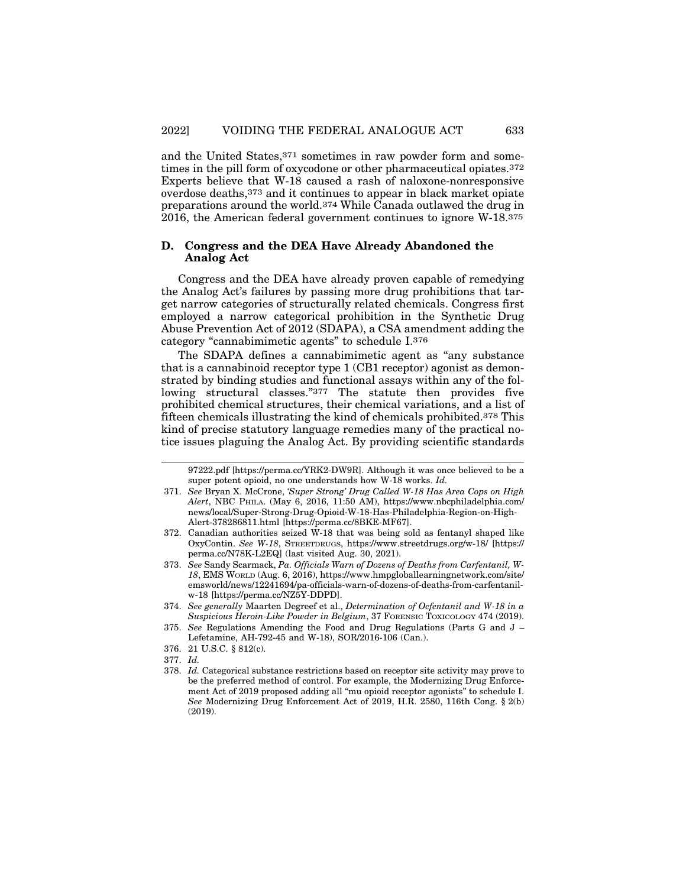and the United States,[371] sometimes in raw powder form and sometimes in the pill form of oxycodone or other pharmaceutical opiates.[372] Experts believe that W-18 caused a rash of naloxone-nonresponsive overdose deaths,[373] and it continues to appear in black market opiate preparations around the world.[374] While Canada outlawed the drug in 2016, the American federal government continues to ignore W-18.[375]

### D. Congress and the DEA Have Already Abandoned the Analog Act

Congress and the DEA have already proven capable of remedying the Analog Act's failures by passing more drug prohibitions that target narrow categories of structurally related chemicals. Congress first employed a narrow categorical prohibition in the Synthetic Drug Abuse Prevention Act of 2012 (SDAPA), a CSA amendment adding the category "cannabimimetic agents" to schedule I.[376]

The SDAPA defines a cannabimimetic agent as "any substance that is a cannabinoid receptor type 1 (CB1 receptor) agonist as demonstrated by binding studies and functional assays within any of the following structural classes."[377] The statute then provides five prohibited chemical structures, their chemical variations, and a list of fifteen chemicals illustrating the kind of chemicals prohibited.[378] This kind of precise statutory language remedies many of the practical notice issues plaguing the Analog Act. By providing scientific standards

---

97222.pdf [https://perma.cc/YRK2-DW9R]. Although it was once believed to be a super potent opioid, no one understands how W-18 works. *Id.*

371. *See* Bryan X. McCrone, *'Super Strong' Drug Called W-18 Has Area Cops on High Alert*, NBC PHILA. (May 6, 2016, 11:50 AM), https://www.nbcphiladelphia.com/news/local/Super-Strong-Drug-Opioid-W-18-Has-Philadelphia-Region-on-High-Alert-378286811.html [https://perma.cc/8BKE-MF67].

372. Canadian authorities seized W-18 that was being sold as fentanyl shaped like OxyContin. *See W-18*, STREETDRUGS, https://www.streetdrugs.org/w-18/ [https://perma.cc/N78K-L2EQ] (last visited Aug. 30, 2021).

373. *See* Sandy Scarmack, *Pa. Officials Warn of Dozens of Deaths from Carfentanil, W-18*, EMS WORLD (Aug. 6, 2016), https://www.hmpgloballearningnetwork.com/site/emsworld/news/12241694/pa-officials-warn-of-dozens-of-deaths-from-carfentanil-w-18 [https://perma.cc/NZ5Y-DDPD].

374. *See generally* Maarten Degreef et al., *Determination of Ocfentanil and W-18 in a Suspicious Heroin-Like Powder in Belgium*, 37 FORENSIC TOXICOLOGY 474 (2019).

375. *See* Regulations Amending the Food and Drug Regulations (Parts G and J – Lefetamine, AH-792-45 and W-18), SOR/2016-106 (Can.).

376. 21 U.S.C. § 812(c).

377. *Id.*

378. *Id.* Categorical substance restrictions based on receptor site activity may prove to be the preferred method of control. For example, the Modernizing Drug Enforcement Act of 2019 proposed adding all "mu opioid receptor agonists" to schedule I. *See* Modernizing Drug Enforcement Act of 2019, H.R. 2580, 116th Cong. § 2(b) (2019).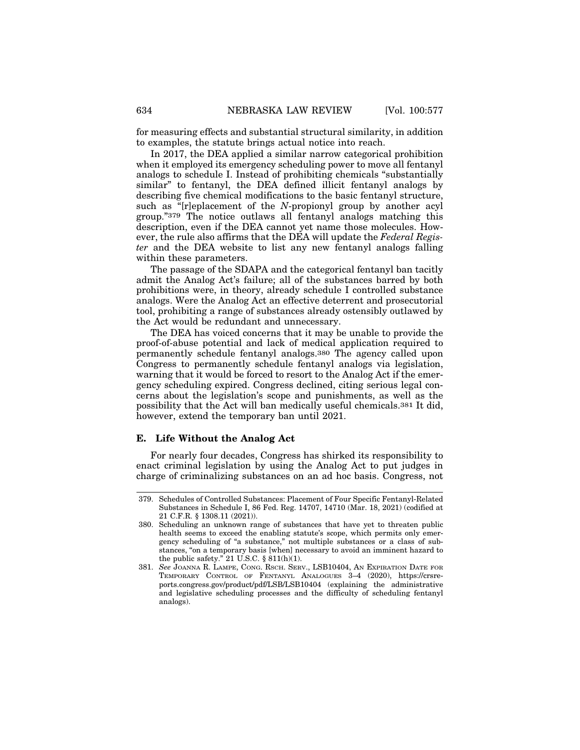for measuring effects and substantial structural similarity, in addition to examples, the statute brings actual notice into reach.

In 2017, the DEA applied a similar narrow categorical prohibition when it employed its emergency scheduling power to move all fentanyl analogs to schedule I. Instead of prohibiting chemicals "substantially similar" to fentanyl, the DEA defined illicit fentanyl analogs by describing five chemical modifications to the basic fentanyl structure, such as "[r]eplacement of the *N*-propionyl group by another acyl group."[379] The notice outlaws all fentanyl analogs matching this description, even if the DEA cannot yet name those molecules. However, the rule also affirms that the DEA will update the *Federal Register* and the DEA website to list any new fentanyl analogs falling within these parameters.

The passage of the SDAPA and the categorical fentanyl ban tacitly admit the Analog Act's failure; all of the substances barred by both prohibitions were, in theory, already schedule I controlled substance analogs. Were the Analog Act an effective deterrent and prosecutorial tool, prohibiting a range of substances already ostensibly outlawed by the Act would be redundant and unnecessary.

The DEA has voiced concerns that it may be unable to provide the proof-of-abuse potential and lack of medical application required to permanently schedule fentanyl analogs.[380] The agency called upon Congress to permanently schedule fentanyl analogs via legislation, warning that it would be forced to resort to the Analog Act if the emergency scheduling expired. Congress declined, citing serious legal concerns about the legislation's scope and punishments, as well as the possibility that the Act will ban medically useful chemicals.[381] It did, however, extend the temporary ban until 2021.

### E. Life Without the Analog Act

For nearly four decades, Congress has shirked its responsibility to enact criminal legislation by using the Analog Act to put judges in charge of criminalizing substances on an ad hoc basis. Congress, not

---

379. Schedules of Controlled Substances: Placement of Four Specific Fentanyl-Related Substances in Schedule I, 86 Fed. Reg. 14707, 14710 (Mar. 18, 2021) (codified at 21 C.F.R. § 1308.11 (2021)).

380. Scheduling an unknown range of substances that have yet to threaten public health seems to exceed the enabling statute's scope, which permits only emergency scheduling of "a substance," not multiple substances or a class of substances, "on a temporary basis [when] necessary to avoid an imminent hazard to the public safety." 21 U.S.C. § 811(h)(1).

381. *See* JOANNA R. LAMPE, CONG. RSCH. SERV., LSB10404, AN EXPIRATION DATE FOR TEMPORARY CONTROL OF FENTANYL ANALOGUES 3–4 (2020), https://crsreports.congress.gov/product/pdf/LSB/LSB10404 (explaining the administrative and legislative scheduling processes and the difficulty of scheduling fentanyl analogs).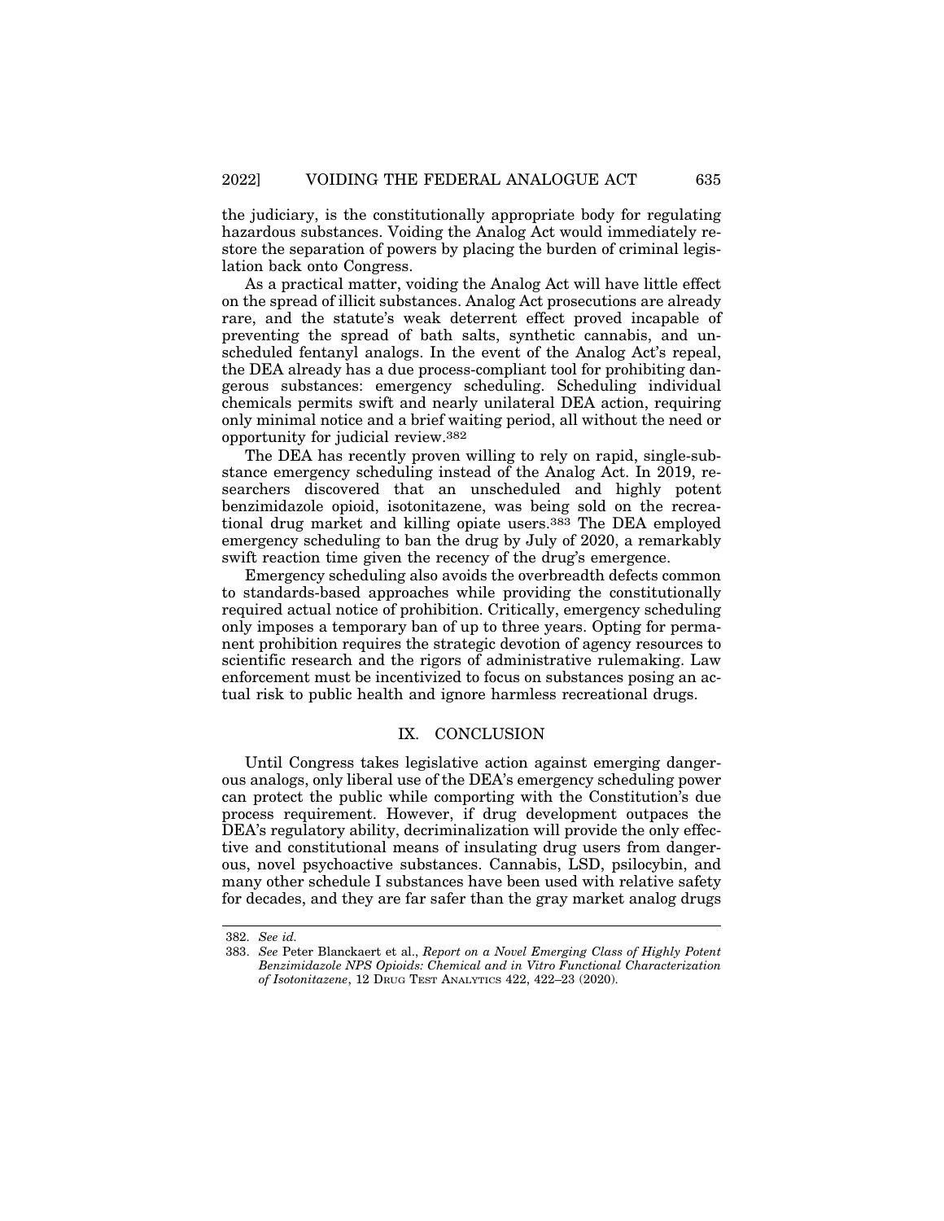the judiciary, is the constitutionally appropriate body for regulating hazardous substances. Voiding the Analog Act would immediately restore the separation of powers by placing the burden of criminal legislation back onto Congress.

As a practical matter, voiding the Analog Act will have little effect on the spread of illicit substances. Analog Act prosecutions are already rare, and the statute's weak deterrent effect proved incapable of preventing the spread of bath salts, synthetic cannabis, and unscheduled fentanyl analogs. In the event of the Analog Act's repeal, the DEA already has a due process-compliant tool for prohibiting dangerous substances: emergency scheduling. Scheduling individual chemicals permits swift and nearly unilateral DEA action, requiring only minimal notice and a brief waiting period, all without the need or opportunity for judicial review.[382]

The DEA has recently proven willing to rely on rapid, single-substance emergency scheduling instead of the Analog Act. In 2019, researchers discovered that an unscheduled and highly potent benzimidazole opioid, isotonitazene, was being sold on the recreational drug market and killing opiate users.[383] The DEA employed emergency scheduling to ban the drug by July of 2020, a remarkably swift reaction time given the recency of the drug's emergence.

Emergency scheduling also avoids the overbreadth defects common to standards-based approaches while providing the constitutionally required actual notice of prohibition. Critically, emergency scheduling only imposes a temporary ban of up to three years. Opting for permanent prohibition requires the strategic devotion of agency resources to scientific research and the rigors of administrative rulemaking. Law enforcement must be incentivized to focus on substances posing an actual risk to public health and ignore harmless recreational drugs.

## IX. CONCLUSION

Until Congress takes legislative action against emerging dangerous analogs, only liberal use of the DEA's emergency scheduling power can protect the public while comporting with the Constitution's due process requirement. However, if drug development outpaces the DEA's regulatory ability, decriminalization will provide the only effective and constitutional means of insulating drug users from dangerous, novel psychoactive substances. Cannabis, LSD, psilocybin, and many other schedule I substances have been used with relative safety for decades, and they are far safer than the gray market analog drugs

---

382. *See id.*

383. *See* Peter Blanckaert et al., *Report on a Novel Emerging Class of Highly Potent Benzimidazole NPS Opioids: Chemical and in Vitro Functional Characterization of Isotonitazene*, 12 DRUG TEST ANALYTICS 422, 422–23 (2020).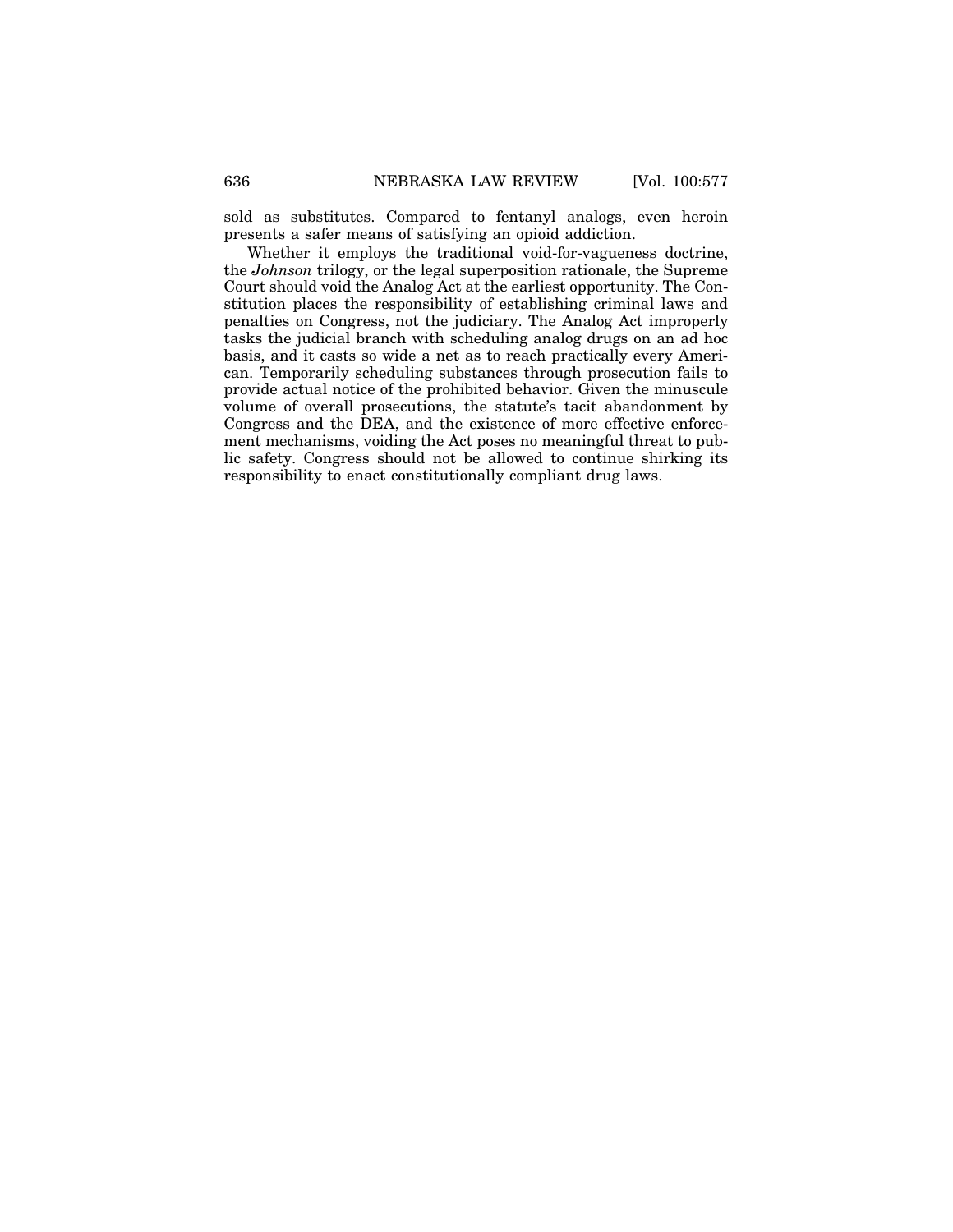sold as substitutes. Compared to fentanyl analogs, even heroin presents a safer means of satisfying an opioid addiction.

Whether it employs the traditional void-for-vagueness doctrine, the *Johnson* trilogy, or the legal superposition rationale, the Supreme Court should void the Analog Act at the earliest opportunity. The Constitution places the responsibility of establishing criminal laws and penalties on Congress, not the judiciary. The Analog Act improperly tasks the judicial branch with scheduling analog drugs on an ad hoc basis, and it casts so wide a net as to reach practically every American. Temporarily scheduling substances through prosecution fails to provide actual notice of the prohibited behavior. Given the minuscule volume of overall prosecutions, the statute's tacit abandonment by Congress and the DEA, and the existence of more effective enforcement mechanisms, voiding the Act poses no meaningful threat to public safety. Congress should not be allowed to continue shirking its responsibility to enact constitutionally compliant drug laws.